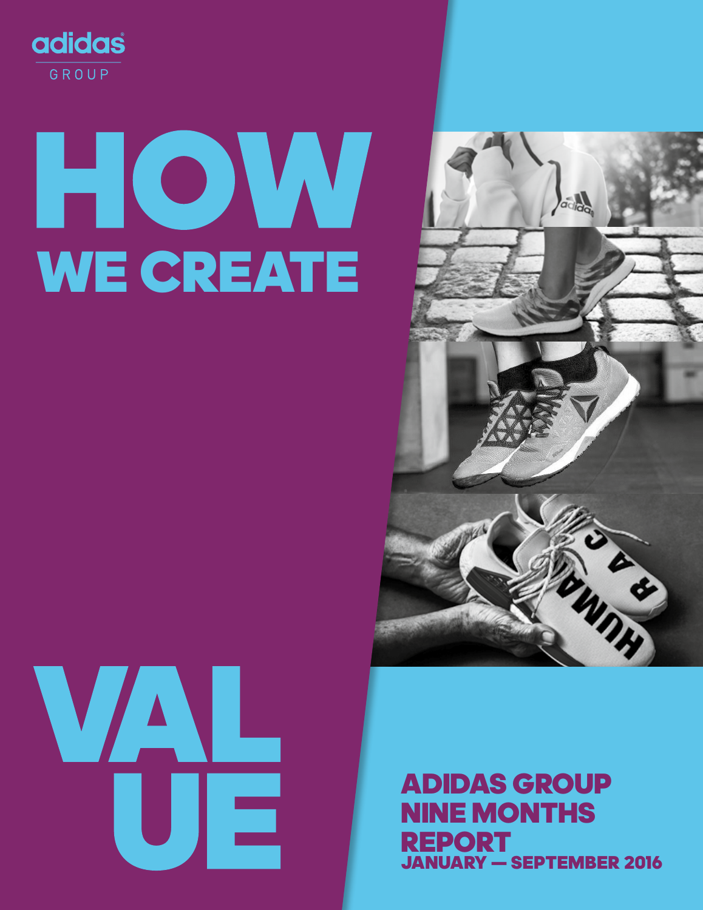adidas GROUP

# HOW WE CREATE VALUE

## ADIDAS GROUP NINE MONTHS REPORT

JANUARY — SEPTEMBER 2016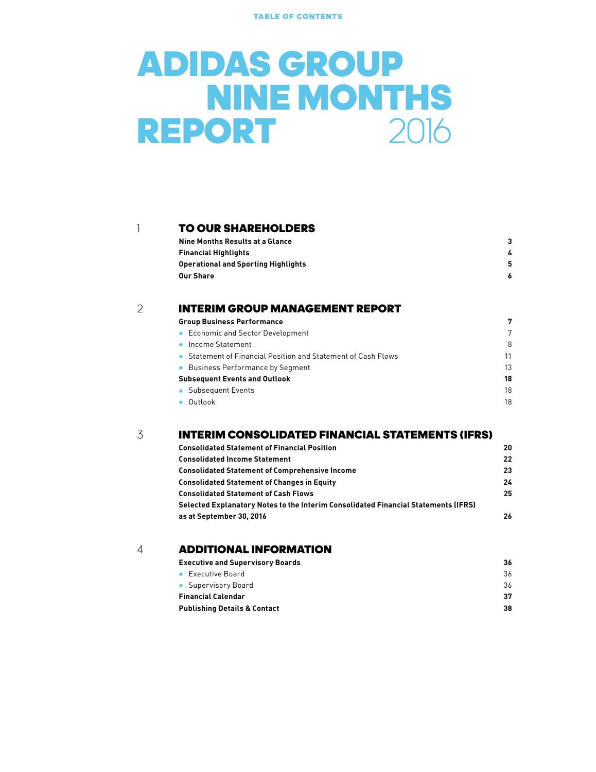TABLE OF CONTENTS

# ADIDAS GROUP NINE MONTHS REPORT 2016

## 1 TO OUR SHAREHOLDERS

| | |
|---|---|
| **Nine Months Results at a Glance** | **3** |
| **Financial Highlights** | **4** |
| **Operational and Sporting Highlights** | **5** |
| **Our Share** | **6** |

## 2 INTERIM GROUP MANAGEMENT REPORT

| | |
|---|---|
| **Group Business Performance** | **7** |
| • Economic and Sector Development | 7 |
| • Income Statement | 8 |
| • Statement of Financial Position and Statement of Cash Flows | 11 |
| • Business Performance by Segment | 13 |
| **Subsequent Events and Outlook** | **18** |
| • Subsequent Events | 18 |
| • Outlook | 18 |

## 3 INTERIM CONSOLIDATED FINANCIAL STATEMENTS (IFRS)

| | |
|---|---|
| **Consolidated Statement of Financial Position** | **20** |
| **Consolidated Income Statement** | **22** |
| **Consolidated Statement of Comprehensive Income** | **23** |
| **Consolidated Statement of Changes in Equity** | **24** |
| **Consolidated Statement of Cash Flows** | **25** |
| **Selected Explanatory Notes to the Interim Consolidated Financial Statements (IFRS) as at September 30, 2016** | **26** |

## 4 ADDITIONAL INFORMATION

| | |
|---|---|
| **Executive and Supervisory Boards** | **36** |
| • Executive Board | 36 |
| • Supervisory Board | 36 |
| **Financial Calendar** | **37** |
| **Publishing Details & Contact** | **38** |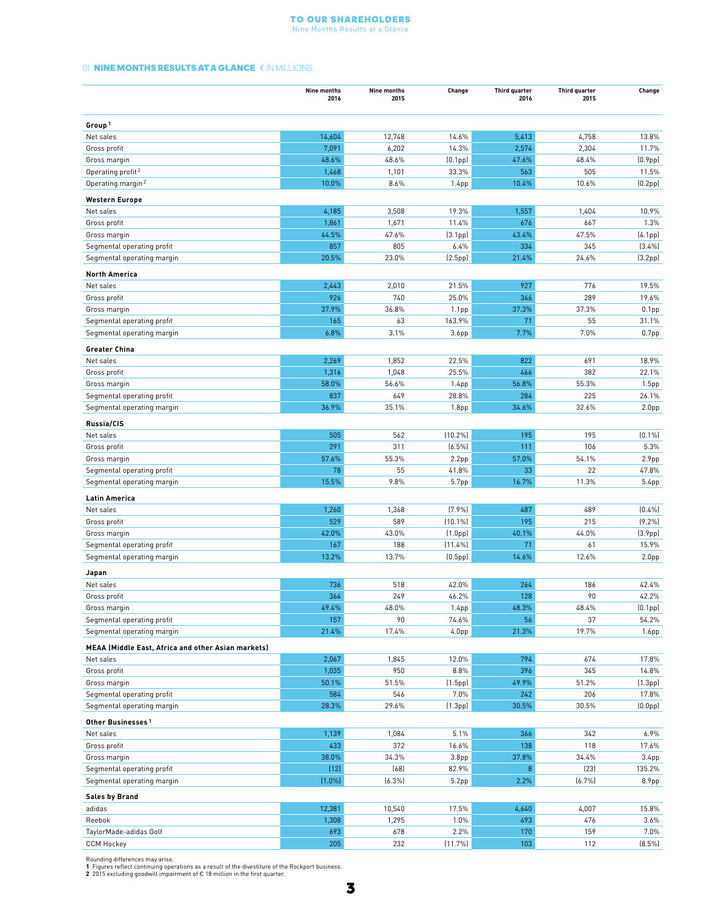## 01 NINE MONTHS RESULTS AT A GLANCE € IN MILLIONS

| | Nine months 2016 | Nine months 2015 | Change | Third quarter 2016 | Third quarter 2015 | Change |
|---|---|---|---|---|---|---|
| **Group [1]** | | | | | | |
| Net sales | 14,604 | 12,748 | 14.6% | 5,413 | 4,758 | 13.8% |
| Gross profit | 7,091 | 6,202 | 14.3% | 2,574 | 2,304 | 11.7% |
| Gross margin | 48.6% | 48.6% | (0.1pp) | 47.6% | 48.4% | (0.9pp) |
| Operating profit [2] | 1,468 | 1,101 | 33.3% | 563 | 505 | 11.5% |
| Operating margin [2] | 10.0% | 8.6% | 1.4pp | 10.4% | 10.6% | (0.2pp) |
| **Western Europe** | | | | | | |
| Net sales | 4,185 | 3,508 | 19.3% | 1,557 | 1,404 | 10.9% |
| Gross profit | 1,861 | 1,671 | 11.4% | 676 | 667 | 1.3% |
| Gross margin | 44.5% | 47.6% | (3.1pp) | 43.4% | 47.5% | (4.1pp) |
| Segmental operating profit | 857 | 805 | 6.4% | 334 | 345 | (3.4%) |
| Segmental operating margin | 20.5% | 23.0% | (2.5pp) | 21.4% | 24.6% | (3.2pp) |
| **North America** | | | | | | |
| Net sales | 2,443 | 2,010 | 21.5% | 927 | 776 | 19.5% |
| Gross profit | 926 | 740 | 25.0% | 346 | 289 | 19.6% |
| Gross margin | 37.9% | 36.8% | 1.1pp | 37.3% | 37.3% | 0.1pp |
| Segmental operating profit | 165 | 63 | 163.9% | 71 | 55 | 31.1% |
| Segmental operating margin | 6.8% | 3.1% | 3.6pp | 7.7% | 7.0% | 0.7pp |
| **Greater China** | | | | | | |
| Net sales | 2,269 | 1,852 | 22.5% | 822 | 691 | 18.9% |
| Gross profit | 1,316 | 1,048 | 25.5% | 466 | 382 | 22.1% |
| Gross margin | 58.0% | 56.6% | 1.4pp | 56.8% | 55.3% | 1.5pp |
| Segmental operating profit | 837 | 649 | 28.8% | 284 | 225 | 26.1% |
| Segmental operating margin | 36.9% | 35.1% | 1.8pp | 34.6% | 32.6% | 2.0pp |
| **Russia/CIS** | | | | | | |
| Net sales | 505 | 562 | (10.2%) | 195 | 195 | (0.1%) |
| Gross profit | 291 | 311 | (6.5%) | 111 | 106 | 5.3% |
| Gross margin | 57.6% | 55.3% | 2.2pp | 57.0% | 54.1% | 2.9pp |
| Segmental operating profit | 78 | 55 | 41.8% | 33 | 22 | 47.8% |
| Segmental operating margin | 15.5% | 9.8% | 5.7pp | 16.7% | 11.3% | 5.4pp |
| **Latin America** | | | | | | |
| Net sales | 1,260 | 1,368 | (7.9%) | 487 | 489 | (0.4%) |
| Gross profit | 529 | 589 | (10.1%) | 195 | 215 | (9.2%) |
| Gross margin | 42.0% | 43.0% | (1.0pp) | 40.1% | 44.0% | (3.9pp) |
| Segmental operating profit | 167 | 188 | (11.4%) | 71 | 61 | 15.9% |
| Segmental operating margin | 13.2% | 13.7% | (0.5pp) | 14.6% | 12.6% | 2.0pp |
| **Japan** | | | | | | |
| Net sales | 736 | 518 | 42.0% | 264 | 186 | 42.4% |
| Gross profit | 364 | 249 | 46.2% | 128 | 90 | 42.2% |
| Gross margin | 49.4% | 48.0% | 1.4pp | 48.3% | 48.4% | (0.1pp) |
| Segmental operating profit | 157 | 90 | 74.6% | 56 | 37 | 54.2% |
| Segmental operating margin | 21.4% | 17.4% | 4.0pp | 21.3% | 19.7% | 1.6pp |
| **MEAA (Middle East, Africa and other Asian markets)** | | | | | | |
| Net sales | 2,067 | 1,845 | 12.0% | 794 | 674 | 17.8% |
| Gross profit | 1,035 | 950 | 8.8% | 396 | 345 | 14.8% |
| Gross margin | 50.1% | 51.5% | (1.5pp) | 49.9% | 51.2% | (1.3pp) |
| Segmental operating profit | 584 | 546 | 7.0% | 242 | 206 | 17.8% |
| Segmental operating margin | 28.3% | 29.6% | (1.3pp) | 30.5% | 30.5% | (0.0pp) |
| **Other Businesses [1]** | | | | | | |
| Net sales | 1,139 | 1,084 | 5.1% | 366 | 342 | 6.9% |
| Gross profit | 433 | 372 | 16.6% | 138 | 118 | 17.6% |
| Gross margin | 38.0% | 34.3% | 3.8pp | 37.8% | 34.4% | 3.4pp |
| Segmental operating profit | (12) | (68) | 82.9% | 8 | (23) | 135.2% |
| Segmental operating margin | (1.0%) | (6.3%) | 5.2pp | 2.2% | (6.7%) | 8.9pp |
| **Sales by Brand** | | | | | | |
| adidas | 12,381 | 10,540 | 17.5% | 4,640 | 4,007 | 15.8% |
| Reebok | 1,308 | 1,295 | 1.0% | 493 | 476 | 3.6% |
| TaylorMade-adidas Golf | 693 | 678 | 2.2% | 170 | 159 | 7.0% |
| CCM Hockey | 205 | 232 | (11.7%) | 103 | 112 | (8.5%) |

Rounding differences may arise.
1 Figures reflect continuing operations as a result of the divestiture of the Rockport business.
2 2015 excluding goodwill impairment of € 18 million in the first quarter.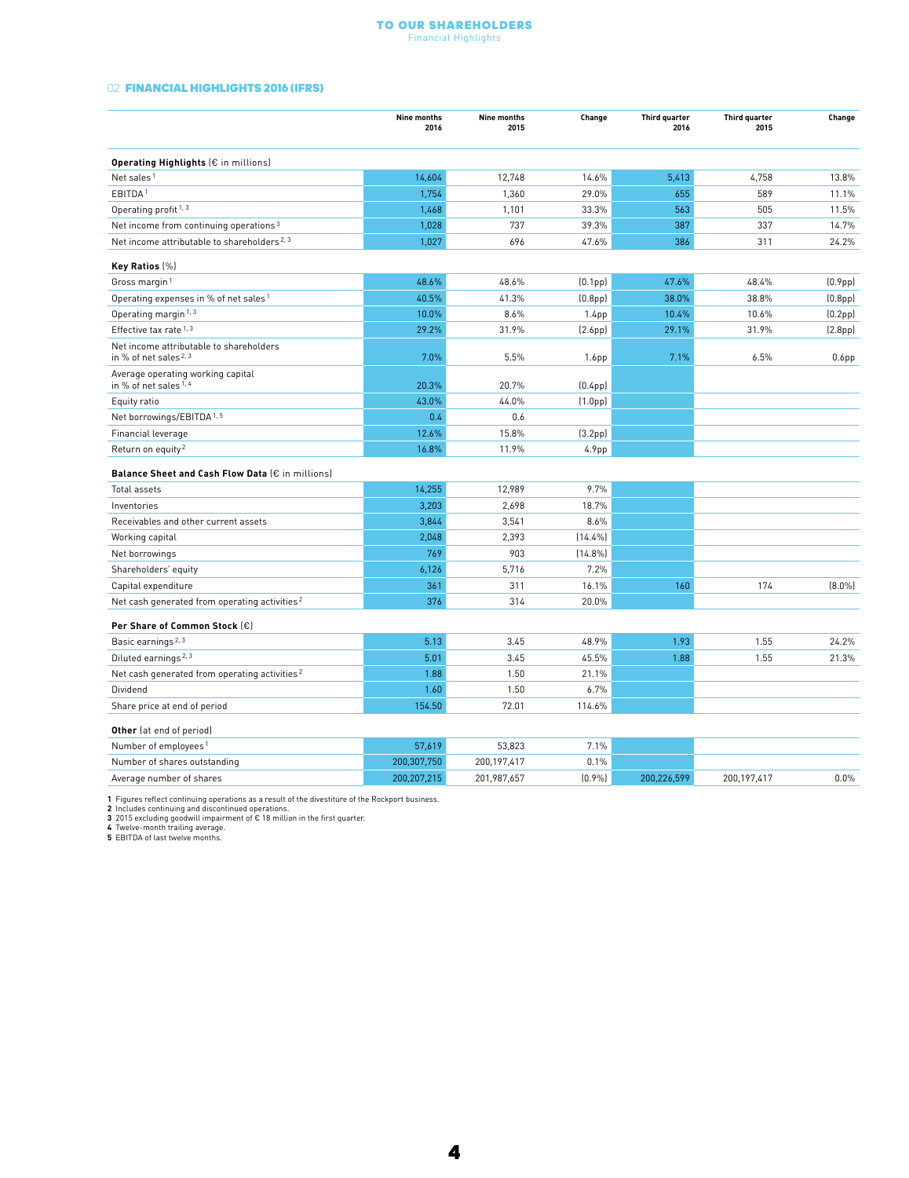## 02 FINANCIAL HIGHLIGHTS 2016 (IFRS)

| | Nine months 2016 | Nine months 2015 | Change | Third quarter 2016 | Third quarter 2015 | Change |
|---|---|---|---|---|---|---|
| **Operating Highlights** (€ in millions) | | | | | | |
| Net sales [1] | 14,604 | 12,748 | 14.6% | 5,413 | 4,758 | 13.8% |
| EBITDA [1] | 1,754 | 1,360 | 29.0% | 655 | 589 | 11.1% |
| Operating profit [1, 3] | 1,468 | 1,101 | 33.3% | 563 | 505 | 11.5% |
| Net income from continuing operations [3] | 1,028 | 737 | 39.3% | 387 | 337 | 14.7% |
| Net income attributable to shareholders [2, 3] | 1,027 | 696 | 47.6% | 386 | 311 | 24.2% |
| **Key Ratios** (%) | | | | | | |
| Gross margin [1] | 48.6% | 48.6% | (0.1pp) | 47.6% | 48.4% | (0.9pp) |
| Operating expenses in % of net sales [1] | 40.5% | 41.3% | (0.8pp) | 38.0% | 38.8% | (0.8pp) |
| Operating margin [1, 3] | 10.0% | 8.6% | 1.4pp | 10.4% | 10.6% | (0.2pp) |
| Effective tax rate [1, 3] | 29.2% | 31.9% | (2.6pp) | 29.1% | 31.9% | (2.8pp) |
| Net income attributable to shareholders in % of net sales [2, 3] | 7.0% | 5.5% | 1.6pp | 7.1% | 6.5% | 0.6pp |
| Average operating working capital in % of net sales [1, 4] | 20.3% | 20.7% | (0.4pp) | | | |
| Equity ratio | 43.0% | 44.0% | (1.0pp) | | | |
| Net borrowings/EBITDA [1, 5] | 0.4 | 0.6 | | | | |
| Financial leverage | 12.6% | 15.8% | (3.2pp) | | | |
| Return on equity [2] | 16.8% | 11.9% | 4.9pp | | | |
| **Balance Sheet and Cash Flow Data** (€ in millions) | | | | | | |
| Total assets | 14,255 | 12,989 | 9.7% | | | |
| Inventories | 3,203 | 2,698 | 18.7% | | | |
| Receivables and other current assets | 3,844 | 3,541 | 8.6% | | | |
| Working capital | 2,048 | 2,393 | (14.4%) | | | |
| Net borrowings | 769 | 903 | (14.8%) | | | |
| Shareholders' equity | 6,126 | 5,716 | 7.2% | | | |
| Capital expenditure | 361 | 311 | 16.1% | 160 | 174 | (8.0%) |
| Net cash generated from operating activities [2] | 376 | 314 | 20.0% | | | |
| **Per Share of Common Stock** (€) | | | | | | |
| Basic earnings [2, 3] | 5.13 | 3.45 | 48.9% | 1.93 | 1.55 | 24.2% |
| Diluted earnings [2, 3] | 5.01 | 3.45 | 45.5% | 1.88 | 1.55 | 21.3% |
| Net cash generated from operating activities [2] | 1.88 | 1.50 | 21.1% | | | |
| Dividend | 1.60 | 1.50 | 6.7% | | | |
| Share price at end of period | 154.50 | 72.01 | 114.6% | | | |
| **Other** (at end of period) | | | | | | |
| Number of employees [1] | 57,619 | 53,823 | 7.1% | | | |
| Number of shares outstanding | 200,307,750 | 200,197,417 | 0.1% | | | |
| Average number of shares | 200,207,215 | 201,987,657 | (0.9%) | 200,226,599 | 200,197,417 | 0.0% |

**1** Figures reflect continuing operations as a result of the divestiture of the Rockport business.
**2** Includes continuing and discontinued operations.
**3** 2015 excluding goodwill impairment of € 18 million in the first quarter.
**4** Twelve-month trailing average.
**5** EBITDA of last twelve months.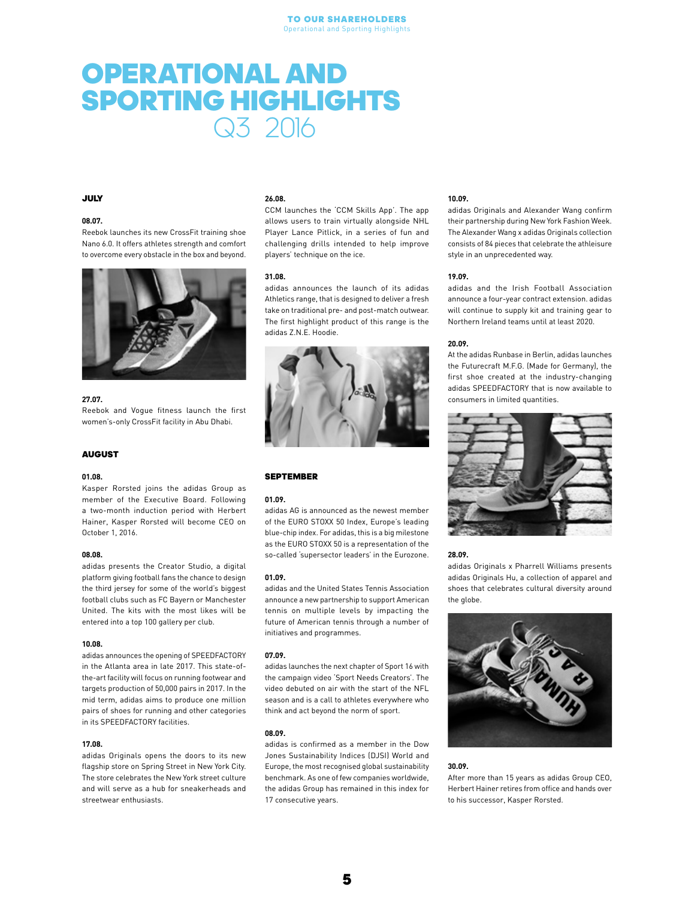# OPERATIONAL AND SPORTING HIGHLIGHTS Q3 2016

## JULY

**08.07.**
Reebok launches its new CrossFit training shoe Nano 6.0. It offers athletes strength and comfort to overcome every obstacle in the box and beyond.

**27.07.**
Reebok and Vogue fitness launch the first women's-only CrossFit facility in Abu Dhabi.

## AUGUST

**01.08.**
Kasper Rorsted joins the adidas Group as member of the Executive Board. Following a two-month induction period with Herbert Hainer, Kasper Rorsted will become CEO on October 1, 2016.

**08.08.**
adidas presents the Creator Studio, a digital platform giving football fans the chance to design the third jersey for some of the world's biggest football clubs such as FC Bayern or Manchester United. The kits with the most likes will be entered into a top 100 gallery per club.

**10.08.**
adidas announces the opening of SPEEDFACTORY in the Atlanta area in late 2017. This state-of-the-art facility will focus on running footwear and targets production of 50,000 pairs in 2017. In the mid term, adidas aims to produce one million pairs of shoes for running and other categories in its SPEEDFACTORY facilities.

**17.08.**
adidas Originals opens the doors to its new flagship store on Spring Street in New York City. The store celebrates the New York street culture and will serve as a hub for sneakerheads and streetwear enthusiasts.

**26.08.**
CCM launches the 'CCM Skills App'. The app allows users to train virtually alongside NHL Player Lance Pitlick, in a series of fun and challenging drills intended to help improve players' technique on the ice.

**31.08.**
adidas announces the launch of its adidas Athletics range, that is designed to deliver a fresh take on traditional pre- and post-match outwear. The first highlight product of this range is the adidas Z.N.E. Hoodie.

## SEPTEMBER

**01.09.**
adidas AG is announced as the newest member of the EURO STOXX 50 Index, Europe's leading blue-chip index. For adidas, this is a big milestone as the EURO STOXX 50 is a representation of the so-called 'supersector leaders' in the Eurozone.

**01.09.**
adidas and the United States Tennis Association announce a new partnership to support American tennis on multiple levels by impacting the future of American tennis through a number of initiatives and programmes.

**07.09.**
adidas launches the next chapter of Sport 16 with the campaign video 'Sport Needs Creators'. The video debuted on air with the start of the NFL season and is a call to athletes everywhere who think and act beyond the norm of sport.

**08.09.**
adidas is confirmed as a member in the Dow Jones Sustainability Indices (DJSI) World and Europe, the most recognised global sustainability benchmark. As one of few companies worldwide, the adidas Group has remained in this index for 17 consecutive years.

**10.09.**
adidas Originals and Alexander Wang confirm their partnership during New York Fashion Week. The Alexander Wang x adidas Originals collection consists of 84 pieces that celebrate the athleisure style in an unprecedented way.

**19.09.**
adidas and the Irish Football Association announce a four-year contract extension. adidas will continue to supply kit and training gear to Northern Ireland teams until at least 2020.

**20.09.**
At the adidas Runbase in Berlin, adidas launches the Futurecraft M.F.G. (Made for Germany), the first shoe created at the industry-changing adidas SPEEDFACTORY that is now available to consumers in limited quantities.

**28.09.**
adidas Originals x Pharrell Williams presents adidas Originals Hu, a collection of apparel and shoes that celebrates cultural diversity around the globe.

**30.09.**
After more than 15 years as adidas Group CEO, Herbert Hainer retires from office and hands over to his successor, Kasper Rorsted.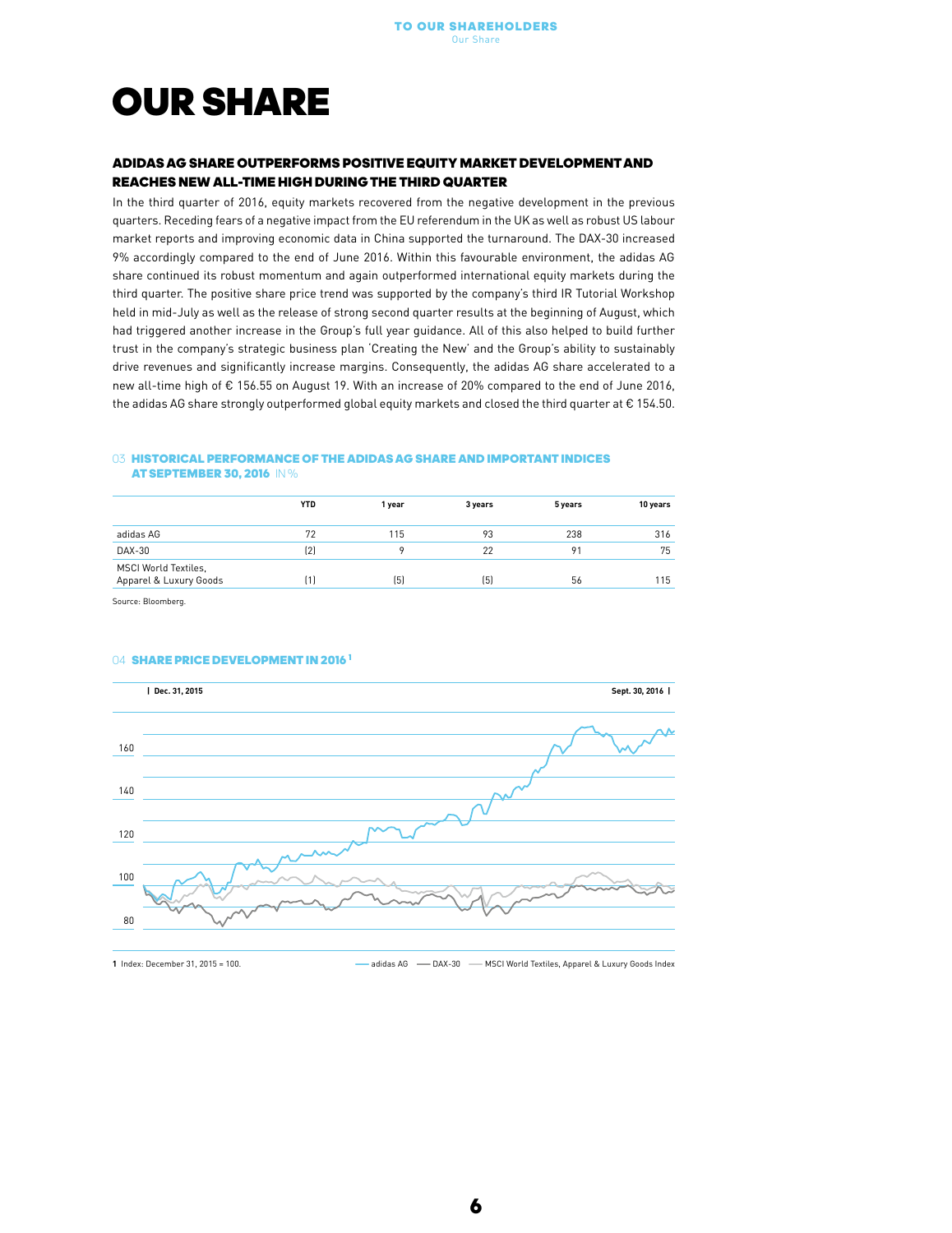# OUR SHARE

## ADIDAS AG SHARE OUTPERFORMS POSITIVE EQUITY MARKET DEVELOPMENT AND REACHES NEW ALL-TIME HIGH DURING THE THIRD QUARTER

In the third quarter of 2016, equity markets recovered from the negative development in the previous quarters. Receding fears of a negative impact from the EU referendum in the UK as well as robust US labour market reports and improving economic data in China supported the turnaround. The DAX-30 increased 9% accordingly compared to the end of June 2016. Within this favourable environment, the adidas AG share continued its robust momentum and again outperformed international equity markets during the third quarter. The positive share price trend was supported by the company's third IR Tutorial Workshop held in mid-July as well as the release of strong second quarter results at the beginning of August, which had triggered another increase in the Group's full year guidance. All of this also helped to build further trust in the company's strategic business plan 'Creating the New' and the Group's ability to sustainably drive revenues and significantly increase margins. Consequently, the adidas AG share accelerated to a new all-time high of € 156.55 on August 19. With an increase of 20% compared to the end of June 2016, the adidas AG share strongly outperformed global equity markets and closed the third quarter at € 154.50.

### 03 HISTORICAL PERFORMANCE OF THE ADIDAS AG SHARE AND IMPORTANT INDICES AT SEPTEMBER 30, 2016 IN %

| | YTD | 1 year | 3 years | 5 years | 10 years |
|---|---|---|---|---|---|
| adidas AG | 72 | 115 | 93 | 238 | 316 |
| DAX-30 | (2) | 9 | 22 | 91 | 75 |
| MSCI World Textiles, Apparel & Luxury Goods | (1) | (5) | (5) | 56 | 115 |

Source: Bloomberg.

### 04 SHARE PRICE DEVELOPMENT IN 2016 [1]

Dec. 31, 2015 — Sept. 30, 2016

160, 140, 120, 100, 80

1 Index: December 31, 2015 = 100.

adidas AG — DAX-30 — MSCI World Textiles, Apparel & Luxury Goods Index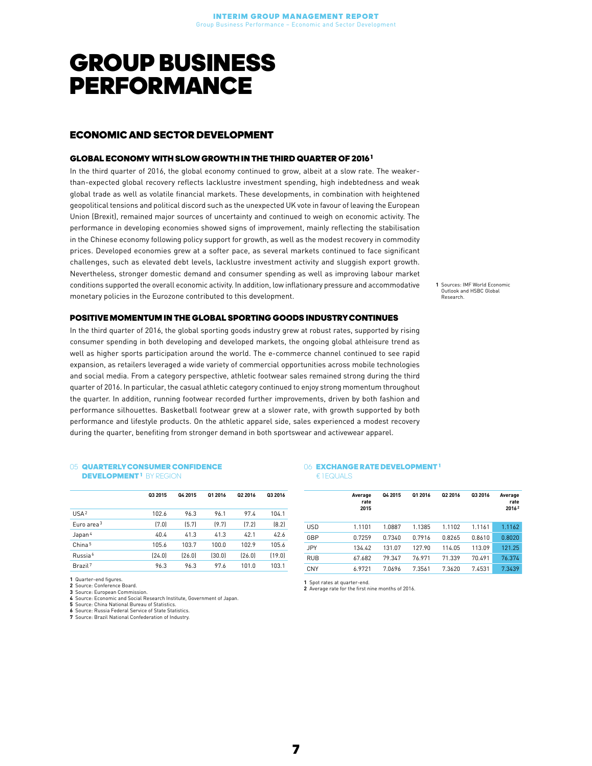# GROUP BUSINESS PERFORMANCE

## ECONOMIC AND SECTOR DEVELOPMENT

### GLOBAL ECONOMY WITH SLOW GROWTH IN THE THIRD QUARTER OF 2016 [1]

In the third quarter of 2016, the global economy continued to grow, albeit at a slow rate. The weaker-than-expected global recovery reflects lacklustre investment spending, high indebtedness and weak global trade as well as volatile financial markets. These developments, in combination with heightened geopolitical tensions and political discord such as the unexpected UK vote in favour of leaving the European Union (Brexit), remained major sources of uncertainty and continued to weigh on economic activity. The performance in developing economies showed signs of improvement, mainly reflecting the stabilisation in the Chinese economy following policy support for growth, as well as the modest recovery in commodity prices. Developed economies grew at a softer pace, as several markets continued to face significant challenges, such as elevated debt levels, lacklustre investment activity and sluggish export growth. Nevertheless, stronger domestic demand and consumer spending as well as improving labour market conditions supported the overall economic activity. In addition, low inflationary pressure and accommodative monetary policies in the Eurozone contributed to this development.

1 Sources: IMF World Economic Outlook and HSBC Global Research.

### POSITIVE MOMENTUM IN THE GLOBAL SPORTING GOODS INDUSTRY CONTINUES

In the third quarter of 2016, the global sporting goods industry grew at robust rates, supported by rising consumer spending in both developing and developed markets, the ongoing global athleisure trend as well as higher sports participation around the world. The e-commerce channel continued to see rapid expansion, as retailers leveraged a wide variety of commercial opportunities across mobile technologies and social media. From a category perspective, athletic footwear sales remained strong during the third quarter of 2016. In particular, the casual athletic category continued to enjoy strong momentum throughout the quarter. In addition, running footwear recorded further improvements, driven by both fashion and performance silhouettes. Basketball footwear grew at a slower rate, with growth supported by both performance and lifestyle products. On the athletic apparel side, sales experienced a modest recovery during the quarter, benefiting from stronger demand in both sportswear and activewear apparel.

**05 QUARTERLY CONSUMER CONFIDENCE DEVELOPMENT [1]** BY REGION

| | Q3 2015 | Q4 2015 | Q1 2016 | Q2 2016 | Q3 2016 |
|---|---|---|---|---|---|
| USA [2] | 102.6 | 96.3 | 96.1 | 97.4 | 104.1 |
| Euro area [3] | (7.0) | (5.7) | (9.7) | (7.2) | (8.2) |
| Japan [4] | 40.4 | 41.3 | 41.3 | 42.1 | 42.6 |
| China [5] | 105.6 | 103.7 | 100.0 | 102.9 | 105.6 |
| Russia [6] | (24.0) | (26.0) | (30.0) | (26.0) | (19.0) |
| Brazil [7] | 96.3 | 96.3 | 97.6 | 101.0 | 103.1 |

1 Quarter-end figures.
2 Source: Conference Board.
3 Source: European Commission.
4 Source: Economic and Social Research Institute, Government of Japan.
5 Source: China National Bureau of Statistics.
6 Source: Russia Federal Service of State Statistics.
7 Source: Brazil National Confederation of Industry.

**06 EXCHANGE RATE DEVELOPMENT [1]** € 1 EQUALS

| | Average rate 2015 | Q4 2015 | Q1 2016 | Q2 2016 | Q3 2016 | Average rate 2016 [2] |
|---|---|---|---|---|---|---|
| USD | 1.1101 | 1.0887 | 1.1385 | 1.1102 | 1.1161 | 1.1162 |
| GBP | 0.7259 | 0.7340 | 0.7916 | 0.8265 | 0.8610 | 0.8020 |
| JPY | 134.42 | 131.07 | 127.90 | 114.05 | 113.09 | 121.25 |
| RUB | 67.682 | 79.347 | 76.971 | 71.339 | 70.491 | 76.374 |
| CNY | 6.9721 | 7.0696 | 7.3561 | 7.3620 | 7.4531 | 7.3439 |

1 Spot rates at quarter-end.
2 Average rate for the first nine months of 2016.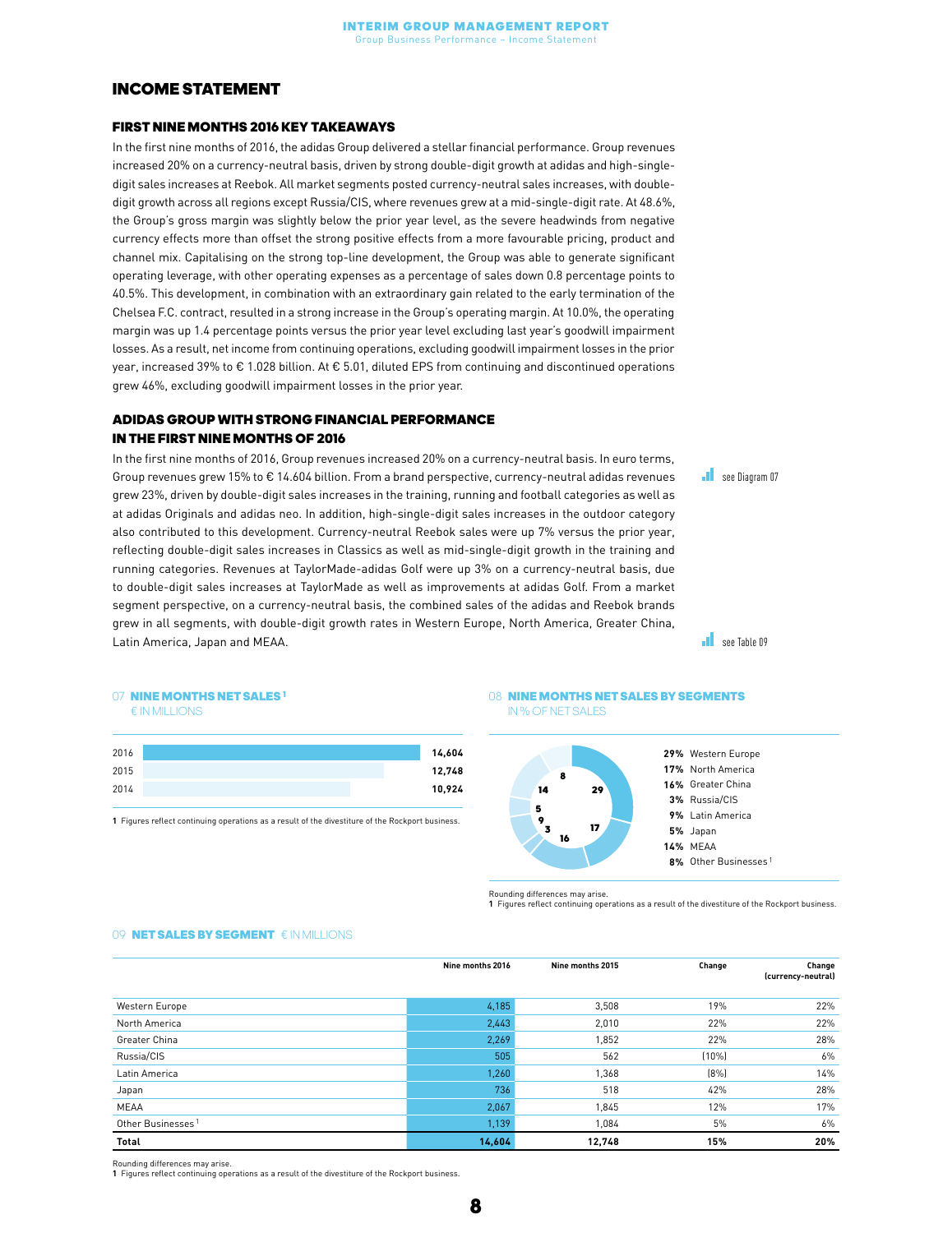# INCOME STATEMENT

## FIRST NINE MONTHS 2016 KEY TAKEAWAYS

In the first nine months of 2016, the adidas Group delivered a stellar financial performance. Group revenues increased 20% on a currency-neutral basis, driven by strong double-digit growth at adidas and high-single-digit sales increases at Reebok. All market segments posted currency-neutral sales increases, with double-digit growth across all regions except Russia/CIS, where revenues grew at a mid-single-digit rate. At 48.6%, the Group's gross margin was slightly below the prior year level, as the severe headwinds from negative currency effects more than offset the strong positive effects from a more favourable pricing, product and channel mix. Capitalising on the strong top-line development, the Group was able to generate significant operating leverage, with other operating expenses as a percentage of sales down 0.8 percentage points to 40.5%. This development, in combination with an extraordinary gain related to the early termination of the Chelsea F.C. contract, resulted in a strong increase in the Group's operating margin. At 10.0%, the operating margin was up 1.4 percentage points versus the prior year level excluding last year's goodwill impairment losses. As a result, net income from continuing operations, excluding goodwill impairment losses in the prior year, increased 39% to € 1.028 billion. At € 5.01, diluted EPS from continuing and discontinued operations grew 46%, excluding goodwill impairment losses in the prior year.

## ADIDAS GROUP WITH STRONG FINANCIAL PERFORMANCE IN THE FIRST NINE MONTHS OF 2016

In the first nine months of 2016, Group revenues increased 20% on a currency-neutral basis. In euro terms, Group revenues grew 15% to € 14.604 billion. From a brand perspective, currency-neutral adidas revenues grew 23%, driven by double-digit sales increases in the training, running and football categories as well as at adidas Originals and adidas neo. In addition, high-single-digit sales increases in the outdoor category also contributed to this development. Currency-neutral Reebok sales were up 7% versus the prior year, reflecting double-digit sales increases in Classics as well as mid-single-digit growth in the training and running categories. Revenues at TaylorMade-adidas Golf were up 3% on a currency-neutral basis, due to double-digit sales increases at TaylorMade as well as improvements at adidas Golf. From a market segment perspective, on a currency-neutral basis, the combined sales of the adidas and Reebok brands grew in all segments, with double-digit growth rates in Western Europe, North America, Greater China, Latin America, Japan and MEAA.

see Diagram 07

see Table 09

07 **NINE MONTHS NET SALES**[1]
€ IN MILLIONS

| Year | Net sales |
|---|---|
| 2016 | 14,604 |
| 2015 | 12,748 |
| 2014 | 10,924 |

1 Figures reflect continuing operations as a result of the divestiture of the Rockport business.

08 **NINE MONTHS NET SALES BY SEGMENTS**
IN % OF NET SALES

| Segment | % |
|---|---|
| Western Europe | 29% |
| North America | 17% |
| Greater China | 16% |
| Russia/CIS | 3% |
| Latin America | 9% |
| Japan | 5% |
| MEAA | 14% |
| Other Businesses[1] | 8% |

Rounding differences may arise.
1 Figures reflect continuing operations as a result of the divestiture of the Rockport business.

09 **NET SALES BY SEGMENT** € IN MILLIONS

| | Nine months 2016 | Nine months 2015 | Change | Change (currency-neutral) |
|---|---|---|---|---|
| Western Europe | 4,185 | 3,508 | 19% | 22% |
| North America | 2,443 | 2,010 | 22% | 22% |
| Greater China | 2,269 | 1,852 | 22% | 28% |
| Russia/CIS | 505 | 562 | (10%) | 6% |
| Latin America | 1,260 | 1,368 | (8%) | 14% |
| Japan | 736 | 518 | 42% | 28% |
| MEAA | 2,067 | 1,845 | 12% | 17% |
| Other Businesses[1] | 1,139 | 1,084 | 5% | 6% |
| **Total** | **14,604** | **12,748** | **15%** | **20%** |

Rounding differences may arise.
1 Figures reflect continuing operations as a result of the divestiture of the Rockport business.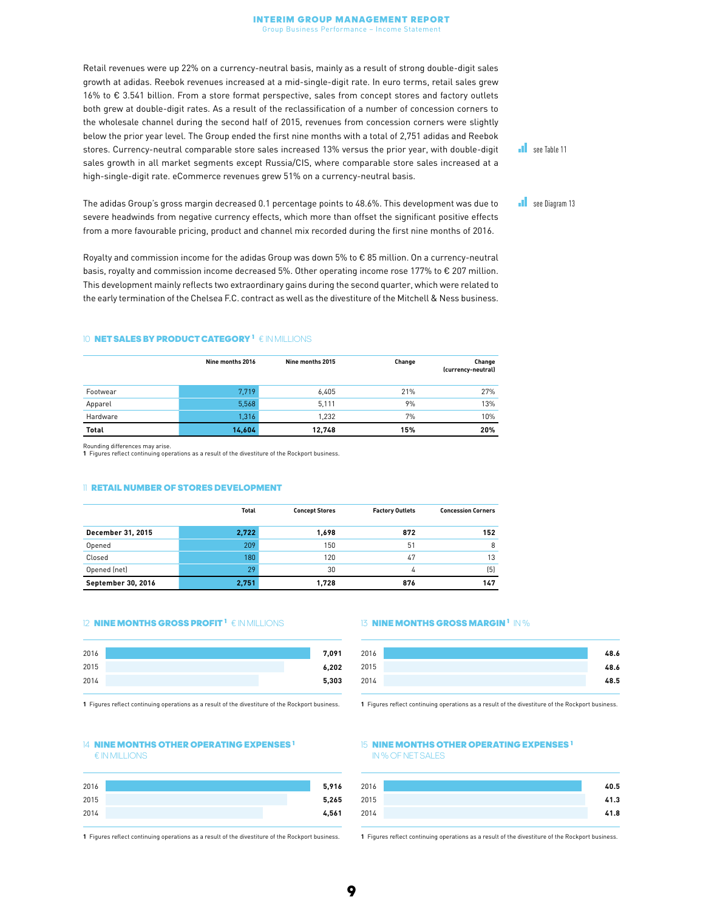Retail revenues were up 22% on a currency-neutral basis, mainly as a result of strong double-digit sales growth at adidas. Reebok revenues increased at a mid-single-digit rate. In euro terms, retail sales grew 16% to € 3.541 billion. From a store format perspective, sales from concept stores and factory outlets both grew at double-digit rates. As a result of the reclassification of a number of concession corners to the wholesale channel during the second half of 2015, revenues from concession corners were slightly below the prior year level. The Group ended the first nine months with a total of 2,751 adidas and Reebok stores. Currency-neutral comparable store sales increased 13% versus the prior year, with double-digit sales growth in all market segments except Russia/CIS, where comparable store sales increased at a high-single-digit rate. eCommerce revenues grew 51% on a currency-neutral basis.

see Table 11

The adidas Group's gross margin decreased 0.1 percentage points to 48.6%. This development was due to severe headwinds from negative currency effects, which more than offset the significant positive effects from a more favourable pricing, product and channel mix recorded during the first nine months of 2016.

see Diagram 13

Royalty and commission income for the adidas Group was down 5% to € 85 million. On a currency-neutral basis, royalty and commission income decreased 5%. Other operating income rose 177% to € 207 million. This development mainly reflects two extraordinary gains during the second quarter, which were related to the early termination of the Chelsea F.C. contract as well as the divestiture of the Mitchell & Ness business.

### 10 NET SALES BY PRODUCT CATEGORY[1] € IN MILLIONS

| | Nine months 2016 | Nine months 2015 | Change | Change (currency-neutral) |
|---|---|---|---|---|
| Footwear | 7,719 | 6,405 | 21% | 27% |
| Apparel | 5,568 | 5,111 | 9% | 13% |
| Hardware | 1,316 | 1,232 | 7% | 10% |
| **Total** | **14,604** | **12,748** | **15%** | **20%** |

Rounding differences may arise.
1 Figures reflect continuing operations as a result of the divestiture of the Rockport business.

### 11 RETAIL NUMBER OF STORES DEVELOPMENT

| | Total | Concept Stores | Factory Outlets | Concession Corners |
|---|---|---|---|---|
| **December 31, 2015** | **2,722** | **1,698** | **872** | **152** |
| Opened | 209 | 150 | 51 | 8 |
| Closed | 180 | 120 | 47 | 13 |
| Opened (net) | 29 | 30 | 4 | (5) |
| **September 30, 2016** | **2,751** | **1,728** | **876** | **147** |

### 12 NINE MONTHS GROSS PROFIT[1] € IN MILLIONS

| | |
|---|---|
| 2016 | 7,091 |
| 2015 | 6,202 |
| 2014 | 5,303 |

1 Figures reflect continuing operations as a result of the divestiture of the Rockport business.

### 13 NINE MONTHS GROSS MARGIN[1] IN %

| | |
|---|---|
| 2016 | 48.6 |
| 2015 | 48.6 |
| 2014 | 48.5 |

1 Figures reflect continuing operations as a result of the divestiture of the Rockport business.

### 14 NINE MONTHS OTHER OPERATING EXPENSES[1] € IN MILLIONS

| | |
|---|---|
| 2016 | 5,916 |
| 2015 | 5,265 |
| 2014 | 4,561 |

1 Figures reflect continuing operations as a result of the divestiture of the Rockport business.

### 15 NINE MONTHS OTHER OPERATING EXPENSES[1] IN % OF NET SALES

| | |
|---|---|
| 2016 | 40.5 |
| 2015 | 41.3 |
| 2014 | 41.8 |

1 Figures reflect continuing operations as a result of the divestiture of the Rockport business.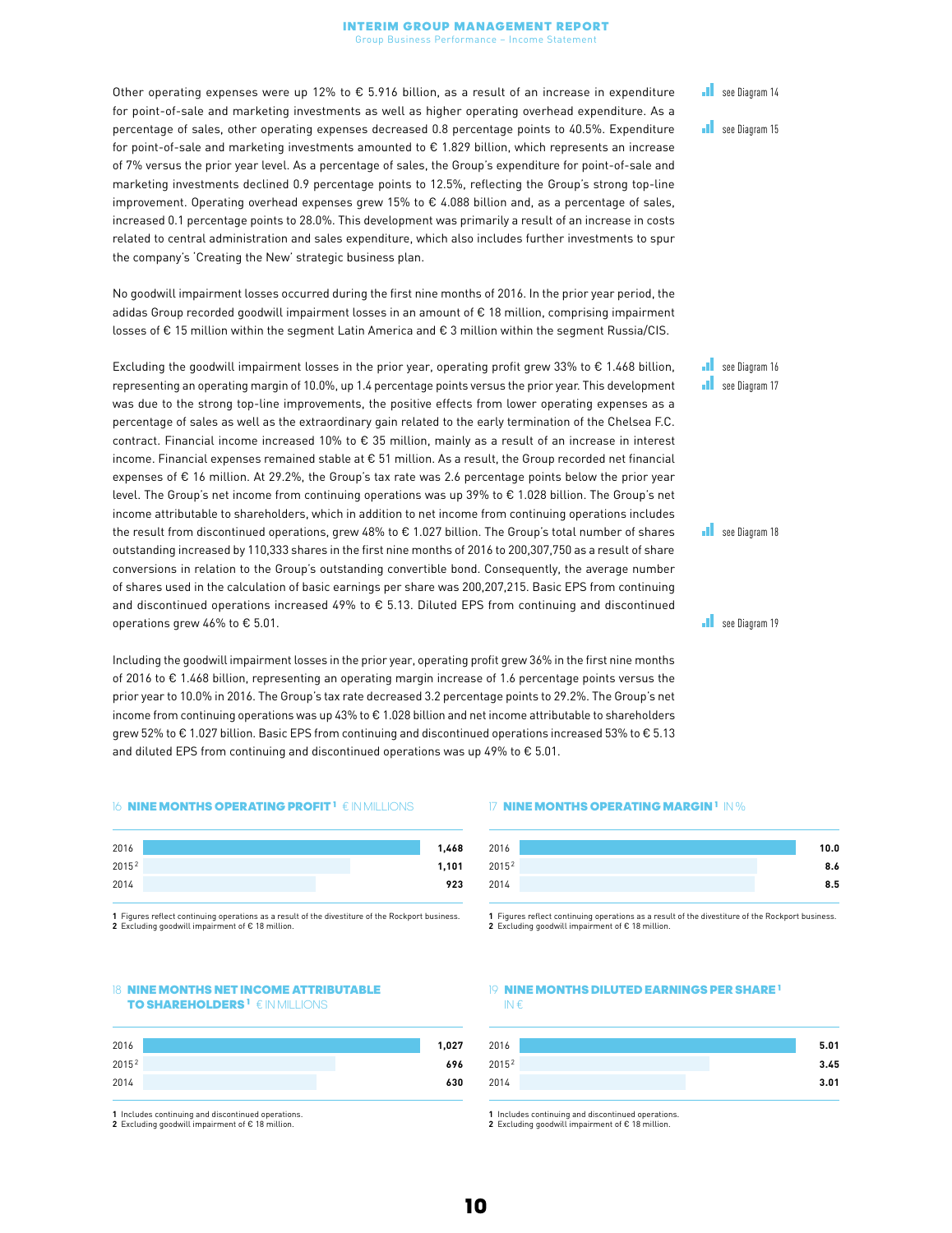Other operating expenses were up 12% to € 5.916 billion, as a result of an increase in expenditure for point-of-sale and marketing investments as well as higher operating overhead expenditure. As a percentage of sales, other operating expenses decreased 0.8 percentage points to 40.5%. Expenditure for point-of-sale and marketing investments amounted to € 1.829 billion, which represents an increase of 7% versus the prior year level. As a percentage of sales, the Group's expenditure for point-of-sale and marketing investments declined 0.9 percentage points to 12.5%, reflecting the Group's strong top-line improvement. Operating overhead expenses grew 15% to € 4.088 billion and, as a percentage of sales, increased 0.1 percentage points to 28.0%. This development was primarily a result of an increase in costs related to central administration and sales expenditure, which also includes further investments to spur the company's 'Creating the New' strategic business plan.

see Diagram 14

see Diagram 15

No goodwill impairment losses occurred during the first nine months of 2016. In the prior year period, the adidas Group recorded goodwill impairment losses in an amount of € 18 million, comprising impairment losses of € 15 million within the segment Latin America and € 3 million within the segment Russia/CIS.

Excluding the goodwill impairment losses in the prior year, operating profit grew 33% to € 1.468 billion, representing an operating margin of 10.0%, up 1.4 percentage points versus the prior year. This development was due to the strong top-line improvements, the positive effects from lower operating expenses as a percentage of sales as well as the extraordinary gain related to the early termination of the Chelsea F.C. contract. Financial income increased 10% to € 35 million, mainly as a result of an increase in interest income. Financial expenses remained stable at € 51 million. As a result, the Group recorded net financial expenses of € 16 million. At 29.2%, the Group's tax rate was 2.6 percentage points below the prior year level. The Group's net income from continuing operations was up 39% to € 1.028 billion. The Group's net income attributable to shareholders, which in addition to net income from continuing operations includes the result from discontinued operations, grew 48% to € 1.027 billion. The Group's total number of shares outstanding increased by 110,333 shares in the first nine months of 2016 to 200,307,750 as a result of share conversions in relation to the Group's outstanding convertible bond. Consequently, the average number of shares used in the calculation of basic earnings per share was 200,207,215. Basic EPS from continuing and discontinued operations increased 49% to € 5.13. Diluted EPS from continuing and discontinued operations grew 46% to € 5.01.

see Diagram 16

see Diagram 17

see Diagram 18

see Diagram 19

Including the goodwill impairment losses in the prior year, operating profit grew 36% in the first nine months of 2016 to € 1.468 billion, representing an operating margin increase of 1.6 percentage points versus the prior year to 10.0% in 2016. The Group's tax rate decreased 3.2 percentage points to 29.2%. The Group's net income from continuing operations was up 43% to € 1.028 billion and net income attributable to shareholders grew 52% to € 1.027 billion. Basic EPS from continuing and discontinued operations increased 53% to € 5.13 and diluted EPS from continuing and discontinued operations was up 49% to € 5.01.

### 16 Nine months operating profit [1] € in millions

| Year | € in millions |
|---|---|
| 2016 | 1,468 |
| 2015 [2] | 1,101 |
| 2014 | 923 |

1 Figures reflect continuing operations as a result of the divestiture of the Rockport business.
2 Excluding goodwill impairment of € 18 million.

### 17 Nine months operating margin [1] in %

| Year | in % |
|---|---|
| 2016 | 10.0 |
| 2015 [2] | 8.6 |
| 2014 | 8.5 |

1 Figures reflect continuing operations as a result of the divestiture of the Rockport business.
2 Excluding goodwill impairment of € 18 million.

### 18 Nine months net income attributable to shareholders [1] € in millions

| Year | € in millions |
|---|---|
| 2016 | 1,027 |
| 2015 [2] | 696 |
| 2014 | 630 |

1 Includes continuing and discontinued operations.
2 Excluding goodwill impairment of € 18 million.

### 19 Nine months diluted earnings per share [1] in €

| Year | in € |
|---|---|
| 2016 | 5.01 |
| 2015 [2] | 3.45 |
| 2014 | 3.01 |

1 Includes continuing and discontinued operations.
2 Excluding goodwill impairment of € 18 million.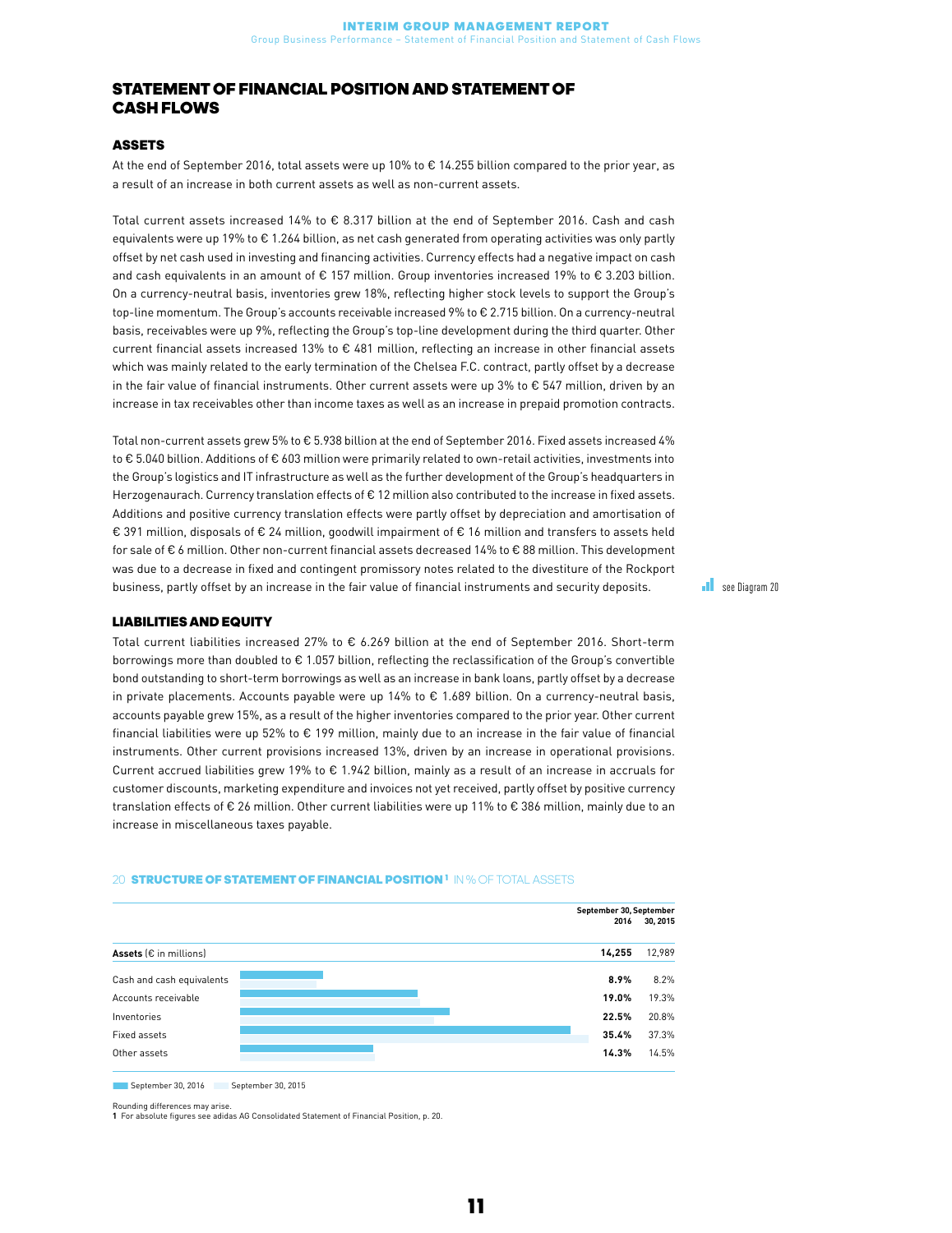## STATEMENT OF FINANCIAL POSITION AND STATEMENT OF CASH FLOWS

### ASSETS

At the end of September 2016, total assets were up 10% to € 14.255 billion compared to the prior year, as a result of an increase in both current assets as well as non-current assets.

Total current assets increased 14% to € 8.317 billion at the end of September 2016. Cash and cash equivalents were up 19% to € 1.264 billion, as net cash generated from operating activities was only partly offset by net cash used in investing and financing activities. Currency effects had a negative impact on cash and cash equivalents in an amount of € 157 million. Group inventories increased 19% to € 3.203 billion. On a currency-neutral basis, inventories grew 18%, reflecting higher stock levels to support the Group's top-line momentum. The Group's accounts receivable increased 9% to € 2.715 billion. On a currency-neutral basis, receivables were up 9%, reflecting the Group's top-line development during the third quarter. Other current financial assets increased 13% to € 481 million, reflecting an increase in other financial assets which was mainly related to the early termination of the Chelsea F.C. contract, partly offset by a decrease in the fair value of financial instruments. Other current assets were up 3% to € 547 million, driven by an increase in tax receivables other than income taxes as well as an increase in prepaid promotion contracts.

Total non-current assets grew 5% to € 5.938 billion at the end of September 2016. Fixed assets increased 4% to € 5.040 billion. Additions of € 603 million were primarily related to own-retail activities, investments into the Group's logistics and IT infrastructure as well as the further development of the Group's headquarters in Herzogenaurach. Currency translation effects of € 12 million also contributed to the increase in fixed assets. Additions and positive currency translation effects were partly offset by depreciation and amortisation of € 391 million, disposals of € 24 million, goodwill impairment of € 16 million and transfers to assets held for sale of € 6 million. Other non-current financial assets decreased 14% to € 88 million. This development was due to a decrease in fixed and contingent promissory notes related to the divestiture of the Rockport business, partly offset by an increase in the fair value of financial instruments and security deposits.

see Diagram 20

### LIABILITIES AND EQUITY

Total current liabilities increased 27% to € 6.269 billion at the end of September 2016. Short-term borrowings more than doubled to € 1.057 billion, reflecting the reclassification of the Group's convertible bond outstanding to short-term borrowings as well as an increase in bank loans, partly offset by a decrease in private placements. Accounts payable were up 14% to € 1.689 billion. On a currency-neutral basis, accounts payable grew 15%, as a result of the higher inventories compared to the prior year. Other current financial liabilities were up 52% to € 199 million, mainly due to an increase in the fair value of financial instruments. Other current provisions increased 13%, driven by an increase in operational provisions. Current accrued liabilities grew 19% to € 1.942 billion, mainly as a result of an increase in accruals for customer discounts, marketing expenditure and invoices not yet received, partly offset by positive currency translation effects of € 26 million. Other current liabilities were up 11% to € 386 million, mainly due to an increase in miscellaneous taxes payable.

20 **STRUCTURE OF STATEMENT OF FINANCIAL POSITION[1]** IN % OF TOTAL ASSETS

| | September 30, 2016 | September 30, 2015 |
|---|---|---|
| **Assets** (€ in millions) | **14,255** | 12,989 |
| Cash and cash equivalents | **8.9%** | 8.2% |
| Accounts receivable | **19.0%** | 19.3% |
| Inventories | **22.5%** | 20.8% |
| Fixed assets | **35.4%** | 37.3% |
| Other assets | **14.3%** | 14.5% |

September 30, 2016 | September 30, 2015

Rounding differences may arise.

1 For absolute figures see adidas AG Consolidated Statement of Financial Position, p. 20.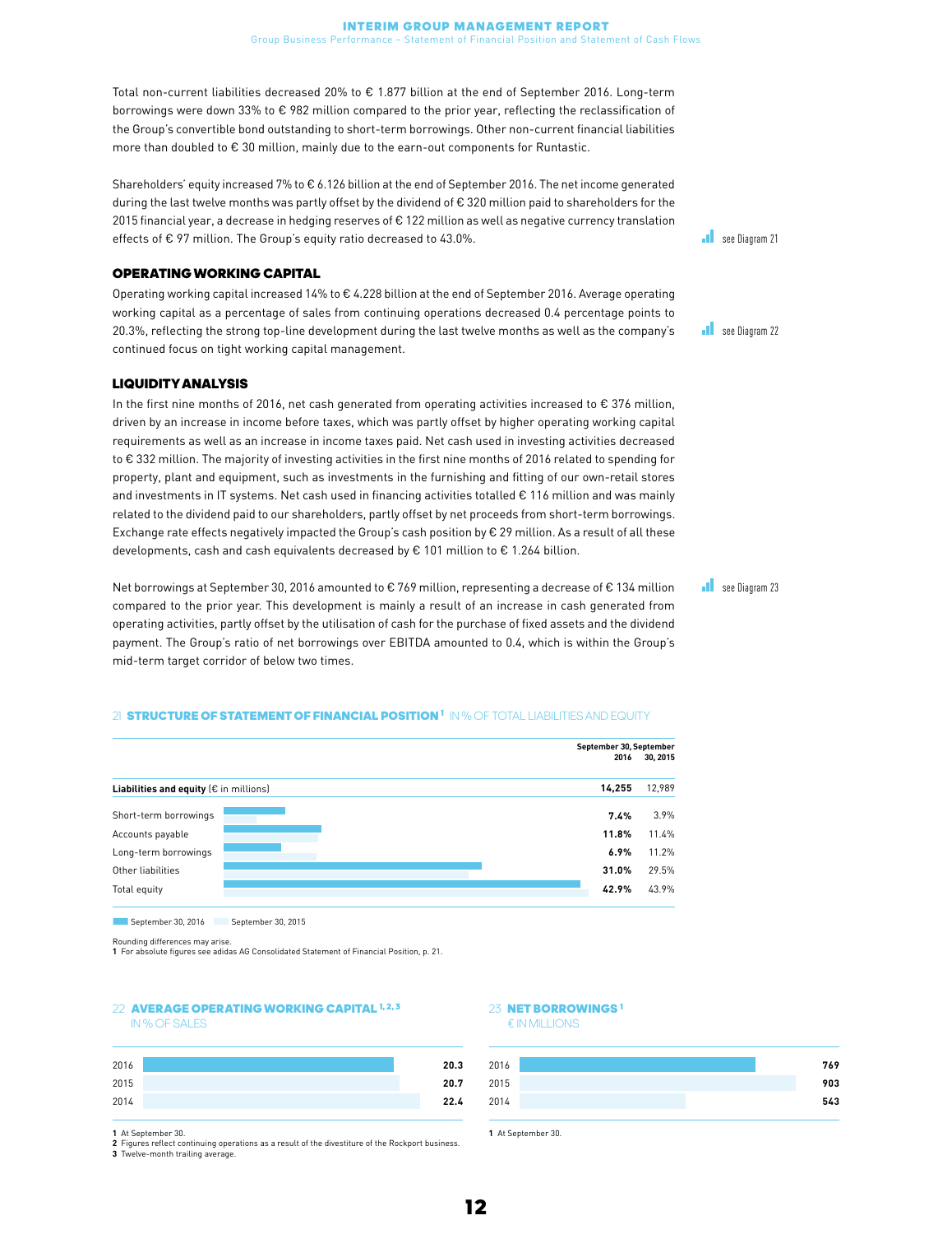Total non-current liabilities decreased 20% to € 1.877 billion at the end of September 2016. Long-term borrowings were down 33% to € 982 million compared to the prior year, reflecting the reclassification of the Group's convertible bond outstanding to short-term borrowings. Other non-current financial liabilities more than doubled to € 30 million, mainly due to the earn-out components for Runtastic.

Shareholders' equity increased 7% to € 6.126 billion at the end of September 2016. The net income generated during the last twelve months was partly offset by the dividend of € 320 million paid to shareholders for the 2015 financial year, a decrease in hedging reserves of € 122 million as well as negative currency translation effects of € 97 million. The Group's equity ratio decreased to 43.0%.

see Diagram 21

### OPERATING WORKING CAPITAL

Operating working capital increased 14% to € 4.228 billion at the end of September 2016. Average operating working capital as a percentage of sales from continuing operations decreased 0.4 percentage points to 20.3%, reflecting the strong top-line development during the last twelve months as well as the company's continued focus on tight working capital management.

see Diagram 22

### LIQUIDITY ANALYSIS

In the first nine months of 2016, net cash generated from operating activities increased to € 376 million, driven by an increase in income before taxes, which was partly offset by higher operating working capital requirements as well as an increase in income taxes paid. Net cash used in investing activities decreased to € 332 million. The majority of investing activities in the first nine months of 2016 related to spending for property, plant and equipment, such as investments in the furnishing and fitting of our own-retail stores and investments in IT systems. Net cash used in financing activities totalled € 116 million and was mainly related to the dividend paid to our shareholders, partly offset by net proceeds from short-term borrowings. Exchange rate effects negatively impacted the Group's cash position by € 29 million. As a result of all these developments, cash and cash equivalents decreased by € 101 million to € 1.264 billion.

Net borrowings at September 30, 2016 amounted to € 769 million, representing a decrease of € 134 million compared to the prior year. This development is mainly a result of an increase in cash generated from operating activities, partly offset by the utilisation of cash for the purchase of fixed assets and the dividend payment. The Group's ratio of net borrowings over EBITDA amounted to 0.4, which is within the Group's mid-term target corridor of below two times.

see Diagram 23

21 **STRUCTURE OF STATEMENT OF FINANCIAL POSITION**[1] IN % OF TOTAL LIABILITIES AND EQUITY

| | September 30, 2016 | September 30, 2015 |
|---|---|---|
| **Liabilities and equity** (€ in millions) | **14,255** | 12,989 |
| Short-term borrowings | **7.4%** | 3.9% |
| Accounts payable | **11.8%** | 11.4% |
| Long-term borrowings | **6.9%** | 11.2% |
| Other liabilities | **31.0%** | 29.5% |
| Total equity | **42.9%** | 43.9% |

Rounding differences may arise.

1 For absolute figures see adidas AG Consolidated Statement of Financial Position, p. 21.

22 **AVERAGE OPERATING WORKING CAPITAL**[1, 2, 3] IN % OF SALES

| Year | % of sales |
|---|---|
| 2016 | **20.3** |
| 2015 | **20.7** |
| 2014 | **22.4** |

1 At September 30.
2 Figures reflect continuing operations as a result of the divestiture of the Rockport business.
3 Twelve-month trailing average.

23 **NET BORROWINGS**[1] € IN MILLIONS

| Year | € in millions |
|---|---|
| 2016 | **769** |
| 2015 | **903** |
| 2014 | **543** |

1 At September 30.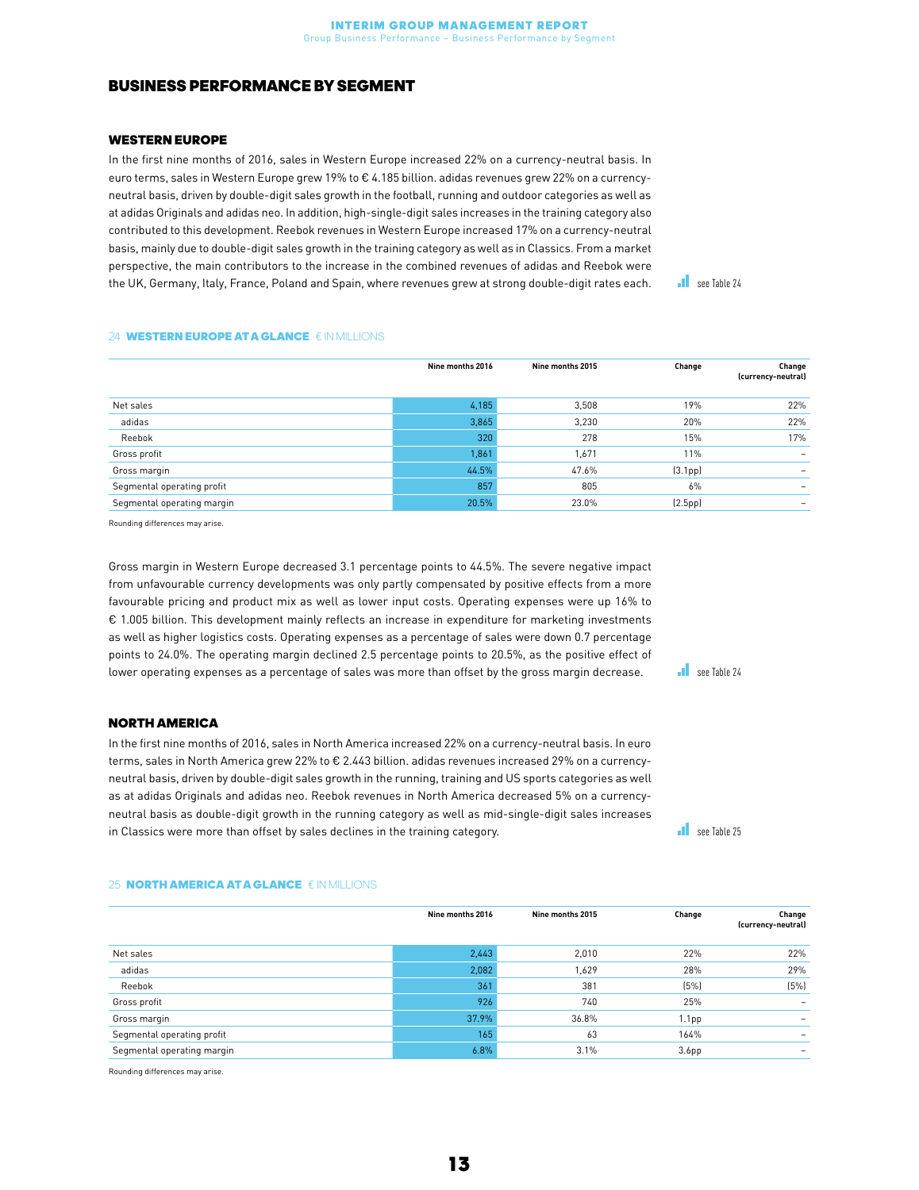## BUSINESS PERFORMANCE BY SEGMENT

### WESTERN EUROPE

In the first nine months of 2016, sales in Western Europe increased 22% on a currency-neutral basis. In euro terms, sales in Western Europe grew 19% to € 4.185 billion. adidas revenues grew 22% on a currency-neutral basis, driven by double-digit sales growth in the football, running and outdoor categories as well as at adidas Originals and adidas neo. In addition, high-single-digit sales increases in the training category also contributed to this development. Reebok revenues in Western Europe increased 17% on a currency-neutral basis, mainly due to double-digit sales growth in the training category as well as in Classics. From a market perspective, the main contributors to the increase in the combined revenues of adidas and Reebok were the UK, Germany, Italy, France, Poland and Spain, where revenues grew at strong double-digit rates each.

see Table 24

**24 WESTERN EUROPE AT A GLANCE** € IN MILLIONS

| | Nine months 2016 | Nine months 2015 | Change | Change (currency-neutral) |
|---|---|---|---|---|
| Net sales | 4,185 | 3,508 | 19% | 22% |
| adidas | 3,865 | 3,230 | 20% | 22% |
| Reebok | 320 | 278 | 15% | 17% |
| Gross profit | 1,861 | 1,671 | 11% | – |
| Gross margin | 44.5% | 47.6% | (3.1pp) | – |
| Segmental operating profit | 857 | 805 | 6% | – |
| Segmental operating margin | 20.5% | 23.0% | (2.5pp) | – |

Rounding differences may arise.

Gross margin in Western Europe decreased 3.1 percentage points to 44.5%. The severe negative impact from unfavourable currency developments was only partly compensated by positive effects from a more favourable pricing and product mix as well as lower input costs. Operating expenses were up 16% to € 1.005 billion. This development mainly reflects an increase in expenditure for marketing investments as well as higher logistics costs. Operating expenses as a percentage of sales were down 0.7 percentage points to 24.0%. The operating margin declined 2.5 percentage points to 20.5%, as the positive effect of lower operating expenses as a percentage of sales was more than offset by the gross margin decrease.

see Table 24

### NORTH AMERICA

In the first nine months of 2016, sales in North America increased 22% on a currency-neutral basis. In euro terms, sales in North America grew 22% to € 2.443 billion. adidas revenues increased 29% on a currency-neutral basis, driven by double-digit sales growth in the running, training and US sports categories as well as at adidas Originals and adidas neo. Reebok revenues in North America decreased 5% on a currency-neutral basis as double-digit growth in the running category as well as mid-single-digit sales increases in Classics were more than offset by sales declines in the training category.

see Table 25

**25 NORTH AMERICA AT A GLANCE** € IN MILLIONS

| | Nine months 2016 | Nine months 2015 | Change | Change (currency-neutral) |
|---|---|---|---|---|
| Net sales | 2,443 | 2,010 | 22% | 22% |
| adidas | 2,082 | 1,629 | 28% | 29% |
| Reebok | 361 | 381 | (5%) | (5%) |
| Gross profit | 926 | 740 | 25% | – |
| Gross margin | 37.9% | 36.8% | 1.1pp | – |
| Segmental operating profit | 165 | 63 | 164% | – |
| Segmental operating margin | 6.8% | 3.1% | 3.6pp | – |

Rounding differences may arise.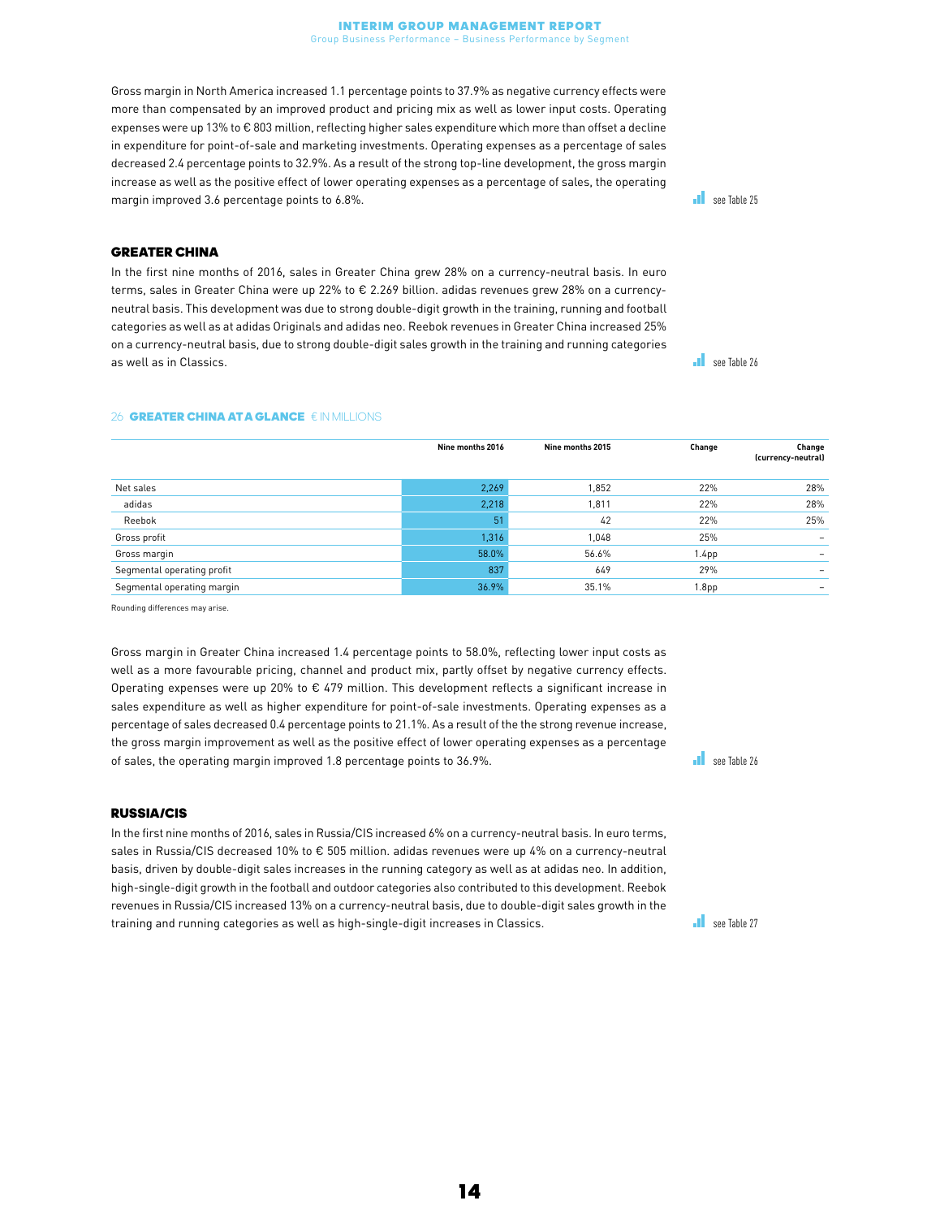Gross margin in North America increased 1.1 percentage points to 37.9% as negative currency effects were more than compensated by an improved product and pricing mix as well as lower input costs. Operating expenses were up 13% to € 803 million, reflecting higher sales expenditure which more than offset a decline in expenditure for point-of-sale and marketing investments. Operating expenses as a percentage of sales decreased 2.4 percentage points to 32.9%. As a result of the strong top-line development, the gross margin increase as well as the positive effect of lower operating expenses as a percentage of sales, the operating margin improved 3.6 percentage points to 6.8%.

see Table 25

## GREATER CHINA

In the first nine months of 2016, sales in Greater China grew 28% on a currency-neutral basis. In euro terms, sales in Greater China were up 22% to € 2.269 billion. adidas revenues grew 28% on a currency-neutral basis. This development was due to strong double-digit growth in the training, running and football categories as well as at adidas Originals and adidas neo. Reebok revenues in Greater China increased 25% on a currency-neutral basis, due to strong double-digit sales growth in the training and running categories as well as in Classics.

see Table 26

26 **GREATER CHINA AT A GLANCE** € IN MILLIONS

| | Nine months 2016 | Nine months 2015 | Change | Change (currency-neutral) |
|---|---|---|---|---|
| Net sales | 2,269 | 1,852 | 22% | 28% |
| adidas | 2,218 | 1,811 | 22% | 28% |
| Reebok | 51 | 42 | 22% | 25% |
| Gross profit | 1,316 | 1,048 | 25% | – |
| Gross margin | 58.0% | 56.6% | 1.4pp | – |
| Segmental operating profit | 837 | 649 | 29% | – |
| Segmental operating margin | 36.9% | 35.1% | 1.8pp | – |

Rounding differences may arise.

Gross margin in Greater China increased 1.4 percentage points to 58.0%, reflecting lower input costs as well as a more favourable pricing, channel and product mix, partly offset by negative currency effects. Operating expenses were up 20% to € 479 million. This development reflects a significant increase in sales expenditure as well as higher expenditure for point-of-sale investments. Operating expenses as a percentage of sales decreased 0.4 percentage points to 21.1%. As a result of the the strong revenue increase, the gross margin improvement as well as the positive effect of lower operating expenses as a percentage of sales, the operating margin improved 1.8 percentage points to 36.9%.

see Table 26

## RUSSIA/CIS

In the first nine months of 2016, sales in Russia/CIS increased 6% on a currency-neutral basis. In euro terms, sales in Russia/CIS decreased 10% to € 505 million. adidas revenues were up 4% on a currency-neutral basis, driven by double-digit sales increases in the running category as well as at adidas neo. In addition, high-single-digit growth in the football and outdoor categories also contributed to this development. Reebok revenues in Russia/CIS increased 13% on a currency-neutral basis, due to double-digit sales growth in the training and running categories as well as high-single-digit increases in Classics.

see Table 27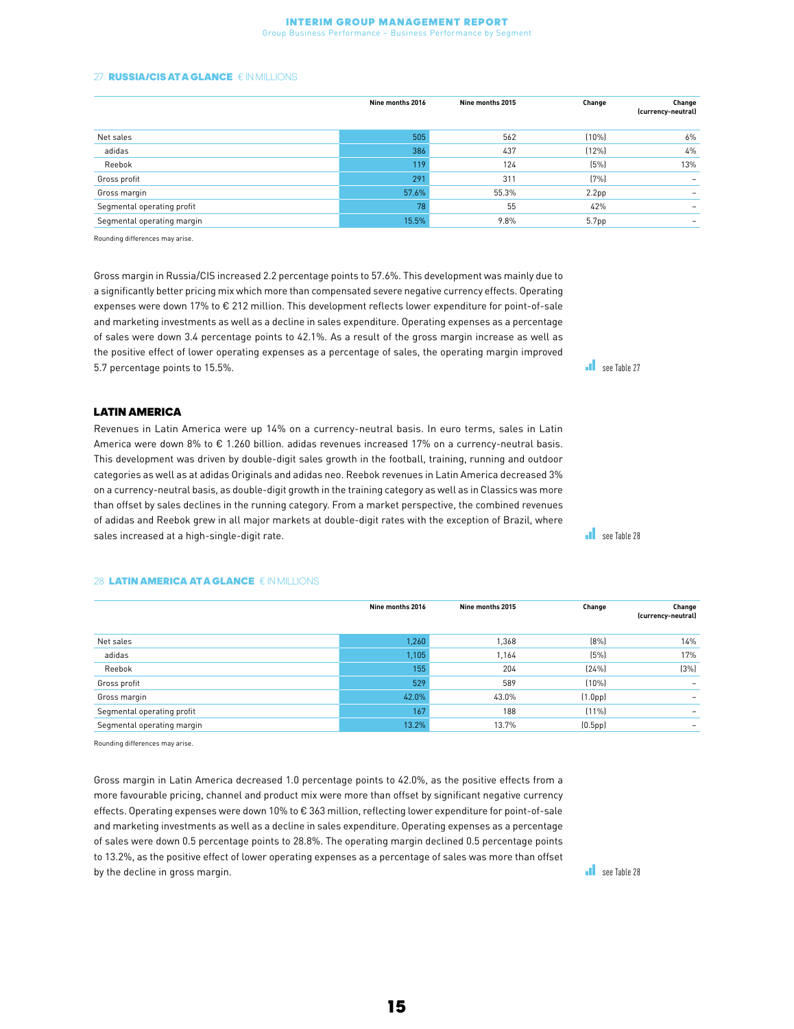**27 RUSSIA/CIS AT A GLANCE** € IN MILLIONS

| | Nine months 2016 | Nine months 2015 | Change | Change (currency-neutral) |
|---|---|---|---|---|
| Net sales | 505 | 562 | (10%) | 6% |
| adidas | 386 | 437 | (12%) | 4% |
| Reebok | 119 | 124 | (5%) | 13% |
| Gross profit | 291 | 311 | (7%) | – |
| Gross margin | 57.6% | 55.3% | 2.2pp | – |
| Segmental operating profit | 78 | 55 | 42% | – |
| Segmental operating margin | 15.5% | 9.8% | 5.7pp | – |

Rounding differences may arise.

Gross margin in Russia/CIS increased 2.2 percentage points to 57.6%. This development was mainly due to a significantly better pricing mix which more than compensated severe negative currency effects. Operating expenses were down 17% to € 212 million. This development reflects lower expenditure for point-of-sale and marketing investments as well as a decline in sales expenditure. Operating expenses as a percentage of sales were down 3.4 percentage points to 42.1%. As a result of the gross margin increase as well as the positive effect of lower operating expenses as a percentage of sales, the operating margin improved 5.7 percentage points to 15.5%.

see Table 27

## LATIN AMERICA

Revenues in Latin America were up 14% on a currency-neutral basis. In euro terms, sales in Latin America were down 8% to € 1.260 billion. adidas revenues increased 17% on a currency-neutral basis. This development was driven by double-digit sales growth in the football, training, running and outdoor categories as well as at adidas Originals and adidas neo. Reebok revenues in Latin America decreased 3% on a currency-neutral basis, as double-digit growth in the training category as well as in Classics was more than offset by sales declines in the running category. From a market perspective, the combined revenues of adidas and Reebok grew in all major markets at double-digit rates with the exception of Brazil, where sales increased at a high-single-digit rate.

see Table 28

**28 LATIN AMERICA AT A GLANCE** € IN MILLIONS

| | Nine months 2016 | Nine months 2015 | Change | Change (currency-neutral) |
|---|---|---|---|---|
| Net sales | 1,260 | 1,368 | (8%) | 14% |
| adidas | 1,105 | 1,164 | (5%) | 17% |
| Reebok | 155 | 204 | (24%) | (3%) |
| Gross profit | 529 | 589 | (10%) | – |
| Gross margin | 42.0% | 43.0% | (1.0pp) | – |
| Segmental operating profit | 167 | 188 | (11%) | – |
| Segmental operating margin | 13.2% | 13.7% | (0.5pp) | – |

Rounding differences may arise.

Gross margin in Latin America decreased 1.0 percentage points to 42.0%, as the positive effects from a more favourable pricing, channel and product mix were more than offset by significant negative currency effects. Operating expenses were down 10% to € 363 million, reflecting lower expenditure for point-of-sale and marketing investments as well as a decline in sales expenditure. Operating expenses as a percentage of sales were down 0.5 percentage points to 28.8%. The operating margin declined 0.5 percentage points to 13.2%, as the positive effect of lower operating expenses as a percentage of sales was more than offset by the decline in gross margin.

see Table 28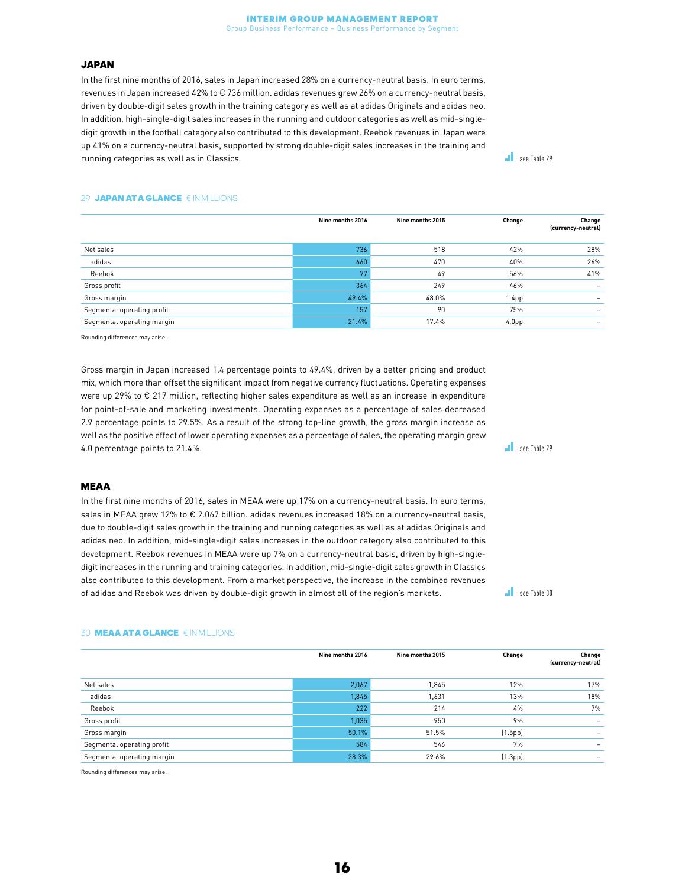## JAPAN

In the first nine months of 2016, sales in Japan increased 28% on a currency-neutral basis. In euro terms, revenues in Japan increased 42% to € 736 million. adidas revenues grew 26% on a currency-neutral basis, driven by double-digit sales growth in the training category as well as at adidas Originals and adidas neo. In addition, high-single-digit sales increases in the running and outdoor categories as well as mid-single-digit growth in the football category also contributed to this development. Reebok revenues in Japan were up 41% on a currency-neutral basis, supported by strong double-digit sales increases in the training and running categories as well as in Classics.

see Table 29

### 29 JAPAN AT A GLANCE € IN MILLIONS

| | Nine months 2016 | Nine months 2015 | Change | Change (currency-neutral) |
|---|---|---|---|---|
| Net sales | 736 | 518 | 42% | 28% |
| adidas | 660 | 470 | 40% | 26% |
| Reebok | 77 | 49 | 56% | 41% |
| Gross profit | 364 | 249 | 46% | – |
| Gross margin | 49.4% | 48.0% | 1.4pp | – |
| Segmental operating profit | 157 | 90 | 75% | – |
| Segmental operating margin | 21.4% | 17.4% | 4.0pp | – |

Rounding differences may arise.

Gross margin in Japan increased 1.4 percentage points to 49.4%, driven by a better pricing and product mix, which more than offset the significant impact from negative currency fluctuations. Operating expenses were up 29% to € 217 million, reflecting higher sales expenditure as well as an increase in expenditure for point-of-sale and marketing investments. Operating expenses as a percentage of sales decreased 2.9 percentage points to 29.5%. As a result of the strong top-line growth, the gross margin increase as well as the positive effect of lower operating expenses as a percentage of sales, the operating margin grew 4.0 percentage points to 21.4%.

see Table 29

## MEAA

In the first nine months of 2016, sales in MEAA were up 17% on a currency-neutral basis. In euro terms, sales in MEAA grew 12% to € 2.067 billion. adidas revenues increased 18% on a currency-neutral basis, due to double-digit sales growth in the training and running categories as well as at adidas Originals and adidas neo. In addition, mid-single-digit sales increases in the outdoor category also contributed to this development. Reebok revenues in MEAA were up 7% on a currency-neutral basis, driven by high-single-digit increases in the running and training categories. In addition, mid-single-digit sales growth in Classics also contributed to this development. From a market perspective, the increase in the combined revenues of adidas and Reebok was driven by double-digit growth in almost all of the region's markets.

see Table 30

### 30 MEAA AT A GLANCE € IN MILLIONS

| | Nine months 2016 | Nine months 2015 | Change | Change (currency-neutral) |
|---|---|---|---|---|
| Net sales | 2,067 | 1,845 | 12% | 17% |
| adidas | 1,845 | 1,631 | 13% | 18% |
| Reebok | 222 | 214 | 4% | 7% |
| Gross profit | 1,035 | 950 | 9% | – |
| Gross margin | 50.1% | 51.5% | (1.5pp) | – |
| Segmental operating profit | 584 | 546 | 7% | – |
| Segmental operating margin | 28.3% | 29.6% | (1.3pp) | – |

Rounding differences may arise.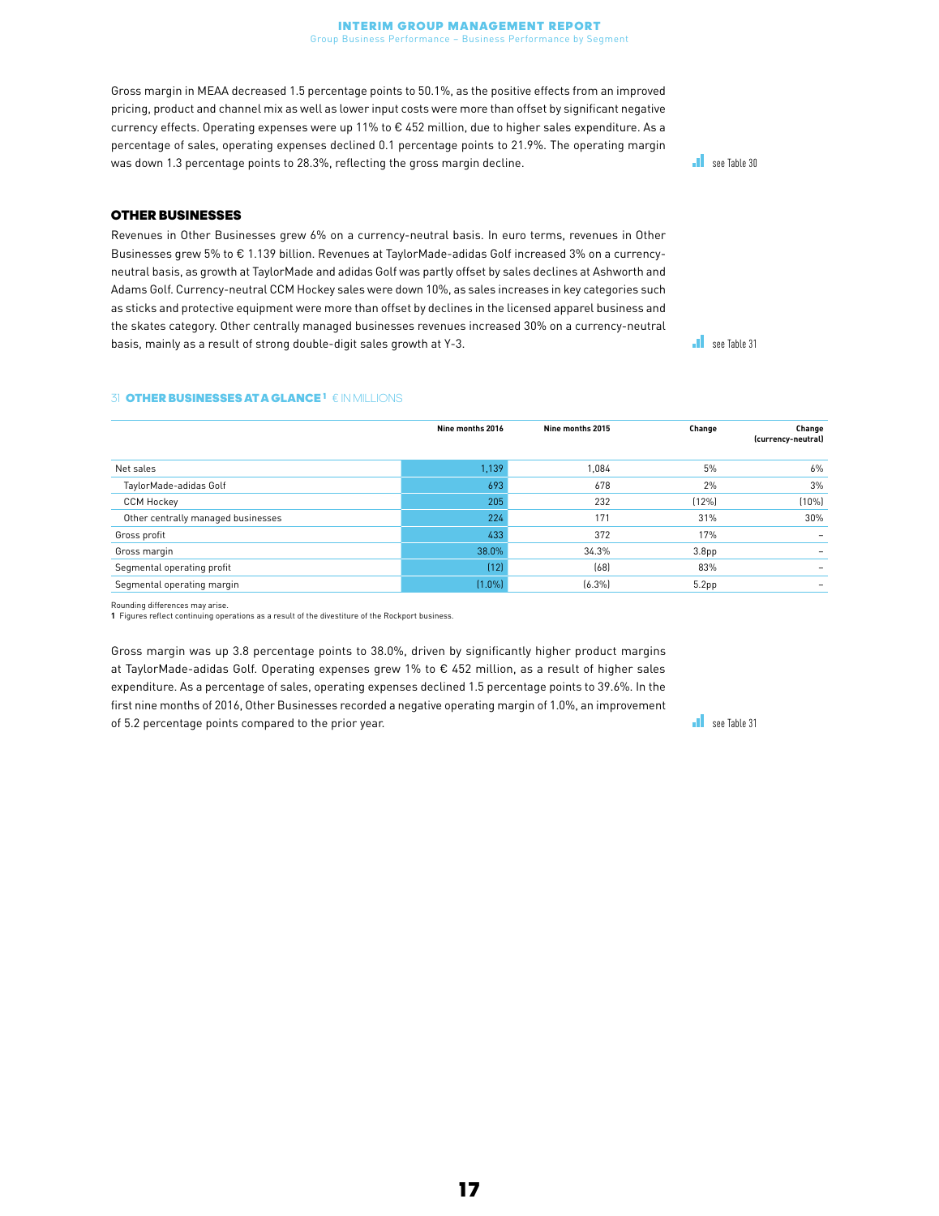Gross margin in MEAA decreased 1.5 percentage points to 50.1%, as the positive effects from an improved pricing, product and channel mix as well as lower input costs were more than offset by significant negative currency effects. Operating expenses were up 11% to € 452 million, due to higher sales expenditure. As a percentage of sales, operating expenses declined 0.1 percentage points to 21.9%. The operating margin was down 1.3 percentage points to 28.3%, reflecting the gross margin decline.

see Table 30

### OTHER BUSINESSES

Revenues in Other Businesses grew 6% on a currency-neutral basis. In euro terms, revenues in Other Businesses grew 5% to € 1.139 billion. Revenues at TaylorMade-adidas Golf increased 3% on a currency-neutral basis, as growth at TaylorMade and adidas Golf was partly offset by sales declines at Ashworth and Adams Golf. Currency-neutral CCM Hockey sales were down 10%, as sales increases in key categories such as sticks and protective equipment were more than offset by declines in the licensed apparel business and the skates category. Other centrally managed businesses revenues increased 30% on a currency-neutral basis, mainly as a result of strong double-digit sales growth at Y-3.

see Table 31

31 **OTHER BUSINESSES AT A GLANCE**[1] € IN MILLIONS

| | Nine months 2016 | Nine months 2015 | Change | Change (currency-neutral) |
|---|---|---|---|---|
| Net sales | 1,139 | 1,084 | 5% | 6% |
| TaylorMade-adidas Golf | 693 | 678 | 2% | 3% |
| CCM Hockey | 205 | 232 | (12%) | (10%) |
| Other centrally managed businesses | 224 | 171 | 31% | 30% |
| Gross profit | 433 | 372 | 17% | – |
| Gross margin | 38.0% | 34.3% | 3.8pp | – |
| Segmental operating profit | (12) | (68) | 83% | – |
| Segmental operating margin | (1.0%) | (6.3%) | 5.2pp | – |

Rounding differences may arise.
1 Figures reflect continuing operations as a result of the divestiture of the Rockport business.

Gross margin was up 3.8 percentage points to 38.0%, driven by significantly higher product margins at TaylorMade-adidas Golf. Operating expenses grew 1% to € 452 million, as a result of higher sales expenditure. As a percentage of sales, operating expenses declined 1.5 percentage points to 39.6%. In the first nine months of 2016, Other Businesses recorded a negative operating margin of 1.0%, an improvement of 5.2 percentage points compared to the prior year.

see Table 31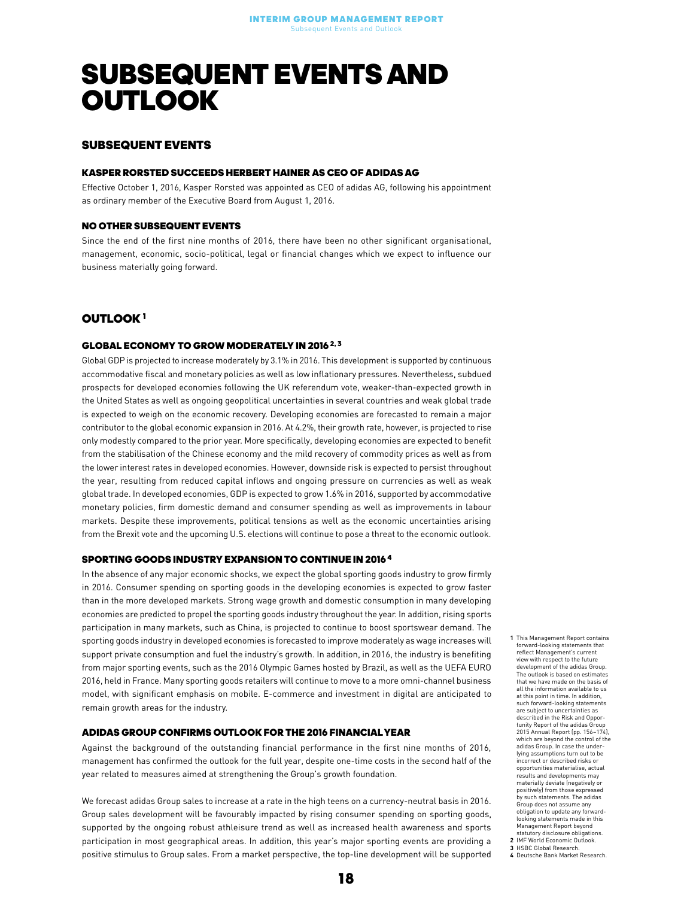# SUBSEQUENT EVENTS AND OUTLOOK

## SUBSEQUENT EVENTS

### KASPER RORSTED SUCCEEDS HERBERT HAINER AS CEO OF ADIDAS AG

Effective October 1, 2016, Kasper Rorsted was appointed as CEO of adidas AG, following his appointment as ordinary member of the Executive Board from August 1, 2016.

### NO OTHER SUBSEQUENT EVENTS

Since the end of the first nine months of 2016, there have been no other significant organisational, management, economic, socio-political, legal or financial changes which we expect to influence our business materially going forward.

## OUTLOOK [1]

### GLOBAL ECONOMY TO GROW MODERATELY IN 2016 [2, 3]

Global GDP is projected to increase moderately by 3.1% in 2016. This development is supported by continuous accommodative fiscal and monetary policies as well as low inflationary pressures. Nevertheless, subdued prospects for developed economies following the UK referendum vote, weaker-than-expected growth in the United States as well as ongoing geopolitical uncertainties in several countries and weak global trade is expected to weigh on the economic recovery. Developing economies are forecasted to remain a major contributor to the global economic expansion in 2016. At 4.2%, their growth rate, however, is projected to rise only modestly compared to the prior year. More specifically, developing economies are expected to benefit from the stabilisation of the Chinese economy and the mild recovery of commodity prices as well as from the lower interest rates in developed economies. However, downside risk is expected to persist throughout the year, resulting from reduced capital inflows and ongoing pressure on currencies as well as weak global trade. In developed economies, GDP is expected to grow 1.6% in 2016, supported by accommodative monetary policies, firm domestic demand and consumer spending as well as improvements in labour markets. Despite these improvements, political tensions as well as the economic uncertainties arising from the Brexit vote and the upcoming U.S. elections will continue to pose a threat to the economic outlook.

### SPORTING GOODS INDUSTRY EXPANSION TO CONTINUE IN 2016 [4]

In the absence of any major economic shocks, we expect the global sporting goods industry to grow firmly in 2016. Consumer spending on sporting goods in the developing economies is expected to grow faster than in the more developed markets. Strong wage growth and domestic consumption in many developing economies are predicted to propel the sporting goods industry throughout the year. In addition, rising sports participation in many markets, such as China, is projected to continue to boost sportswear demand. The sporting goods industry in developed economies is forecasted to improve moderately as wage increases will support private consumption and fuel the industry's growth. In addition, in 2016, the industry is benefiting from major sporting events, such as the 2016 Olympic Games hosted by Brazil, as well as the UEFA EURO 2016, held in France. Many sporting goods retailers will continue to move to a more omni-channel business model, with significant emphasis on mobile. E-commerce and investment in digital are anticipated to remain growth areas for the industry.

### ADIDAS GROUP CONFIRMS OUTLOOK FOR THE 2016 FINANCIAL YEAR

Against the background of the outstanding financial performance in the first nine months of 2016, management has confirmed the outlook for the full year, despite one-time costs in the second half of the year related to measures aimed at strengthening the Group's growth foundation.

We forecast adidas Group sales to increase at a rate in the high teens on a currency-neutral basis in 2016. Group sales development will be favourably impacted by rising consumer spending on sporting goods, supported by the ongoing robust athleisure trend as well as increased health awareness and sports participation in most geographical areas. In addition, this year's major sporting events are providing a positive stimulus to Group sales. From a market perspective, the top-line development will be supported

---

1 This Management Report contains forward-looking statements that reflect Management's current view with respect to the future development of the adidas Group. The outlook is based on estimates that we have made on the basis of all the information available to us at this point in time. In addition, such forward-looking statements are subject to uncertainties as described in the Risk and Opportunity Report of the adidas Group 2015 Annual Report (pp. 156–174), which are beyond the control of the adidas Group. In case the underlying assumptions turn out to be incorrect or described risks or opportunities materialise, actual results and developments may materially deviate (negatively or positively) from those expressed by such statements. The adidas Group does not assume any obligation to update any forward-looking statements made in this Management Report beyond statutory disclosure obligations.

2 IMF World Economic Outlook.

3 HSBC Global Research.

4 Deutsche Bank Market Research.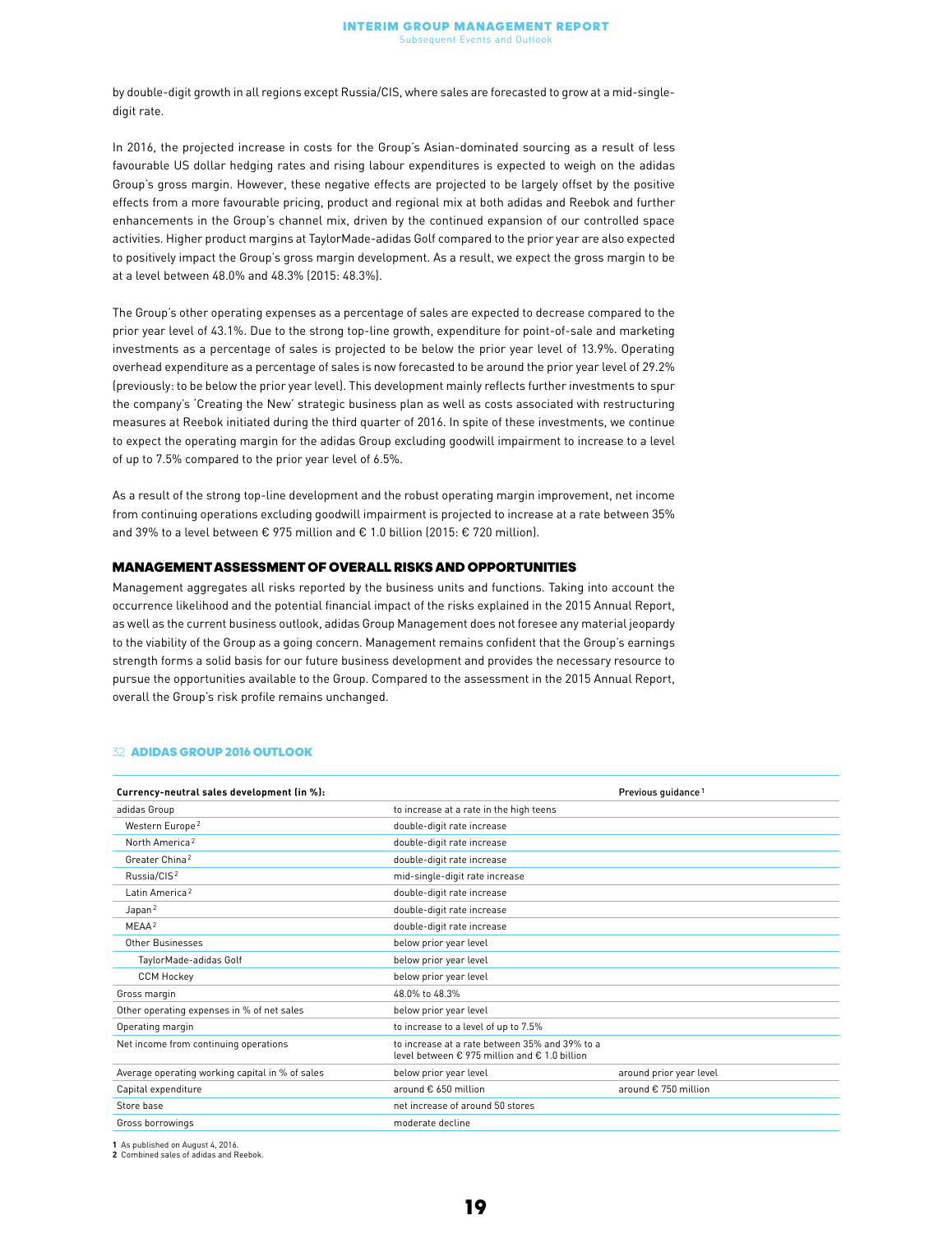by double-digit growth in all regions except Russia/CIS, where sales are forecasted to grow at a mid-single-digit rate.

In 2016, the projected increase in costs for the Group's Asian-dominated sourcing as a result of less favourable US dollar hedging rates and rising labour expenditures is expected to weigh on the adidas Group's gross margin. However, these negative effects are projected to be largely offset by the positive effects from a more favourable pricing, product and regional mix at both adidas and Reebok and further enhancements in the Group's channel mix, driven by the continued expansion of our controlled space activities. Higher product margins at TaylorMade-adidas Golf compared to the prior year are also expected to positively impact the Group's gross margin development. As a result, we expect the gross margin to be at a level between 48.0% and 48.3% (2015: 48.3%).

The Group's other operating expenses as a percentage of sales are expected to decrease compared to the prior year level of 43.1%. Due to the strong top-line growth, expenditure for point-of-sale and marketing investments as a percentage of sales is projected to be below the prior year level of 13.9%. Operating overhead expenditure as a percentage of sales is now forecasted to be around the prior year level of 29.2% (previously: to be below the prior year level). This development mainly reflects further investments to spur the company's 'Creating the New' strategic business plan as well as costs associated with restructuring measures at Reebok initiated during the third quarter of 2016. In spite of these investments, we continue to expect the operating margin for the adidas Group excluding goodwill impairment to increase to a level of up to 7.5% compared to the prior year level of 6.5%.

As a result of the strong top-line development and the robust operating margin improvement, net income from continuing operations excluding goodwill impairment is projected to increase at a rate between 35% and 39% to a level between € 975 million and € 1.0 billion (2015: € 720 million).

## MANAGEMENT ASSESSMENT OF OVERALL RISKS AND OPPORTUNITIES

Management aggregates all risks reported by the business units and functions. Taking into account the occurrence likelihood and the potential financial impact of the risks explained in the 2015 Annual Report, as well as the current business outlook, adidas Group Management does not foresee any material jeopardy to the viability of the Group as a going concern. Management remains confident that the Group's earnings strength forms a solid basis for our future business development and provides the necessary resource to pursue the opportunities available to the Group. Compared to the assessment in the 2015 Annual Report, overall the Group's risk profile remains unchanged.

32 **ADIDAS GROUP 2016 OUTLOOK**

| Currency-neutral sales development (in %): | | Previous guidance[1] |
|---|---|---|
| adidas Group | to increase at a rate in the high teens | |
| Western Europe[2] | double-digit rate increase | |
| North America[2] | double-digit rate increase | |
| Greater China[2] | double-digit rate increase | |
| Russia/CIS[2] | mid-single-digit rate increase | |
| Latin America[2] | double-digit rate increase | |
| Japan[2] | double-digit rate increase | |
| MEAA[2] | double-digit rate increase | |
| Other Businesses | below prior year level | |
| TaylorMade-adidas Golf | below prior year level | |
| CCM Hockey | below prior year level | |
| Gross margin | 48.0% to 48.3% | |
| Other operating expenses in % of net sales | below prior year level | |
| Operating margin | to increase to a level of up to 7.5% | |
| Net income from continuing operations | to increase at a rate between 35% and 39% to a level between € 975 million and € 1.0 billion | |
| Average operating working capital in % of sales | below prior year level | around prior year level |
| Capital expenditure | around € 650 million | around € 750 million |
| Store base | net increase of around 50 stores | |
| Gross borrowings | moderate decline | |

1 As published on August 4, 2016.
2 Combined sales of adidas and Reebok.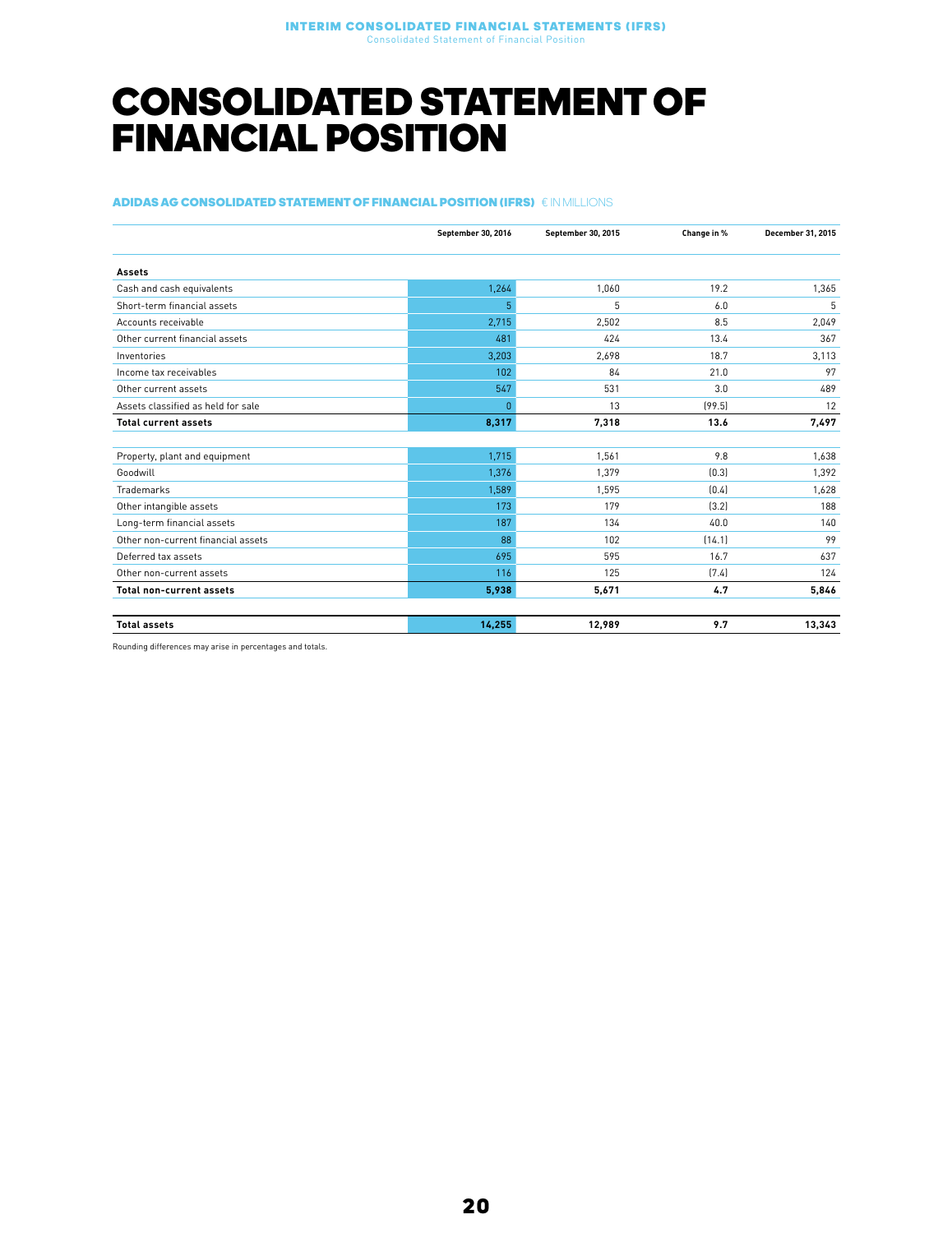# CONSOLIDATED STATEMENT OF FINANCIAL POSITION

**ADIDAS AG CONSOLIDATED STATEMENT OF FINANCIAL POSITION (IFRS)** € IN MILLIONS

| | September 30, 2016 | September 30, 2015 | Change in % | December 31, 2015 |
|---|---|---|---|---|
| **Assets** | | | | |
| Cash and cash equivalents | 1,264 | 1,060 | 19.2 | 1,365 |
| Short-term financial assets | 5 | 5 | 6.0 | 5 |
| Accounts receivable | 2,715 | 2,502 | 8.5 | 2,049 |
| Other current financial assets | 481 | 424 | 13.4 | 367 |
| Inventories | 3,203 | 2,698 | 18.7 | 3,113 |
| Income tax receivables | 102 | 84 | 21.0 | 97 |
| Other current assets | 547 | 531 | 3.0 | 489 |
| Assets classified as held for sale | 0 | 13 | (99.5) | 12 |
| **Total current assets** | **8,317** | **7,318** | **13.6** | **7,497** |
| Property, plant and equipment | 1,715 | 1,561 | 9.8 | 1,638 |
| Goodwill | 1,376 | 1,379 | (0.3) | 1,392 |
| Trademarks | 1,589 | 1,595 | (0.4) | 1,628 |
| Other intangible assets | 173 | 179 | (3.2) | 188 |
| Long-term financial assets | 187 | 134 | 40.0 | 140 |
| Other non-current financial assets | 88 | 102 | (14.1) | 99 |
| Deferred tax assets | 695 | 595 | 16.7 | 637 |
| Other non-current assets | 116 | 125 | (7.4) | 124 |
| **Total non-current assets** | **5,938** | **5,671** | **4.7** | **5,846** |
| **Total assets** | **14,255** | **12,989** | **9.7** | **13,343** |

Rounding differences may arise in percentages and totals.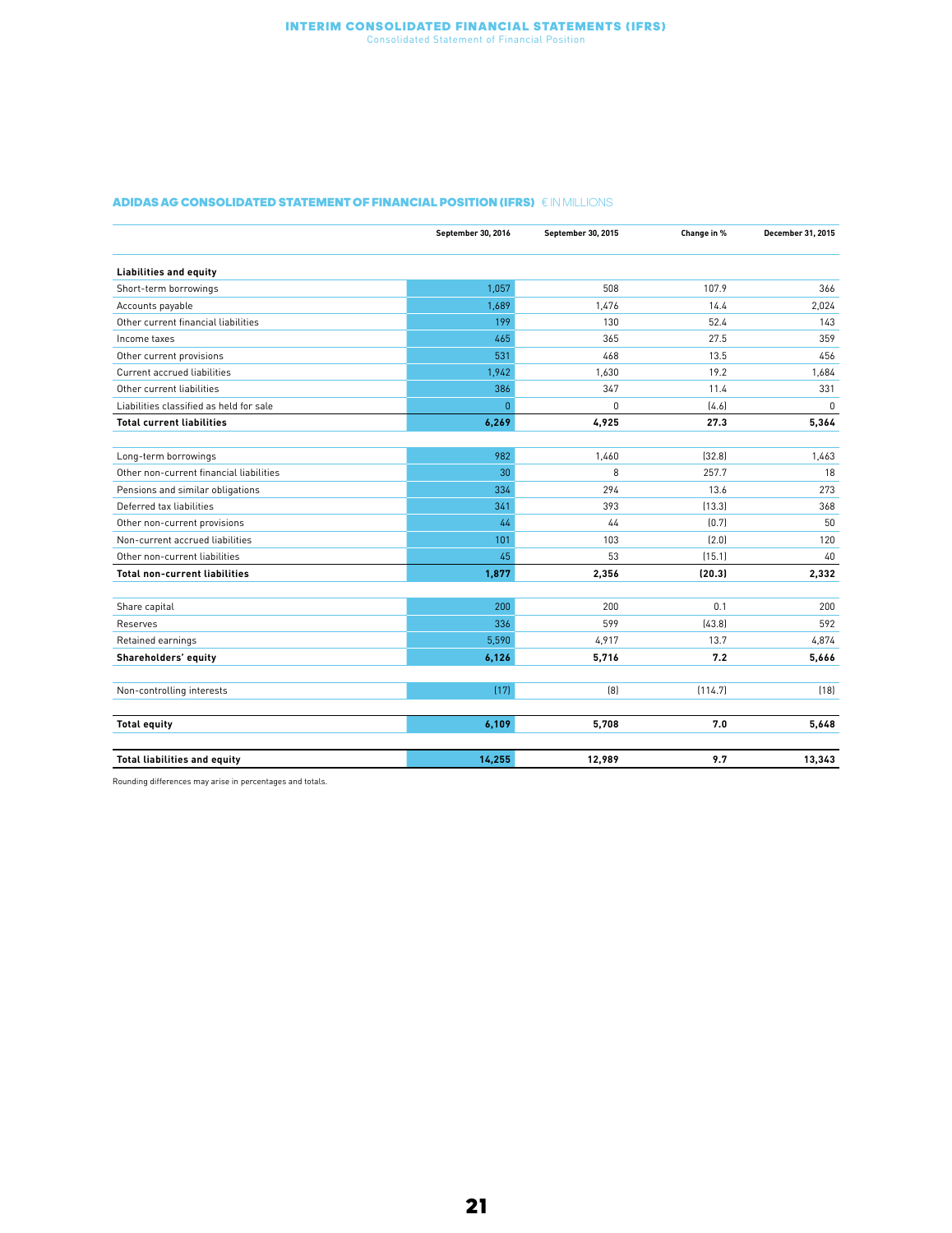## ADIDAS AG CONSOLIDATED STATEMENT OF FINANCIAL POSITION (IFRS) € IN MILLIONS

| | September 30, 2016 | September 30, 2015 | Change in % | December 31, 2015 |
|---|---|---|---|---|
| **Liabilities and equity** | | | | |
| Short-term borrowings | 1,057 | 508 | 107.9 | 366 |
| Accounts payable | 1,689 | 1,476 | 14.4 | 2,024 |
| Other current financial liabilities | 199 | 130 | 52.4 | 143 |
| Income taxes | 465 | 365 | 27.5 | 359 |
| Other current provisions | 531 | 468 | 13.5 | 456 |
| Current accrued liabilities | 1,942 | 1,630 | 19.2 | 1,684 |
| Other current liabilities | 386 | 347 | 11.4 | 331 |
| Liabilities classified as held for sale | 0 | 0 | (4.6) | 0 |
| **Total current liabilities** | **6,269** | **4,925** | **27.3** | **5,364** |
| | | | | |
| Long-term borrowings | 982 | 1,460 | (32.8) | 1,463 |
| Other non-current financial liabilities | 30 | 8 | 257.7 | 18 |
| Pensions and similar obligations | 334 | 294 | 13.6 | 273 |
| Deferred tax liabilities | 341 | 393 | (13.3) | 368 |
| Other non-current provisions | 44 | 44 | (0.7) | 50 |
| Non-current accrued liabilities | 101 | 103 | (2.0) | 120 |
| Other non-current liabilities | 45 | 53 | (15.1) | 40 |
| **Total non-current liabilities** | **1,877** | **2,356** | **(20.3)** | **2,332** |
| | | | | |
| Share capital | 200 | 200 | 0.1 | 200 |
| Reserves | 336 | 599 | (43.8) | 592 |
| Retained earnings | 5,590 | 4,917 | 13.7 | 4,874 |
| **Shareholders' equity** | **6,126** | **5,716** | **7.2** | **5,666** |
| | | | | |
| Non-controlling interests | (17) | (8) | (114.7) | (18) |
| | | | | |
| **Total equity** | **6,109** | **5,708** | **7.0** | **5,648** |
| | | | | |
| **Total liabilities and equity** | **14,255** | **12,989** | **9.7** | **13,343** |

Rounding differences may arise in percentages and totals.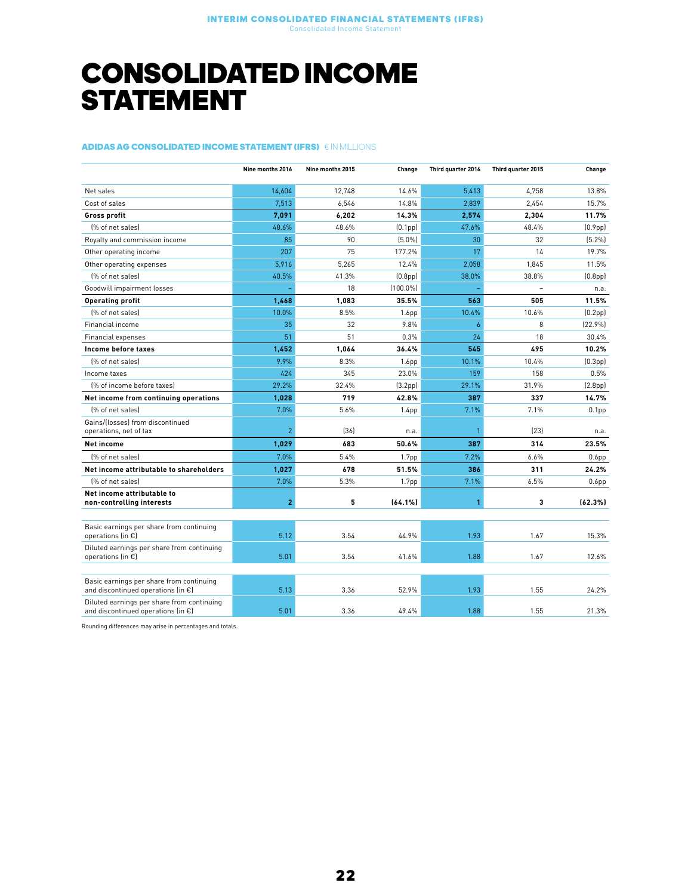# CONSOLIDATED INCOME STATEMENT

**ADIDAS AG CONSOLIDATED INCOME STATEMENT (IFRS)** € IN MILLIONS

| | Nine months 2016 | Nine months 2015 | Change | Third quarter 2016 | Third quarter 2015 | Change |
|---|---|---|---|---|---|---|
| Net sales | 14,604 | 12,748 | 14.6% | 5,413 | 4,758 | 13.8% |
| Cost of sales | 7,513 | 6,546 | 14.8% | 2,839 | 2,454 | 15.7% |
| **Gross profit** | **7,091** | **6,202** | **14.3%** | **2,574** | **2,304** | **11.7%** |
| (% of net sales) | 48.6% | 48.6% | (0.1pp) | 47.6% | 48.4% | (0.9pp) |
| Royalty and commission income | 85 | 90 | (5.0%) | 30 | 32 | (5.2%) |
| Other operating income | 207 | 75 | 177.2% | 17 | 14 | 19.7% |
| Other operating expenses | 5,916 | 5,265 | 12.4% | 2,058 | 1,845 | 11.5% |
| (% of net sales) | 40.5% | 41.3% | (0.8pp) | 38.0% | 38.8% | (0.8pp) |
| Goodwill impairment losses | – | 18 | (100.0%) | – | – | n.a. |
| **Operating profit** | **1,468** | **1,083** | **35.5%** | **563** | **505** | **11.5%** |
| (% of net sales) | 10.0% | 8.5% | 1.6pp | 10.4% | 10.6% | (0.2pp) |
| Financial income | 35 | 32 | 9.8% | 6 | 8 | (22.9%) |
| Financial expenses | 51 | 51 | 0.3% | 24 | 18 | 30.4% |
| **Income before taxes** | **1,452** | **1,064** | **36.4%** | **545** | **495** | **10.2%** |
| (% of net sales) | 9.9% | 8.3% | 1.6pp | 10.1% | 10.4% | (0.3pp) |
| Income taxes | 424 | 345 | 23.0% | 159 | 158 | 0.5% |
| (% of income before taxes) | 29.2% | 32.4% | (3.2pp) | 29.1% | 31.9% | (2.8pp) |
| **Net income from continuing operations** | **1,028** | **719** | **42.8%** | **387** | **337** | **14.7%** |
| (% of net sales) | 7.0% | 5.6% | 1.4pp | 7.1% | 7.1% | 0.1pp |
| Gains/(losses) from discontinued operations, net of tax | 2 | (36) | n.a. | 1 | (23) | n.a. |
| **Net income** | **1,029** | **683** | **50.6%** | **387** | **314** | **23.5%** |
| (% of net sales) | 7.0% | 5.4% | 1.7pp | 7.2% | 6.6% | 0.6pp |
| **Net income attributable to shareholders** | **1,027** | **678** | **51.5%** | **386** | **311** | **24.2%** |
| (% of net sales) | 7.0% | 5.3% | 1.7pp | 7.1% | 6.5% | 0.6pp |
| **Net income attributable to non-controlling interests** | **2** | **5** | **(64.1%)** | **1** | **3** | **(62.3%)** |
| | | | | | | |
| Basic earnings per share from continuing operations (in €) | 5.12 | 3.54 | 44.9% | 1.93 | 1.67 | 15.3% |
| Diluted earnings per share from continuing operations (in €) | 5.01 | 3.54 | 41.6% | 1.88 | 1.67 | 12.6% |
| | | | | | | |
| Basic earnings per share from continuing and discontinued operations (in €) | 5.13 | 3.36 | 52.9% | 1.93 | 1.55 | 24.2% |
| Diluted earnings per share from continuing and discontinued operations (in €) | 5.01 | 3.36 | 49.4% | 1.88 | 1.55 | 21.3% |

Rounding differences may arise in percentages and totals.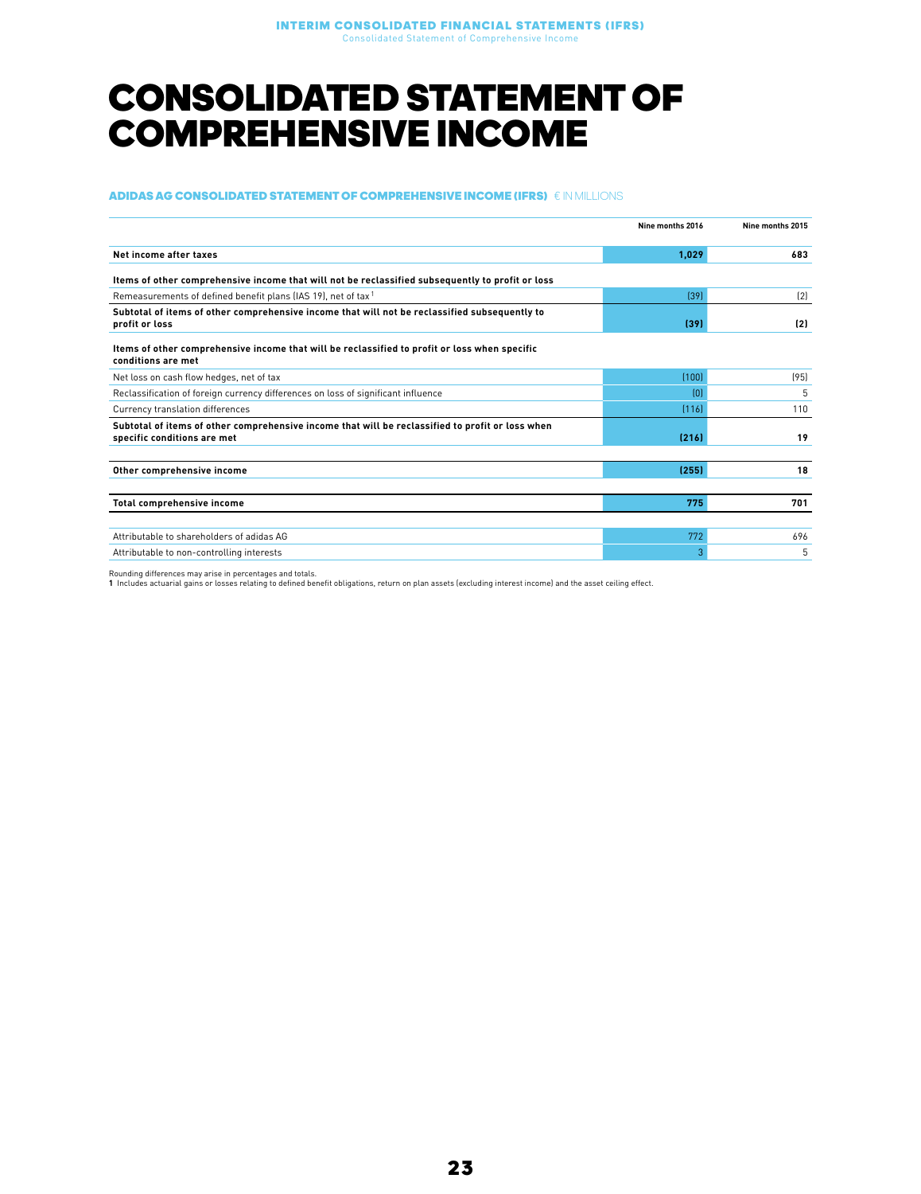# CONSOLIDATED STATEMENT OF COMPREHENSIVE INCOME

**ADIDAS AG CONSOLIDATED STATEMENT OF COMPREHENSIVE INCOME (IFRS)** € IN MILLIONS

| | Nine months 2016 | Nine months 2015 |
|---|---|---|
| **Net income after taxes** | **1,029** | **683** |
| **Items of other comprehensive income that will not be reclassified subsequently to profit or loss** | | |
| Remeasurements of defined benefit plans (IAS 19), net of tax [1] | (39) | (2) |
| **Subtotal of items of other comprehensive income that will not be reclassified subsequently to profit or loss** | **(39)** | **(2)** |
| **Items of other comprehensive income that will be reclassified to profit or loss when specific conditions are met** | | |
| Net loss on cash flow hedges, net of tax | (100) | (95) |
| Reclassification of foreign currency differences on loss of significant influence | (0) | 5 |
| Currency translation differences | (116) | 110 |
| **Subtotal of items of other comprehensive income that will be reclassified to profit or loss when specific conditions are met** | **(216)** | **19** |
| **Other comprehensive income** | **(255)** | **18** |
| **Total comprehensive income** | **775** | **701** |
| Attributable to shareholders of adidas AG | 772 | 696 |
| Attributable to non-controlling interests | 3 | 5 |

Rounding differences may arise in percentages and totals.
**1** Includes actuarial gains or losses relating to defined benefit obligations, return on plan assets (excluding interest income) and the asset ceiling effect.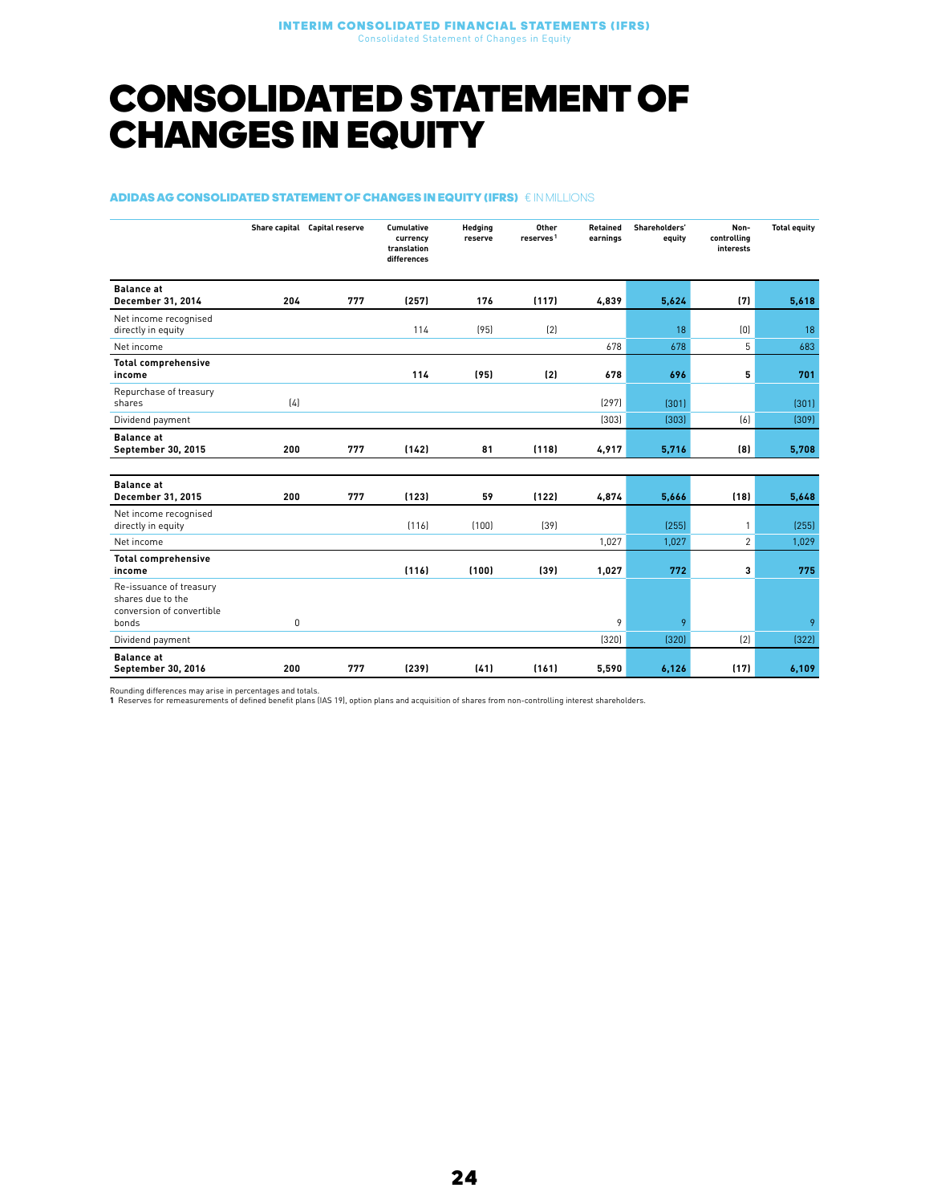# CONSOLIDATED STATEMENT OF CHANGES IN EQUITY

**ADIDAS AG CONSOLIDATED STATEMENT OF CHANGES IN EQUITY (IFRS)** € IN MILLIONS

| | Share capital | Capital reserve | Cumulative currency translation differences | Hedging reserve | Other reserves[1] | Retained earnings | Shareholders' equity | Non-controlling interests | Total equity |
|---|---|---|---|---|---|---|---|---|---|
| **Balance at December 31, 2014** | **204** | **777** | **(257)** | **176** | **(117)** | **4,839** | **5,624** | **(7)** | **5,618** |
| Net income recognised directly in equity | | | 114 | (95) | (2) | | 18 | (0) | 18 |
| Net income | | | | | | 678 | 678 | 5 | 683 |
| **Total comprehensive income** | | | **114** | **(95)** | **(2)** | **678** | **696** | **5** | **701** |
| Repurchase of treasury shares | (4) | | | | | (297) | (301) | | (301) |
| Dividend payment | | | | | | (303) | (303) | (6) | (309) |
| **Balance at September 30, 2015** | **200** | **777** | **(142)** | **81** | **(118)** | **4,917** | **5,716** | **(8)** | **5,708** |
| | | | | | | | | | |
| **Balance at December 31, 2015** | **200** | **777** | **(123)** | **59** | **(122)** | **4,874** | **5,666** | **(18)** | **5,648** |
| Net income recognised directly in equity | | | (116) | (100) | (39) | | (255) | 1 | (255) |
| Net income | | | | | | 1,027 | 1,027 | 2 | 1,029 |
| **Total comprehensive income** | | | **(116)** | **(100)** | **(39)** | **1,027** | **772** | **3** | **775** |
| Re-issuance of treasury shares due to the conversion of convertible bonds | 0 | | | | | 9 | 9 | | 9 |
| Dividend payment | | | | | | (320) | (320) | (2) | (322) |
| **Balance at September 30, 2016** | **200** | **777** | **(239)** | **(41)** | **(161)** | **5,590** | **6,126** | **(17)** | **6,109** |

Rounding differences may arise in percentages and totals.
**1** Reserves for remeasurements of defined benefit plans (IAS 19), option plans and acquisition of shares from non-controlling interest shareholders.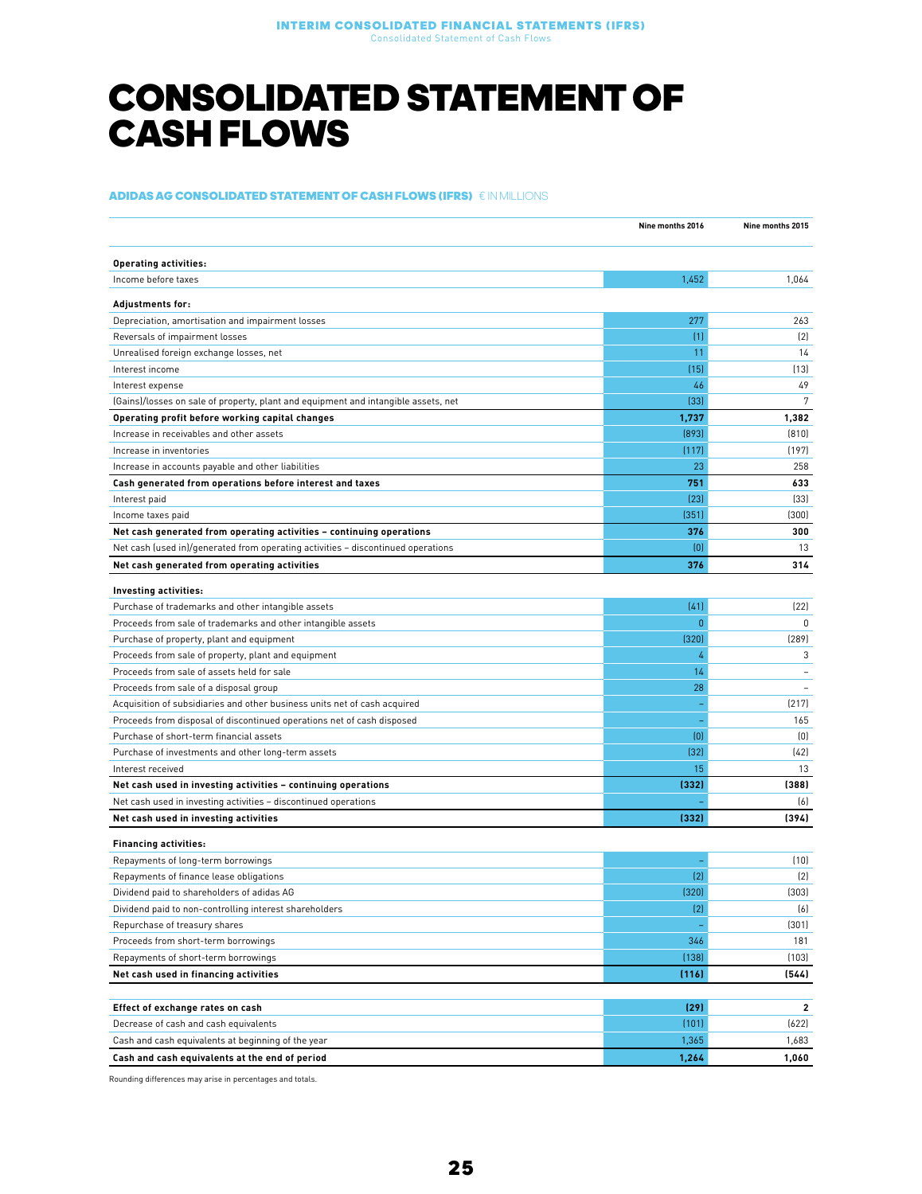# CONSOLIDATED STATEMENT OF CASH FLOWS

**ADIDAS AG CONSOLIDATED STATEMENT OF CASH FLOWS (IFRS)** € IN MILLIONS

| | Nine months 2016 | Nine months 2015 |
|---|---|---|
| **Operating activities:** | | |
| Income before taxes | 1,452 | 1,064 |
| **Adjustments for:** | | |
| Depreciation, amortisation and impairment losses | 277 | 263 |
| Reversals of impairment losses | (1) | (2) |
| Unrealised foreign exchange losses, net | 11 | 14 |
| Interest income | (15) | (13) |
| Interest expense | 46 | 49 |
| (Gains)/losses on sale of property, plant and equipment and intangible assets, net | (33) | 7 |
| **Operating profit before working capital changes** | **1,737** | **1,382** |
| Increase in receivables and other assets | (893) | (810) |
| Increase in inventories | (117) | (197) |
| Increase in accounts payable and other liabilities | 23 | 258 |
| **Cash generated from operations before interest and taxes** | **751** | **633** |
| Interest paid | (23) | (33) |
| Income taxes paid | (351) | (300) |
| **Net cash generated from operating activities – continuing operations** | **376** | **300** |
| Net cash (used in)/generated from operating activities – discontinued operations | (0) | 13 |
| **Net cash generated from operating activities** | **376** | **314** |
| **Investing activities:** | | |
| Purchase of trademarks and other intangible assets | (41) | (22) |
| Proceeds from sale of trademarks and other intangible assets | 0 | 0 |
| Purchase of property, plant and equipment | (320) | (289) |
| Proceeds from sale of property, plant and equipment | 4 | 3 |
| Proceeds from sale of assets held for sale | 14 | – |
| Proceeds from sale of a disposal group | 28 | – |
| Acquisition of subsidiaries and other business units net of cash acquired | – | (217) |
| Proceeds from disposal of discontinued operations net of cash disposed | – | 165 |
| Purchase of short-term financial assets | (0) | (0) |
| Purchase of investments and other long-term assets | (32) | (42) |
| Interest received | 15 | 13 |
| **Net cash used in investing activities – continuing operations** | **(332)** | **(388)** |
| Net cash used in investing activities – discontinued operations | – | (6) |
| **Net cash used in investing activities** | **(332)** | **(394)** |
| **Financing activities:** | | |
| Repayments of long-term borrowings | – | (10) |
| Repayments of finance lease obligations | (2) | (2) |
| Dividend paid to shareholders of adidas AG | (320) | (303) |
| Dividend paid to non-controlling interest shareholders | (2) | (6) |
| Repurchase of treasury shares | – | (301) |
| Proceeds from short-term borrowings | 346 | 181 |
| Repayments of short-term borrowings | (138) | (103) |
| **Net cash used in financing activities** | **(116)** | **(544)** |
| **Effect of exchange rates on cash** | **(29)** | **2** |
| Decrease of cash and cash equivalents | (101) | (622) |
| Cash and cash equivalents at beginning of the year | 1,365 | 1,683 |
| **Cash and cash equivalents at the end of period** | **1,264** | **1,060** |

Rounding differences may arise in percentages and totals.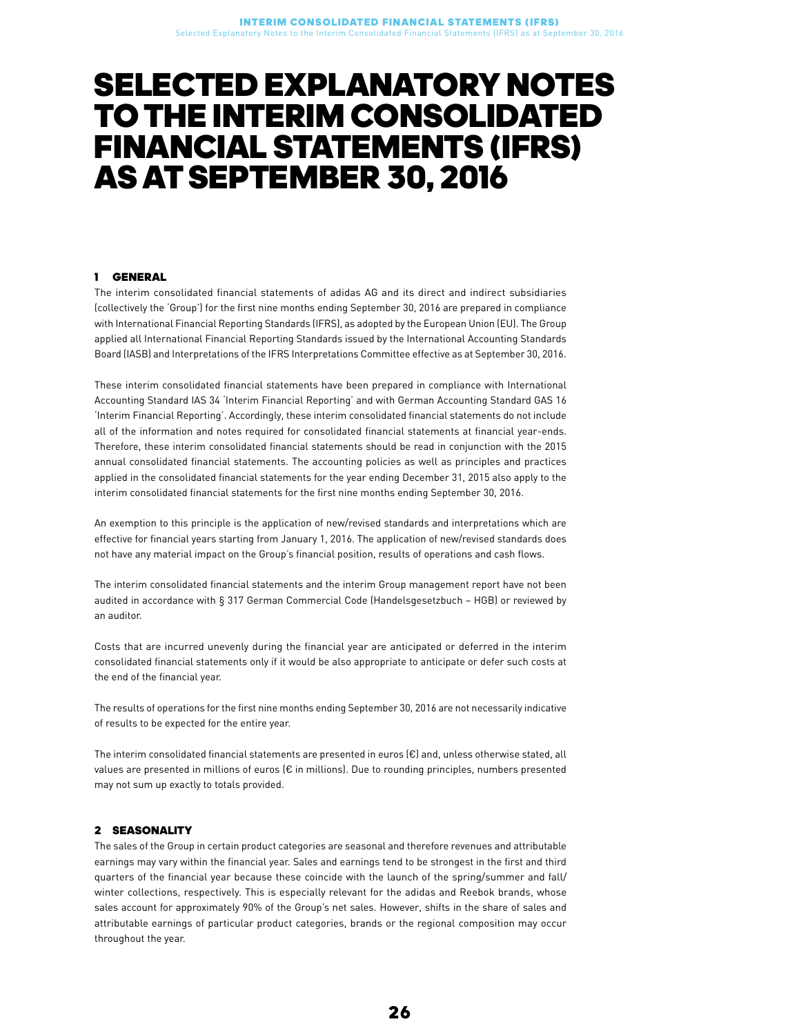# SELECTED EXPLANATORY NOTES TO THE INTERIM CONSOLIDATED FINANCIAL STATEMENTS (IFRS) AS AT SEPTEMBER 30, 2016

## 1 GENERAL

The interim consolidated financial statements of adidas AG and its direct and indirect subsidiaries (collectively the 'Group') for the first nine months ending September 30, 2016 are prepared in compliance with International Financial Reporting Standards (IFRS), as adopted by the European Union (EU). The Group applied all International Financial Reporting Standards issued by the International Accounting Standards Board (IASB) and Interpretations of the IFRS Interpretations Committee effective as at September 30, 2016.

These interim consolidated financial statements have been prepared in compliance with International Accounting Standard IAS 34 'Interim Financial Reporting' and with German Accounting Standard GAS 16 'Interim Financial Reporting'. Accordingly, these interim consolidated financial statements do not include all of the information and notes required for consolidated financial statements at financial year-ends. Therefore, these interim consolidated financial statements should be read in conjunction with the 2015 annual consolidated financial statements. The accounting policies as well as principles and practices applied in the consolidated financial statements for the year ending December 31, 2015 also apply to the interim consolidated financial statements for the first nine months ending September 30, 2016.

An exemption to this principle is the application of new/revised standards and interpretations which are effective for financial years starting from January 1, 2016. The application of new/revised standards does not have any material impact on the Group's financial position, results of operations and cash flows.

The interim consolidated financial statements and the interim Group management report have not been audited in accordance with § 317 German Commercial Code (Handelsgesetzbuch – HGB) or reviewed by an auditor.

Costs that are incurred unevenly during the financial year are anticipated or deferred in the interim consolidated financial statements only if it would be also appropriate to anticipate or defer such costs at the end of the financial year.

The results of operations for the first nine months ending September 30, 2016 are not necessarily indicative of results to be expected for the entire year.

The interim consolidated financial statements are presented in euros (€) and, unless otherwise stated, all values are presented in millions of euros (€ in millions). Due to rounding principles, numbers presented may not sum up exactly to totals provided.

## 2 SEASONALITY

The sales of the Group in certain product categories are seasonal and therefore revenues and attributable earnings may vary within the financial year. Sales and earnings tend to be strongest in the first and third quarters of the financial year because these coincide with the launch of the spring/summer and fall/winter collections, respectively. This is especially relevant for the adidas and Reebok brands, whose sales account for approximately 90% of the Group's net sales. However, shifts in the share of sales and attributable earnings of particular product categories, brands or the regional composition may occur throughout the year.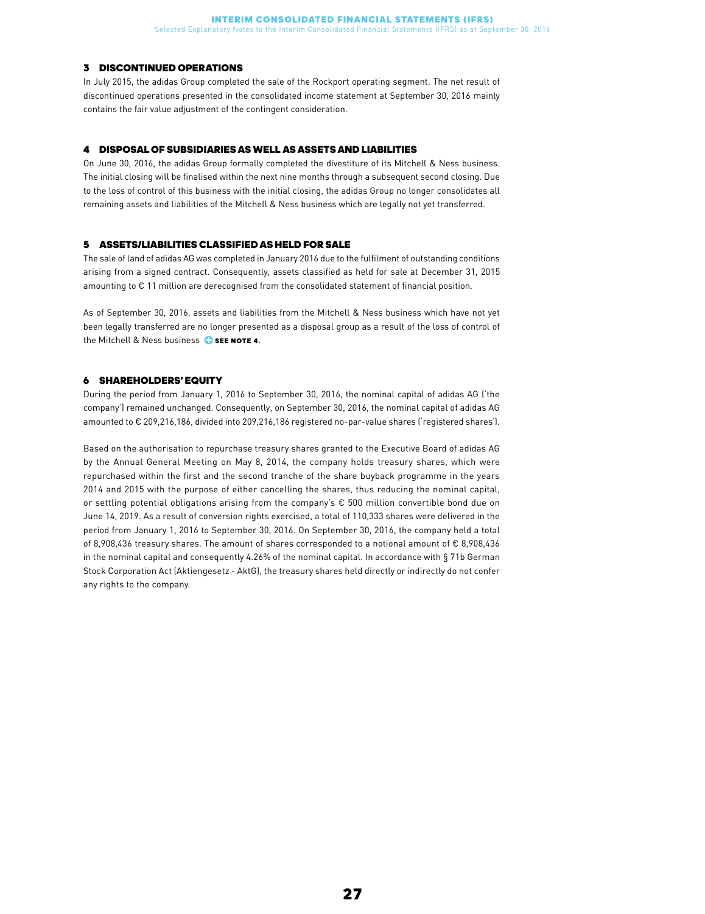## 3 DISCONTINUED OPERATIONS

In July 2015, the adidas Group completed the sale of the Rockport operating segment. The net result of discontinued operations presented in the consolidated income statement at September 30, 2016 mainly contains the fair value adjustment of the contingent consideration.

## 4 DISPOSAL OF SUBSIDIARIES AS WELL AS ASSETS AND LIABILITIES

On June 30, 2016, the adidas Group formally completed the divestiture of its Mitchell & Ness business. The initial closing will be finalised within the next nine months through a subsequent second closing. Due to the loss of control of this business with the initial closing, the adidas Group no longer consolidates all remaining assets and liabilities of the Mitchell & Ness business which are legally not yet transferred.

## 5 ASSETS/LIABILITIES CLASSIFIED AS HELD FOR SALE

The sale of land of adidas AG was completed in January 2016 due to the fulfilment of outstanding conditions arising from a signed contract. Consequently, assets classified as held for sale at December 31, 2015 amounting to € 11 million are derecognised from the consolidated statement of financial position.

As of September 30, 2016, assets and liabilities from the Mitchell & Ness business which have not yet been legally transferred are no longer presented as a disposal group as a result of the loss of control of the Mitchell & Ness business SEE NOTE 4.

## 6 SHAREHOLDERS' EQUITY

During the period from January 1, 2016 to September 30, 2016, the nominal capital of adidas AG ('the company') remained unchanged. Consequently, on September 30, 2016, the nominal capital of adidas AG amounted to € 209,216,186, divided into 209,216,186 registered no-par-value shares ('registered shares').

Based on the authorisation to repurchase treasury shares granted to the Executive Board of adidas AG by the Annual General Meeting on May 8, 2014, the company holds treasury shares, which were repurchased within the first and the second tranche of the share buyback programme in the years 2014 and 2015 with the purpose of either cancelling the shares, thus reducing the nominal capital, or settling potential obligations arising from the company's € 500 million convertible bond due on June 14, 2019. As a result of conversion rights exercised, a total of 110,333 shares were delivered in the period from January 1, 2016 to September 30, 2016. On September 30, 2016, the company held a total of 8,908,436 treasury shares. The amount of shares corresponded to a notional amount of € 8,908,436 in the nominal capital and consequently 4.26% of the nominal capital. In accordance with § 71b German Stock Corporation Act (Aktiengesetz - AktG), the treasury shares held directly or indirectly do not confer any rights to the company.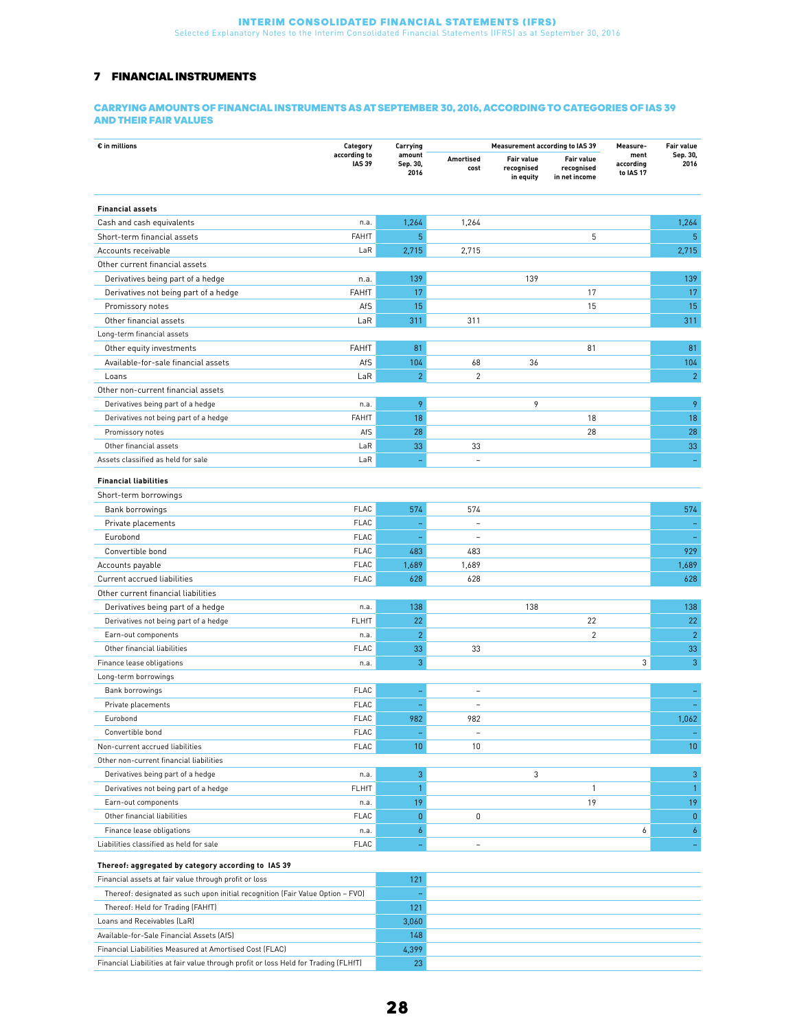## 7 FINANCIAL INSTRUMENTS

### CARRYING AMOUNTS OF FINANCIAL INSTRUMENTS AS AT SEPTEMBER 30, 2016, ACCORDING TO CATEGORIES OF IAS 39 AND THEIR FAIR VALUES

| € in millions | Category according to IAS 39 | Carrying amount Sep. 30, 2016 | Measurement according to IAS 39 | | | Measure-ment according to IAS 17 | Fair value Sep. 30, 2016 |
|---|---|---|---|---|---|---|---|
| | | | Amortised cost | Fair value recognised in equity | Fair value recognised in net income | | |
| **Financial assets** | | | | | | | |
| Cash and cash equivalents | n.a. | 1,264 | 1,264 | | | | 1,264 |
| Short-term financial assets | FAHfT | 5 | | | 5 | | 5 |
| Accounts receivable | LaR | 2,715 | 2,715 | | | | 2,715 |
| Other current financial assets | | | | | | | |
| Derivatives being part of a hedge | n.a. | 139 | | 139 | | | 139 |
| Derivatives not being part of a hedge | FAHfT | 17 | | | 17 | | 17 |
| Promissory notes | AfS | 15 | | | 15 | | 15 |
| Other financial assets | LaR | 311 | 311 | | | | 311 |
| Long-term financial assets | | | | | | | |
| Other equity investments | FAHfT | 81 | | | 81 | | 81 |
| Available-for-sale financial assets | AfS | 104 | 68 | 36 | | | 104 |
| Loans | LaR | 2 | 2 | | | | 2 |
| Other non-current financial assets | | | | | | | |
| Derivatives being part of a hedge | n.a. | 9 | | 9 | | | 9 |
| Derivatives not being part of a hedge | FAHfT | 18 | | | 18 | | 18 |
| Promissory notes | AfS | 28 | | | 28 | | 28 |
| Other financial assets | LaR | 33 | 33 | | | | 33 |
| Assets classified as held for sale | LaR | – | – | | | | – |
| **Financial liabilities** | | | | | | | |
| Short-term borrowings | | | | | | | |
| Bank borrowings | FLAC | 574 | 574 | | | | 574 |
| Private placements | FLAC | – | – | | | | – |
| Eurobond | FLAC | – | – | | | | – |
| Convertible bond | FLAC | 483 | 483 | | | | 929 |
| Accounts payable | FLAC | 1,689 | 1,689 | | | | 1,689 |
| Current accrued liabilities | FLAC | 628 | 628 | | | | 628 |
| Other current financial liabilities | | | | | | | |
| Derivatives being part of a hedge | n.a. | 138 | | 138 | | | 138 |
| Derivatives not being part of a hedge | FLHfT | 22 | | | 22 | | 22 |
| Earn-out components | n.a. | 2 | | | 2 | | 2 |
| Other financial liabilities | FLAC | 33 | 33 | | | | 33 |
| Finance lease obligations | n.a. | 3 | | | | 3 | 3 |
| Long-term borrowings | | | | | | | |
| Bank borrowings | FLAC | – | – | | | | – |
| Private placements | FLAC | – | – | | | | – |
| Eurobond | FLAC | 982 | 982 | | | | 1,062 |
| Convertible bond | FLAC | – | – | | | | – |
| Non-current accrued liabilities | FLAC | 10 | 10 | | | | 10 |
| Other non-current financial liabilities | | | | | | | |
| Derivatives being part of a hedge | n.a. | 3 | | 3 | | | 3 |
| Derivatives not being part of a hedge | FLHfT | 1 | | | 1 | | 1 |
| Earn-out components | n.a. | 19 | | | 19 | | 19 |
| Other financial liabilities | FLAC | 0 | 0 | | | | 0 |
| Finance lease obligations | n.a. | 6 | | | | 6 | 6 |
| Liabilities classified as held for sale | FLAC | – | – | | | | – |
| **Thereof: aggregated by category according to IAS 39** | | | | | | | |
| Financial assets at fair value through profit or loss | | 121 | | | | | |
| Thereof: designated as such upon initial recognition (Fair Value Option – FVO) | | – | | | | | |
| Thereof: Held for Trading (FAHfT) | | 121 | | | | | |
| Loans and Receivables (LaR) | | 3,060 | | | | | |
| Available-for-Sale Financial Assets (AfS) | | 148 | | | | | |
| Financial Liabilities Measured at Amortised Cost (FLAC) | | 4,399 | | | | | |
| Financial Liabilities at fair value through profit or loss Held for Trading (FLHfT) | | 23 | | | | | |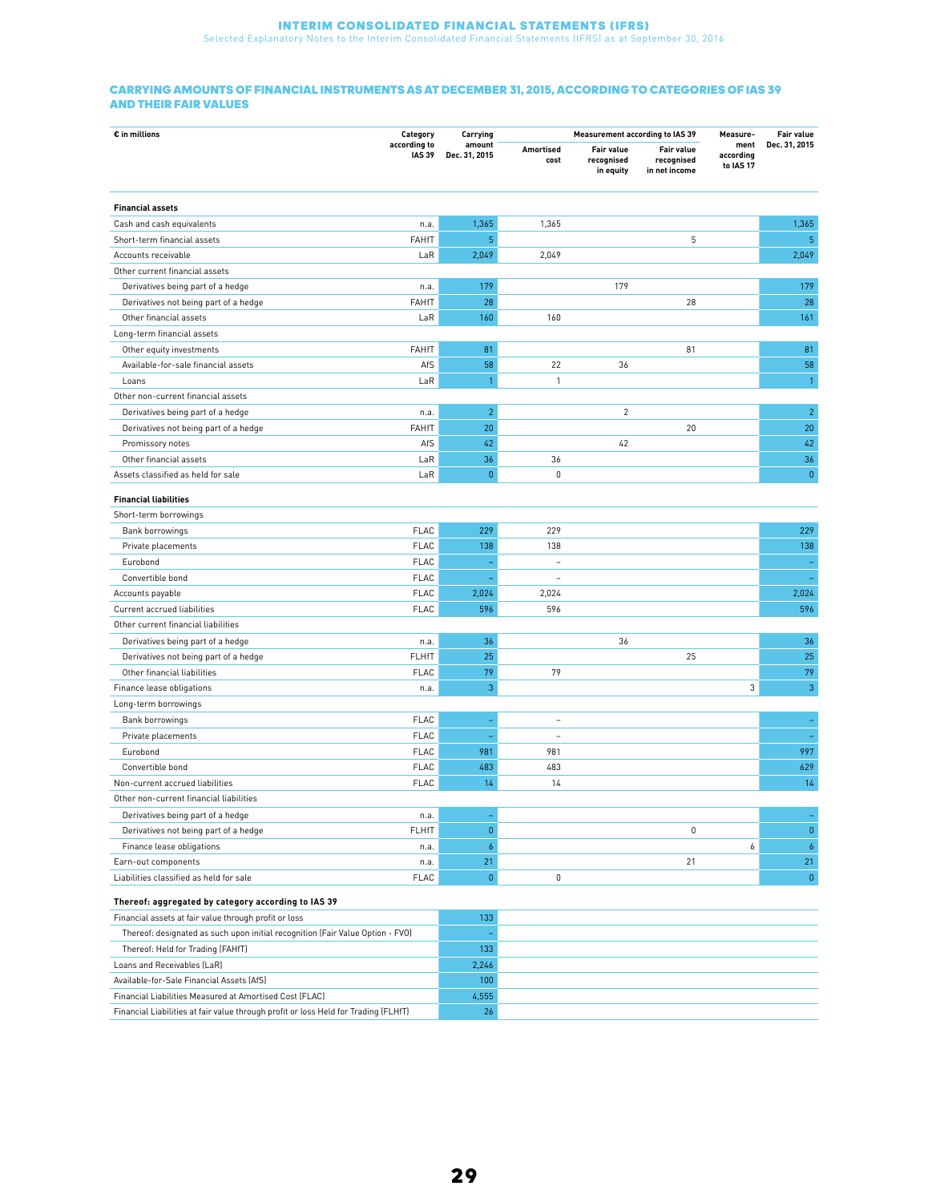## CARRYING AMOUNTS OF FINANCIAL INSTRUMENTS AS AT DECEMBER 31, 2015, ACCORDING TO CATEGORIES OF IAS 39 AND THEIR FAIR VALUES

| € in millions | Category according to IAS 39 | Carrying amount Dec. 31, 2015 | Measurement according to IAS 39 | | | Measure-ment according to IAS 17 | Fair value Dec. 31, 2015 |
|---|---|---|---|---|---|---|---|
| | | | Amortised cost | Fair value recognised in equity | Fair value recognised in net income | | |
| **Financial assets** | | | | | | | |
| Cash and cash equivalents | n.a. | 1,365 | 1,365 | | | | 1,365 |
| Short-term financial assets | FAHfT | 5 | | | 5 | | 5 |
| Accounts receivable | LaR | 2,049 | 2,049 | | | | 2,049 |
| Other current financial assets | | | | | | | |
| Derivatives being part of a hedge | n.a. | 179 | | 179 | | | 179 |
| Derivatives not being part of a hedge | FAHfT | 28 | | | 28 | | 28 |
| Other financial assets | LaR | 160 | 160 | | | | 161 |
| Long-term financial assets | | | | | | | |
| Other equity investments | FAHfT | 81 | | | 81 | | 81 |
| Available-for-sale financial assets | AfS | 58 | 22 | 36 | | | 58 |
| Loans | LaR | 1 | 1 | | | | 1 |
| Other non-current financial assets | | | | | | | |
| Derivatives being part of a hedge | n.a. | 2 | | 2 | | | 2 |
| Derivatives not being part of a hedge | FAHfT | 20 | | | 20 | | 20 |
| Promissory notes | AfS | 42 | | 42 | | | 42 |
| Other financial assets | LaR | 36 | 36 | | | | 36 |
| Assets classified as held for sale | LaR | 0 | 0 | | | | 0 |
| **Financial liabilities** | | | | | | | |
| Short-term borrowings | | | | | | | |
| Bank borrowings | FLAC | 229 | 229 | | | | 229 |
| Private placements | FLAC | 138 | 138 | | | | 138 |
| Eurobond | FLAC | – | – | | | | – |
| Convertible bond | FLAC | – | – | | | | – |
| Accounts payable | FLAC | 2,024 | 2,024 | | | | 2,024 |
| Current accrued liabilities | FLAC | 596 | 596 | | | | 596 |
| Other current financial liabilities | | | | | | | |
| Derivatives being part of a hedge | n.a. | 36 | | 36 | | | 36 |
| Derivatives not being part of a hedge | FLHfT | 25 | | | 25 | | 25 |
| Other financial liabilities | FLAC | 79 | 79 | | | | 79 |
| Finance lease obligations | n.a. | 3 | | | | 3 | 3 |
| Long-term borrowings | | | | | | | |
| Bank borrowings | FLAC | – | – | | | | – |
| Private placements | FLAC | – | – | | | | – |
| Eurobond | FLAC | 981 | 981 | | | | 997 |
| Convertible bond | FLAC | 483 | 483 | | | | 629 |
| Non-current accrued liabilities | FLAC | 14 | 14 | | | | 14 |
| Other non-current financial liabilities | | | | | | | |
| Derivatives being part of a hedge | n.a. | – | | | | | – |
| Derivatives not being part of a hedge | FLHfT | 0 | | | 0 | | 0 |
| Finance lease obligations | n.a. | 6 | | | | 6 | 6 |
| Earn-out components | n.a. | 21 | | | 21 | | 21 |
| Liabilities classified as held for sale | FLAC | 0 | 0 | | | | 0 |
| **Thereof: aggregated by category according to IAS 39** | | | | | | | |
| Financial assets at fair value through profit or loss | | 133 | | | | | |
| Thereof: designated as such upon initial recognition (Fair Value Option - FVO) | | – | | | | | |
| Thereof: Held for Trading (FAHfT) | | 133 | | | | | |
| Loans and Receivables (LaR) | | 2,246 | | | | | |
| Available-for-Sale Financial Assets (AfS) | | 100 | | | | | |
| Financial Liabilities Measured at Amortised Cost (FLAC) | | 4,555 | | | | | |
| Financial Liabilities at fair value through profit or loss Held for Trading (FLHfT) | | 26 | | | | | |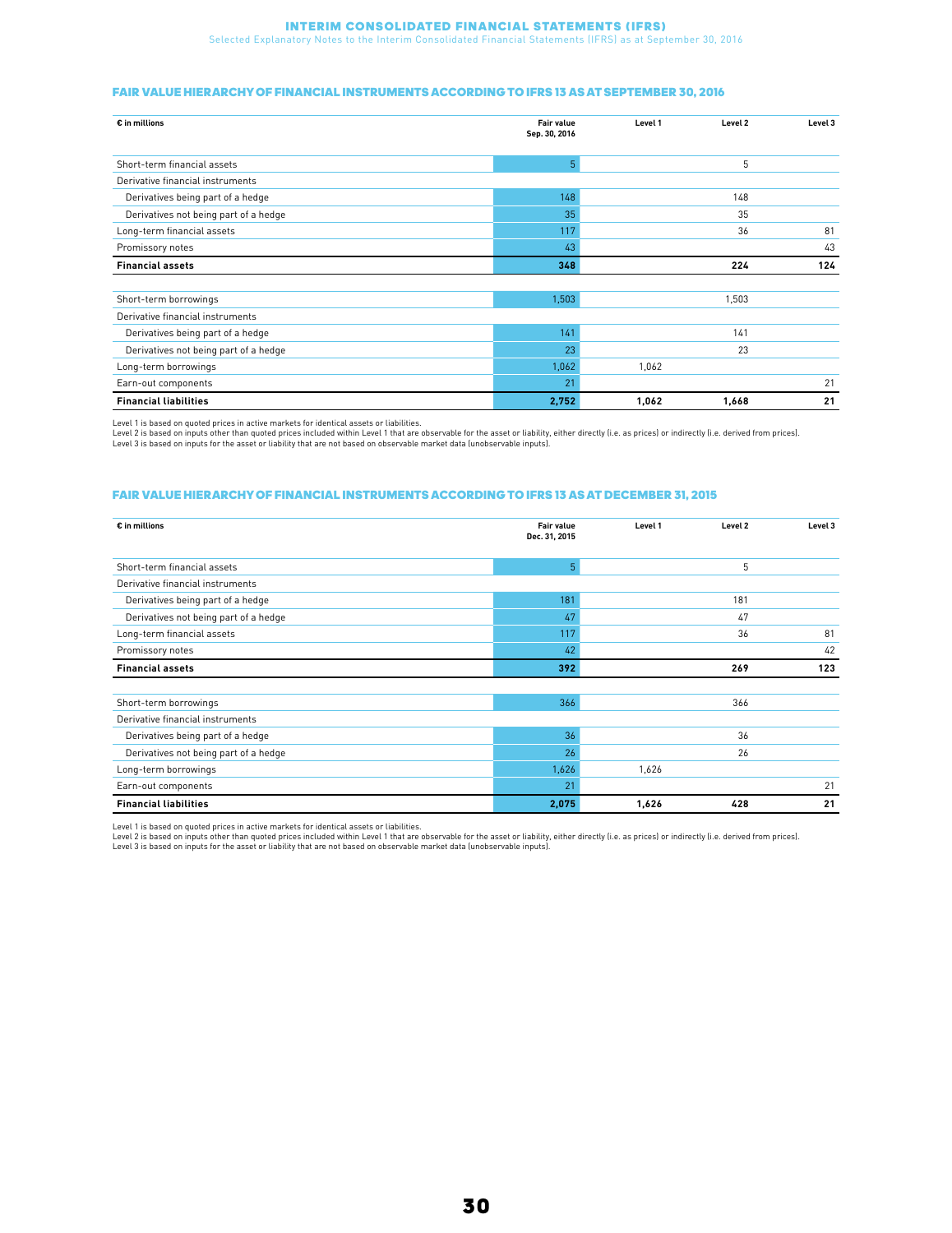## FAIR VALUE HIERARCHY OF FINANCIAL INSTRUMENTS ACCORDING TO IFRS 13 AS AT SEPTEMBER 30, 2016

| € in millions | Fair value Sep. 30, 2016 | Level 1 | Level 2 | Level 3 |
|---|---|---|---|---|
| Short-term financial assets | 5 | | 5 | |
| Derivative financial instruments | | | | |
| Derivatives being part of a hedge | 148 | | 148 | |
| Derivatives not being part of a hedge | 35 | | 35 | |
| Long-term financial assets | 117 | | 36 | 81 |
| Promissory notes | 43 | | | 43 |
| **Financial assets** | **348** | | **224** | **124** |
| | | | | |
| Short-term borrowings | 1,503 | | 1,503 | |
| Derivative financial instruments | | | | |
| Derivatives being part of a hedge | 141 | | 141 | |
| Derivatives not being part of a hedge | 23 | | 23 | |
| Long-term borrowings | 1,062 | 1,062 | | |
| Earn-out components | 21 | | | 21 |
| **Financial liabilities** | **2,752** | **1,062** | **1,668** | **21** |

Level 1 is based on quoted prices in active markets for identical assets or liabilities.
Level 2 is based on inputs other than quoted prices included within Level 1 that are observable for the asset or liability, either directly (i.e. as prices) or indirectly (i.e. derived from prices).
Level 3 is based on inputs for the asset or liability that are not based on observable market data (unobservable inputs).

## FAIR VALUE HIERARCHY OF FINANCIAL INSTRUMENTS ACCORDING TO IFRS 13 AS AT DECEMBER 31, 2015

| € in millions | Fair value Dec. 31, 2015 | Level 1 | Level 2 | Level 3 |
|---|---|---|---|---|
| Short-term financial assets | 5 | | 5 | |
| Derivative financial instruments | | | | |
| Derivatives being part of a hedge | 181 | | 181 | |
| Derivatives not being part of a hedge | 47 | | 47 | |
| Long-term financial assets | 117 | | 36 | 81 |
| Promissory notes | 42 | | | 42 |
| **Financial assets** | **392** | | **269** | **123** |
| | | | | |
| Short-term borrowings | 366 | | 366 | |
| Derivative financial instruments | | | | |
| Derivatives being part of a hedge | 36 | | 36 | |
| Derivatives not being part of a hedge | 26 | | 26 | |
| Long-term borrowings | 1,626 | 1,626 | | |
| Earn-out components | 21 | | | 21 |
| **Financial liabilities** | **2,075** | **1,626** | **428** | **21** |

Level 1 is based on quoted prices in active markets for identical assets or liabilities.
Level 2 is based on inputs other than quoted prices included within Level 1 that are observable for the asset or liability, either directly (i.e. as prices) or indirectly (i.e. derived from prices).
Level 3 is based on inputs for the asset or liability that are not based on observable market data (unobservable inputs).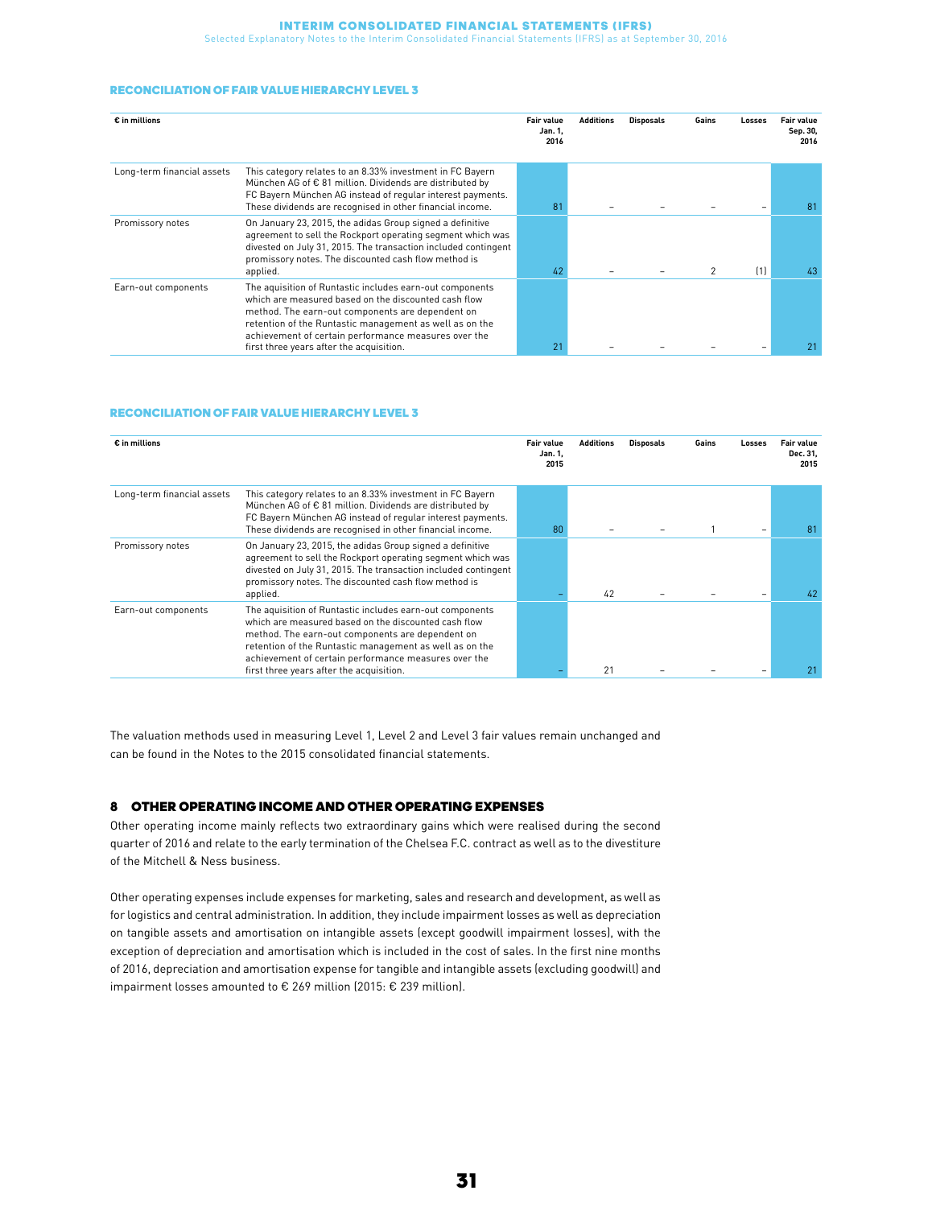### RECONCILIATION OF FAIR VALUE HIERARCHY LEVEL 3

| € in millions | | Fair value Jan. 1, 2016 | Additions | Disposals | Gains | Losses | Fair value Sep. 30, 2016 |
|---|---|---|---|---|---|---|---|
| Long-term financial assets | This category relates to an 8.33% investment in FC Bayern München AG of € 81 million. Dividends are distributed by FC Bayern München AG instead of regular interest payments. These dividends are recognised in other financial income. | 81 | – | – | – | – | 81 |
| Promissory notes | On January 23, 2015, the adidas Group signed a definitive agreement to sell the Rockport operating segment which was divested on July 31, 2015. The transaction included contingent promissory notes. The discounted cash flow method is applied. | 42 | – | – | 2 | (1) | 43 |
| Earn-out components | The aquisition of Runtastic includes earn-out components which are measured based on the discounted cash flow method. The earn-out components are dependent on retention of the Runtastic management as well as on the achievement of certain performance measures over the first three years after the acquisition. | 21 | – | – | – | – | 21 |

### RECONCILIATION OF FAIR VALUE HIERARCHY LEVEL 3

| € in millions | | Fair value Jan. 1, 2015 | Additions | Disposals | Gains | Losses | Fair value Dec. 31, 2015 |
|---|---|---|---|---|---|---|---|
| Long-term financial assets | This category relates to an 8.33% investment in FC Bayern München AG of € 81 million. Dividends are distributed by FC Bayern München AG instead of regular interest payments. These dividends are recognised in other financial income. | 80 | – | – | 1 | – | 81 |
| Promissory notes | On January 23, 2015, the adidas Group signed a definitive agreement to sell the Rockport operating segment which was divested on July 31, 2015. The transaction included contingent promissory notes. The discounted cash flow method is applied. | – | 42 | – | – | – | 42 |
| Earn-out components | The aquisition of Runtastic includes earn-out components which are measured based on the discounted cash flow method. The earn-out components are dependent on retention of the Runtastic management as well as on the achievement of certain performance measures over the first three years after the acquisition. | – | 21 | – | – | – | 21 |

The valuation methods used in measuring Level 1, Level 2 and Level 3 fair values remain unchanged and can be found in the Notes to the 2015 consolidated financial statements.

## 8 OTHER OPERATING INCOME AND OTHER OPERATING EXPENSES

Other operating income mainly reflects two extraordinary gains which were realised during the second quarter of 2016 and relate to the early termination of the Chelsea F.C. contract as well as to the divestiture of the Mitchell & Ness business.

Other operating expenses include expenses for marketing, sales and research and development, as well as for logistics and central administration. In addition, they include impairment losses as well as depreciation on tangible assets and amortisation on intangible assets (except goodwill impairment losses), with the exception of depreciation and amortisation which is included in the cost of sales. In the first nine months of 2016, depreciation and amortisation expense for tangible and intangible assets (excluding goodwill) and impairment losses amounted to € 269 million (2015: € 239 million).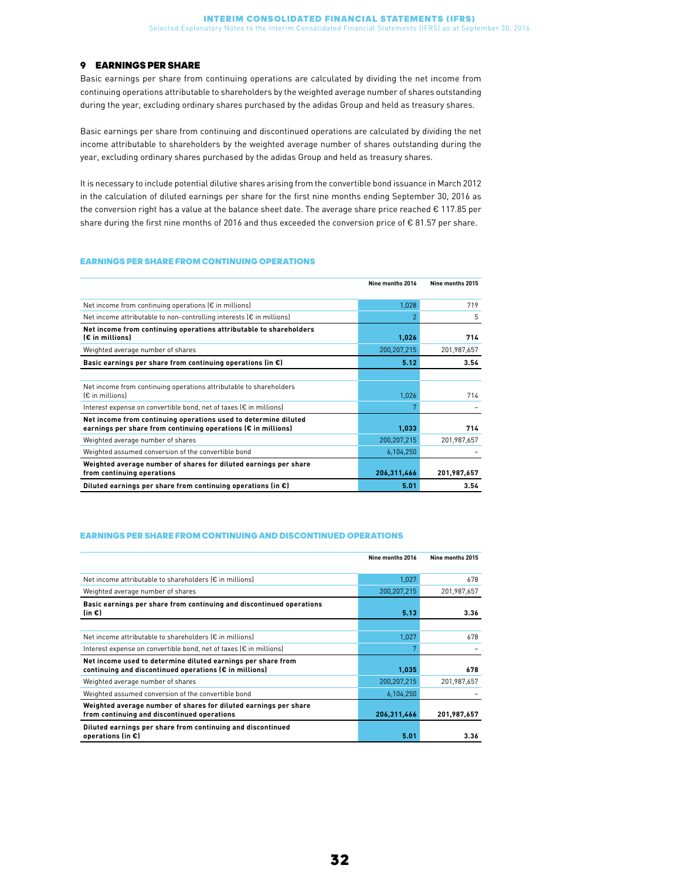## 9 EARNINGS PER SHARE

Basic earnings per share from continuing operations are calculated by dividing the net income from continuing operations attributable to shareholders by the weighted average number of shares outstanding during the year, excluding ordinary shares purchased by the adidas Group and held as treasury shares.

Basic earnings per share from continuing and discontinued operations are calculated by dividing the net income attributable to shareholders by the weighted average number of shares outstanding during the year, excluding ordinary shares purchased by the adidas Group and held as treasury shares.

It is necessary to include potential dilutive shares arising from the convertible bond issuance in March 2012 in the calculation of diluted earnings per share for the first nine months ending September 30, 2016 as the conversion right has a value at the balance sheet date. The average share price reached € 117.85 per share during the first nine months of 2016 and thus exceeded the conversion price of € 81.57 per share.

### EARNINGS PER SHARE FROM CONTINUING OPERATIONS

| | Nine months 2016 | Nine months 2015 |
|---|---|---|
| Net income from continuing operations (€ in millions) | 1,028 | 719 |
| Net income attributable to non-controlling interests (€ in millions) | 2 | 5 |
| **Net income from continuing operations attributable to shareholders (€ in millions)** | **1,026** | **714** |
| Weighted average number of shares | 200,207,215 | 201,987,657 |
| **Basic earnings per share from continuing operations (in €)** | **5.12** | **3.54** |
| | | |
| Net income from continuing operations attributable to shareholders (€ in millions) | 1,026 | 714 |
| Interest expense on convertible bond, net of taxes (€ in millions) | 7 | – |
| **Net income from continuing operations used to determine diluted earnings per share from continuing operations (€ in millions)** | **1,033** | **714** |
| Weighted average number of shares | 200,207,215 | 201,987,657 |
| Weighted assumed conversion of the convertible bond | 6,104,250 | – |
| **Weighted average number of shares for diluted earnings per share from continuing operations** | **206,311,466** | **201,987,657** |
| **Diluted earnings per share from continuing operations (in €)** | **5.01** | **3.54** |

### EARNINGS PER SHARE FROM CONTINUING AND DISCONTINUED OPERATIONS

| | Nine months 2016 | Nine months 2015 |
|---|---|---|
| Net income attributable to shareholders (€ in millions) | 1,027 | 678 |
| Weighted average number of shares | 200,207,215 | 201,987,657 |
| **Basic earnings per share from continuing and discontinued operations (in €)** | **5.13** | **3.36** |
| | | |
| Net income attributable to shareholders (€ in millions) | 1,027 | 678 |
| Interest expense on convertible bond, net of taxes (€ in millions) | 7 | – |
| **Net income used to determine diluted earnings per share from continuing and discontinued operations (€ in millions)** | **1,035** | **678** |
| Weighted average number of shares | 200,207,215 | 201,987,657 |
| Weighted assumed conversion of the convertible bond | 6,104,250 | – |
| **Weighted average number of shares for diluted earnings per share from continuing and discontinued operations** | **206,311,466** | **201,987,657** |
| **Diluted earnings per share from continuing and discontinued operations (in €)** | **5.01** | **3.36** |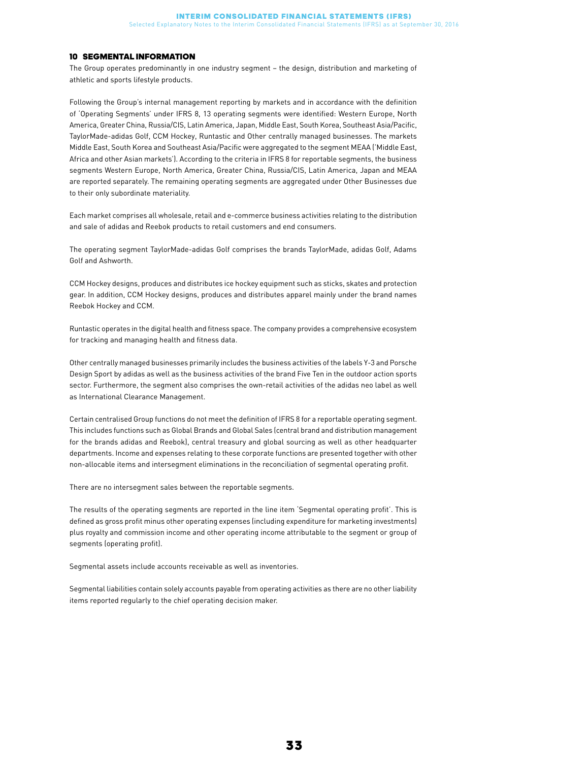## 10 SEGMENTAL INFORMATION

The Group operates predominantly in one industry segment – the design, distribution and marketing of athletic and sports lifestyle products.

Following the Group's internal management reporting by markets and in accordance with the definition of 'Operating Segments' under IFRS 8, 13 operating segments were identified: Western Europe, North America, Greater China, Russia/CIS, Latin America, Japan, Middle East, South Korea, Southeast Asia/Pacific, TaylorMade-adidas Golf, CCM Hockey, Runtastic and Other centrally managed businesses. The markets Middle East, South Korea and Southeast Asia/Pacific were aggregated to the segment MEAA ('Middle East, Africa and other Asian markets'). According to the criteria in IFRS 8 for reportable segments, the business segments Western Europe, North America, Greater China, Russia/CIS, Latin America, Japan and MEAA are reported separately. The remaining operating segments are aggregated under Other Businesses due to their only subordinate materiality.

Each market comprises all wholesale, retail and e-commerce business activities relating to the distribution and sale of adidas and Reebok products to retail customers and end consumers.

The operating segment TaylorMade-adidas Golf comprises the brands TaylorMade, adidas Golf, Adams Golf and Ashworth.

CCM Hockey designs, produces and distributes ice hockey equipment such as sticks, skates and protection gear. In addition, CCM Hockey designs, produces and distributes apparel mainly under the brand names Reebok Hockey and CCM.

Runtastic operates in the digital health and fitness space. The company provides a comprehensive ecosystem for tracking and managing health and fitness data.

Other centrally managed businesses primarily includes the business activities of the labels Y-3 and Porsche Design Sport by adidas as well as the business activities of the brand Five Ten in the outdoor action sports sector. Furthermore, the segment also comprises the own-retail activities of the adidas neo label as well as International Clearance Management.

Certain centralised Group functions do not meet the definition of IFRS 8 for a reportable operating segment. This includes functions such as Global Brands and Global Sales (central brand and distribution management for the brands adidas and Reebok), central treasury and global sourcing as well as other headquarter departments. Income and expenses relating to these corporate functions are presented together with other non-allocable items and intersegment eliminations in the reconciliation of segmental operating profit.

There are no intersegment sales between the reportable segments.

The results of the operating segments are reported in the line item 'Segmental operating profit'. This is defined as gross profit minus other operating expenses (including expenditure for marketing investments) plus royalty and commission income and other operating income attributable to the segment or group of segments (operating profit).

Segmental assets include accounts receivable as well as inventories.

Segmental liabilities contain solely accounts payable from operating activities as there are no other liability items reported regularly to the chief operating decision maker.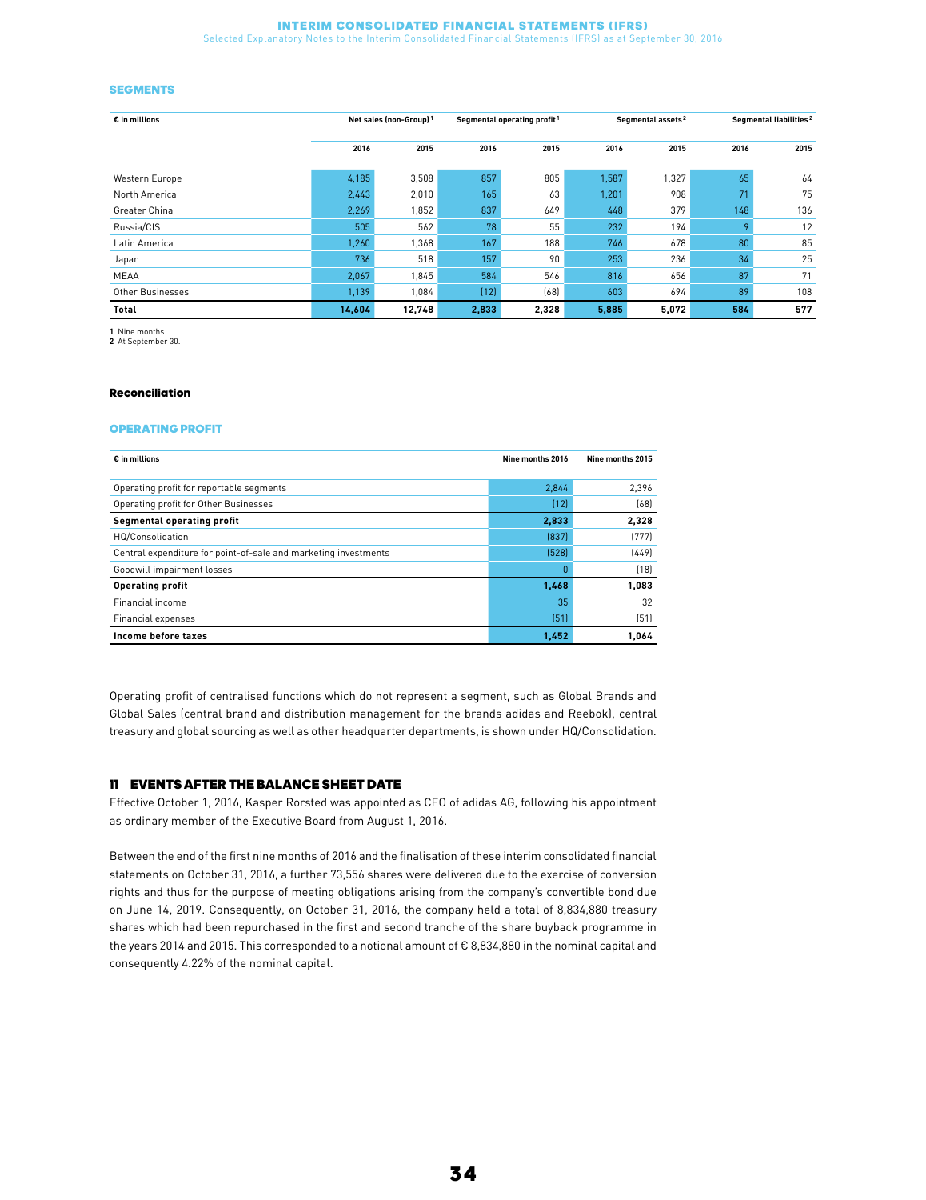### SEGMENTS

| € in millions | Net sales (non-Group)[1] | | Segmental operating profit[1] | | Segmental assets[2] | | Segmental liabilities[2] | |
|---|---|---|---|---|---|---|---|---|
| | 2016 | 2015 | 2016 | 2015 | 2016 | 2015 | 2016 | 2015 |
| Western Europe | 4,185 | 3,508 | 857 | 805 | 1,587 | 1,327 | 65 | 64 |
| North America | 2,443 | 2,010 | 165 | 63 | 1,201 | 908 | 71 | 75 |
| Greater China | 2,269 | 1,852 | 837 | 649 | 448 | 379 | 148 | 136 |
| Russia/CIS | 505 | 562 | 78 | 55 | 232 | 194 | 9 | 12 |
| Latin America | 1,260 | 1,368 | 167 | 188 | 746 | 678 | 80 | 85 |
| Japan | 736 | 518 | 157 | 90 | 253 | 236 | 34 | 25 |
| MEAA | 2,067 | 1,845 | 584 | 546 | 816 | 656 | 87 | 71 |
| Other Businesses | 1,139 | 1,084 | (12) | (68) | 603 | 694 | 89 | 108 |
| **Total** | **14,604** | **12,748** | **2,833** | **2,328** | **5,885** | **5,072** | **584** | **577** |

1 Nine months.
2 At September 30.

#### Reconciliation

### OPERATING PROFIT

| € in millions | Nine months 2016 | Nine months 2015 |
|---|---|---|
| Operating profit for reportable segments | 2,844 | 2,396 |
| Operating profit for Other Businesses | (12) | (68) |
| **Segmental operating profit** | **2,833** | **2,328** |
| HQ/Consolidation | (837) | (777) |
| Central expenditure for point-of-sale and marketing investments | (528) | (449) |
| Goodwill impairment losses | 0 | (18) |
| **Operating profit** | **1,468** | **1,083** |
| Financial income | 35 | 32 |
| Financial expenses | (51) | (51) |
| **Income before taxes** | **1,452** | **1,064** |

Operating profit of centralised functions which do not represent a segment, such as Global Brands and Global Sales (central brand and distribution management for the brands adidas and Reebok), central treasury and global sourcing as well as other headquarter departments, is shown under HQ/Consolidation.

### 11 EVENTS AFTER THE BALANCE SHEET DATE

Effective October 1, 2016, Kasper Rorsted was appointed as CEO of adidas AG, following his appointment as ordinary member of the Executive Board from August 1, 2016.

Between the end of the first nine months of 2016 and the finalisation of these interim consolidated financial statements on October 31, 2016, a further 73,556 shares were delivered due to the exercise of conversion rights and thus for the purpose of meeting obligations arising from the company's convertible bond due on June 14, 2019. Consequently, on October 31, 2016, the company held a total of 8,834,880 treasury shares which had been repurchased in the first and second tranche of the share buyback programme in the years 2014 and 2015. This corresponded to a notional amount of € 8,834,880 in the nominal capital and consequently 4.22% of the nominal capital.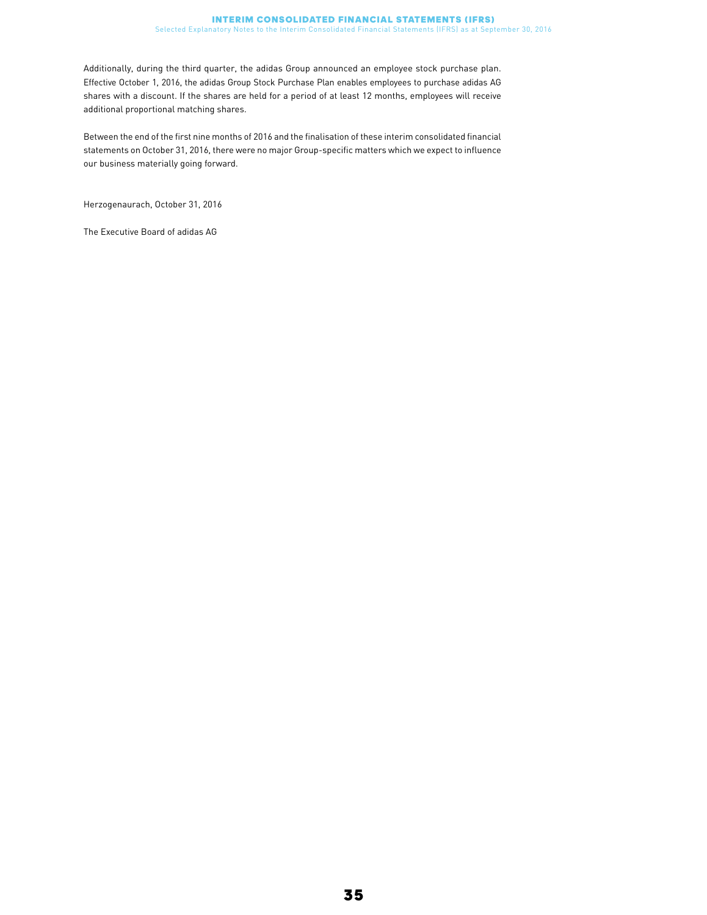Additionally, during the third quarter, the adidas Group announced an employee stock purchase plan. Effective October 1, 2016, the adidas Group Stock Purchase Plan enables employees to purchase adidas AG shares with a discount. If the shares are held for a period of at least 12 months, employees will receive additional proportional matching shares.

Between the end of the first nine months of 2016 and the finalisation of these interim consolidated financial statements on October 31, 2016, there were no major Group-specific matters which we expect to influence our business materially going forward.

Herzogenaurach, October 31, 2016

The Executive Board of adidas AG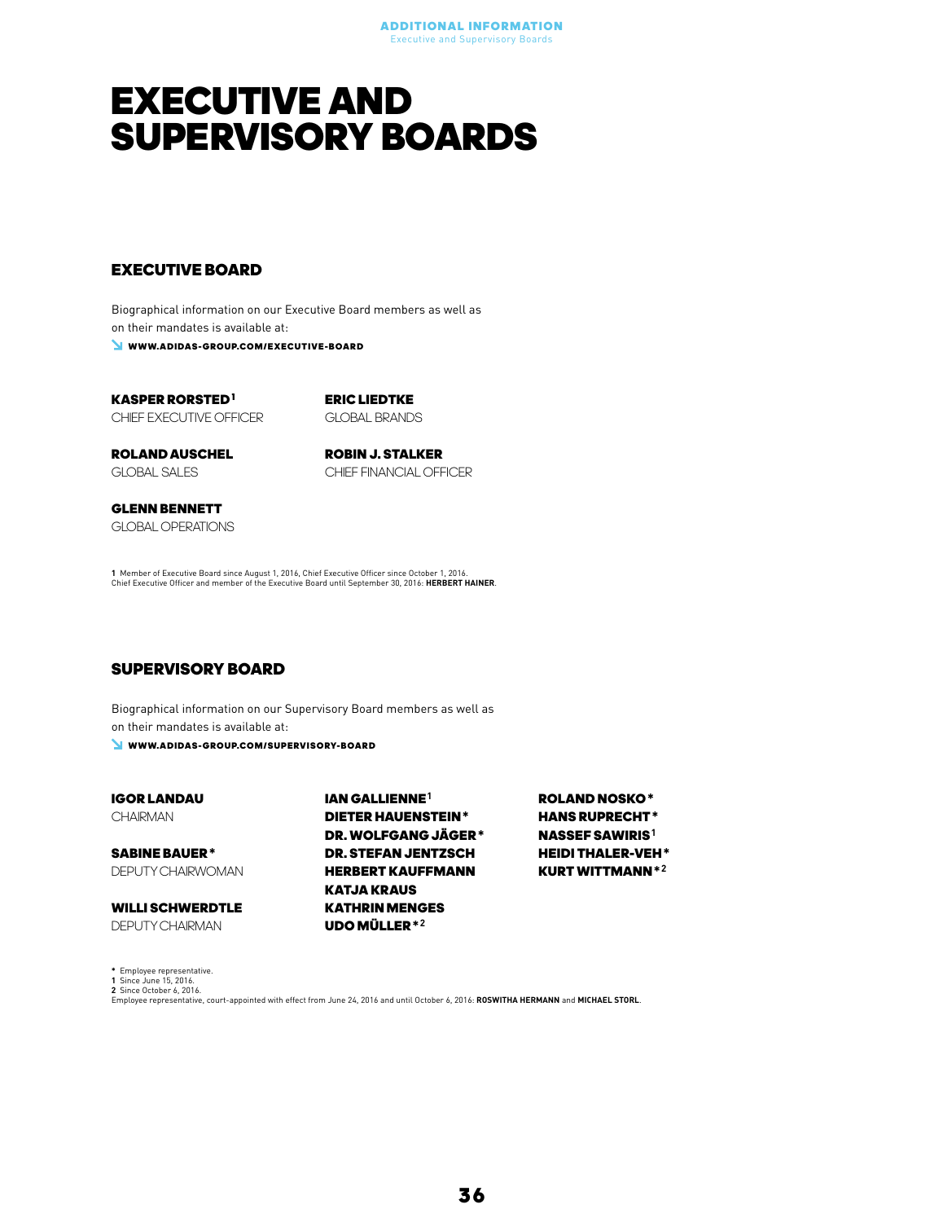# EXECUTIVE AND SUPERVISORY BOARDS

## EXECUTIVE BOARD

Biographical information on our Executive Board members as well as on their mandates is available at:

**WWW.ADIDAS-GROUP.COM/EXECUTIVE-BOARD**

**KASPER RORSTED**[1]
CHIEF EXECUTIVE OFFICER

**ROLAND AUSCHEL**
GLOBAL SALES

**GLENN BENNETT**
GLOBAL OPERATIONS

**ERIC LIEDTKE**
GLOBAL BRANDS

**ROBIN J. STALKER**
CHIEF FINANCIAL OFFICER

1 Member of Executive Board since August 1, 2016, Chief Executive Officer since October 1, 2016.
Chief Executive Officer and member of the Executive Board until September 30, 2016: **HERBERT HAINER**.

## SUPERVISORY BOARD

Biographical information on our Supervisory Board members as well as on their mandates is available at:

**WWW.ADIDAS-GROUP.COM/SUPERVISORY-BOARD**

**IGOR LANDAU**
CHAIRMAN

**SABINE BAUER***
DEPUTY CHAIRWOMAN

**WILLI SCHWERDTLE**
DEPUTY CHAIRMAN

**IAN GALLIENNE**[1]
**DIETER HAUENSTEIN***
**DR. WOLFGANG JÄGER***
**DR. STEFAN JENTZSCH**
**HERBERT KAUFFMANN**
**KATJA KRAUS**
**KATHRIN MENGES**
**UDO MÜLLER***[2]

**ROLAND NOSKO***
**HANS RUPRECHT***
**NASSEF SAWIRIS**[1]
**HEIDI THALER-VEH***
**KURT WITTMANN***[2]

* Employee representative.
1 Since June 15, 2016.
2 Since October 6, 2016.
Employee representative, court-appointed with effect from June 24, 2016 and until October 6, 2016: **ROSWITHA HERMANN** and **MICHAEL STORL**.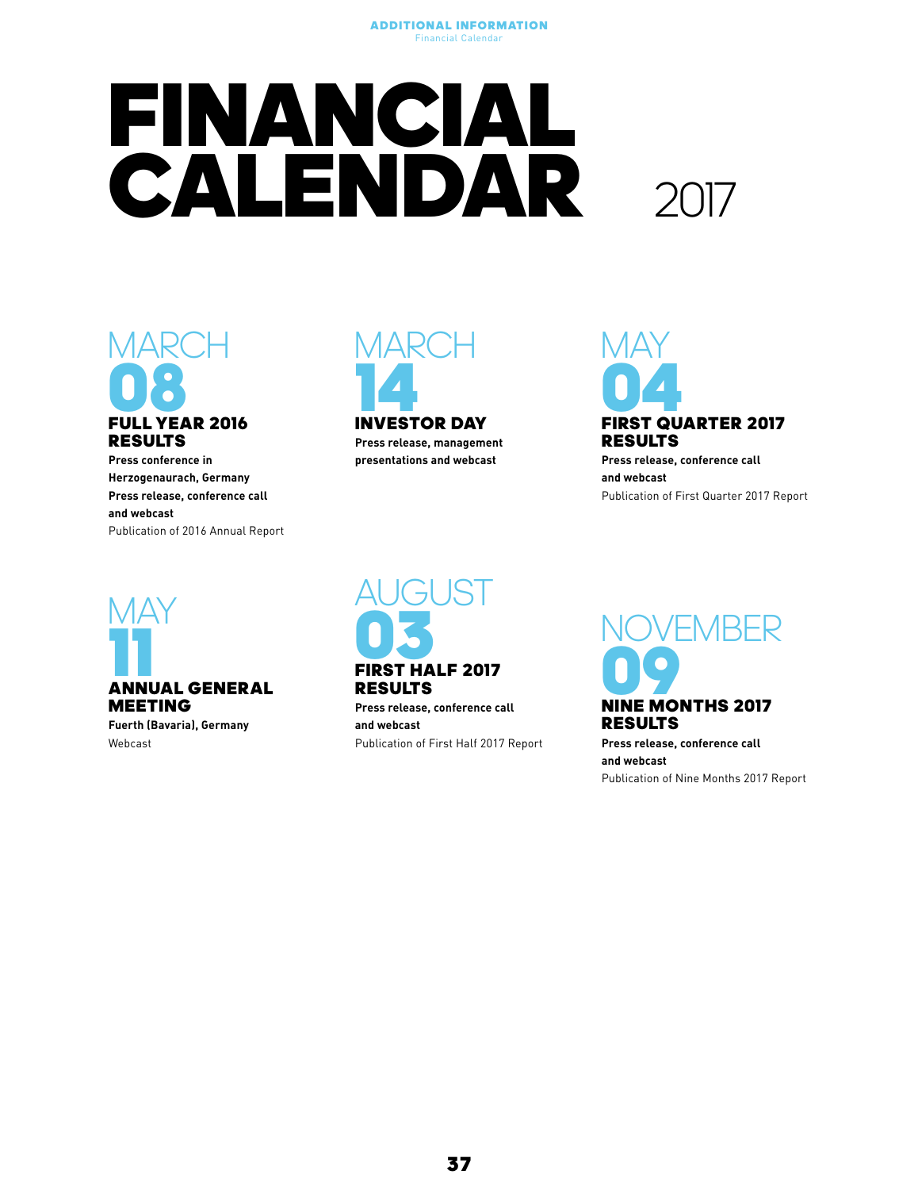# FINANCIAL CALENDAR 2017

## MARCH 08

### FULL YEAR 2016 RESULTS

**Press conference in Herzogenaurach, Germany**
**Press release, conference call and webcast**
Publication of 2016 Annual Report

## MARCH 14

### INVESTOR DAY

**Press release, management presentations and webcast**

## MAY 04

### FIRST QUARTER 2017 RESULTS

**Press release, conference call and webcast**
Publication of First Quarter 2017 Report

## MAY 11

### ANNUAL GENERAL MEETING

**Fuerth (Bavaria), Germany**
Webcast

## AUGUST 03

### FIRST HALF 2017 RESULTS

**Press release, conference call and webcast**
Publication of First Half 2017 Report

## NOVEMBER 09

### NINE MONTHS 2017 RESULTS

**Press release, conference call and webcast**
Publication of Nine Months 2017 Report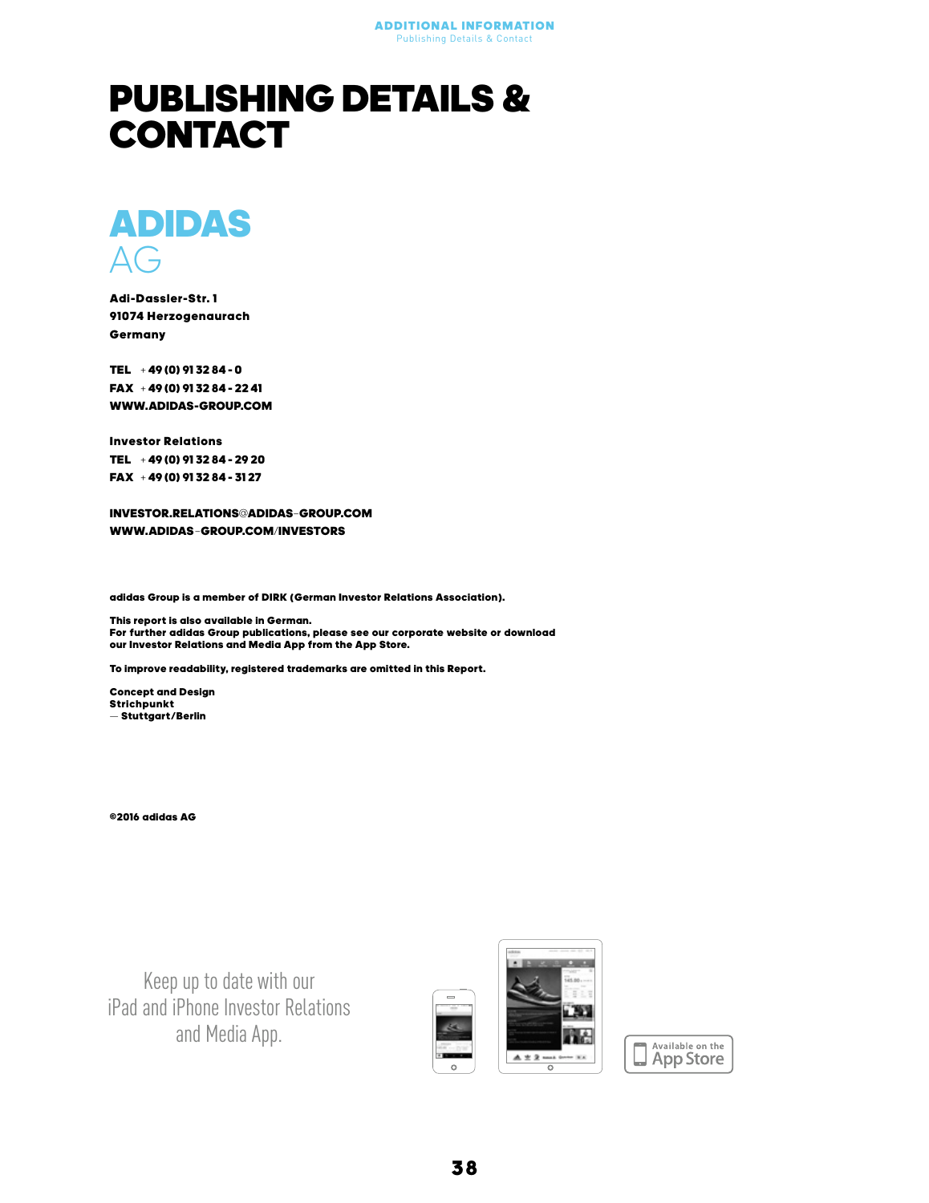# PUBLISHING DETAILS & CONTACT

## ADIDAS AG

**Adi-Dassler-Str. 1**
**91074 Herzogenaurach**
**Germany**

**TEL** + 49 (0) 91 32 84 - 0
**FAX** + 49 (0) 91 32 84 - 22 41
**WWW.ADIDAS-GROUP.COM**

**Investor Relations**
**TEL** + 49 (0) 91 32 84 - 29 20
**FAX** + 49 (0) 91 32 84 - 31 27

**INVESTOR.RELATIONS@ADIDAS-GROUP.COM**
**WWW.ADIDAS-GROUP.COM/INVESTORS**

**adidas Group is a member of DIRK (German Investor Relations Association).**

**This report is also available in German.**
**For further adidas Group publications, please see our corporate website or download our Investor Relations and Media App from the App Store.**

**To improve readability, registered trademarks are omitted in this Report.**

**Concept and Design**
**Strichpunkt**
**— Stuttgart/Berlin**

**©2016 adidas AG**

Keep up to date with our iPad and iPhone Investor Relations and Media App.

Available on the App Store